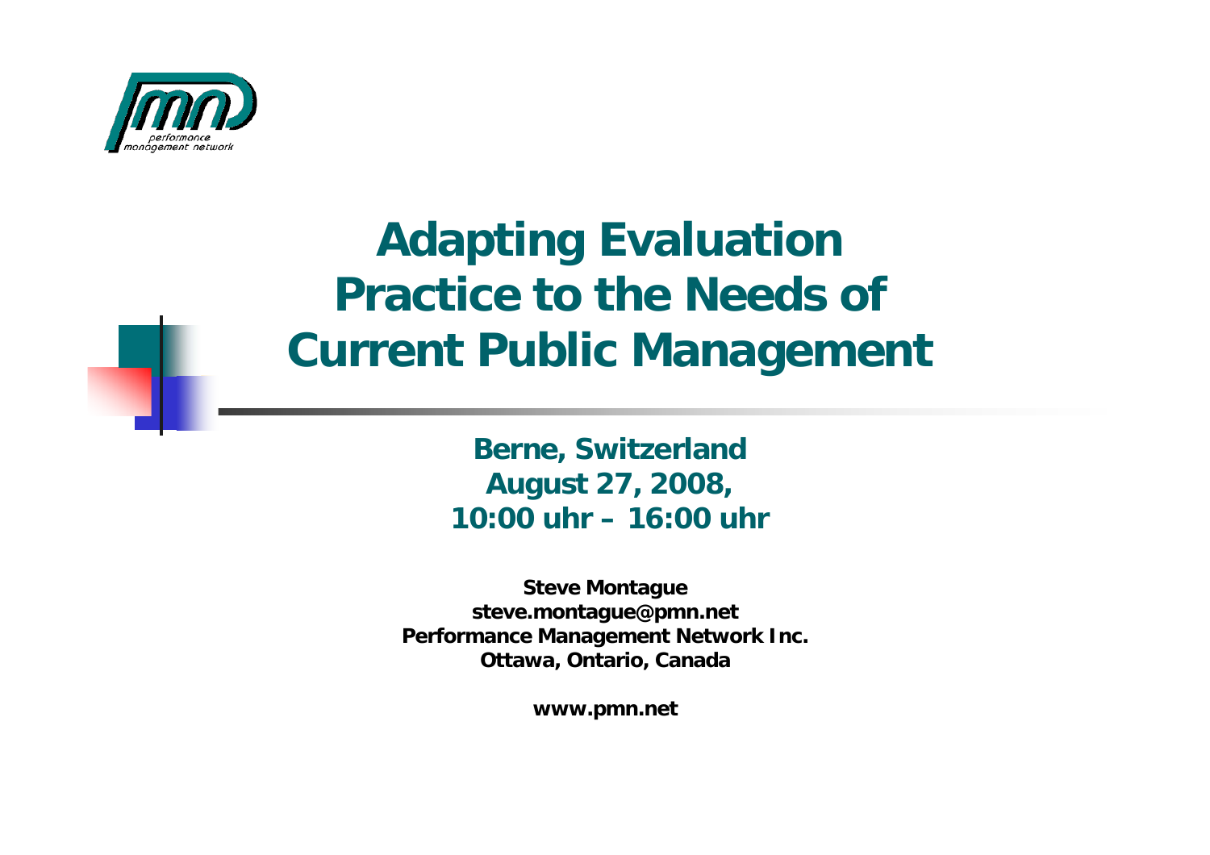# Adapting Evaluation Practice to the Needs of Current Public Management

**Berne, Switzerland**
**August 27, 2008,**
**10:00 uhr – 16:00 uhr**

**Steve Montague**
**steve.montague@pmn.net**
**Performance Management Network Inc.**
**Ottawa, Ontario, Canada**

**www.pmn.net**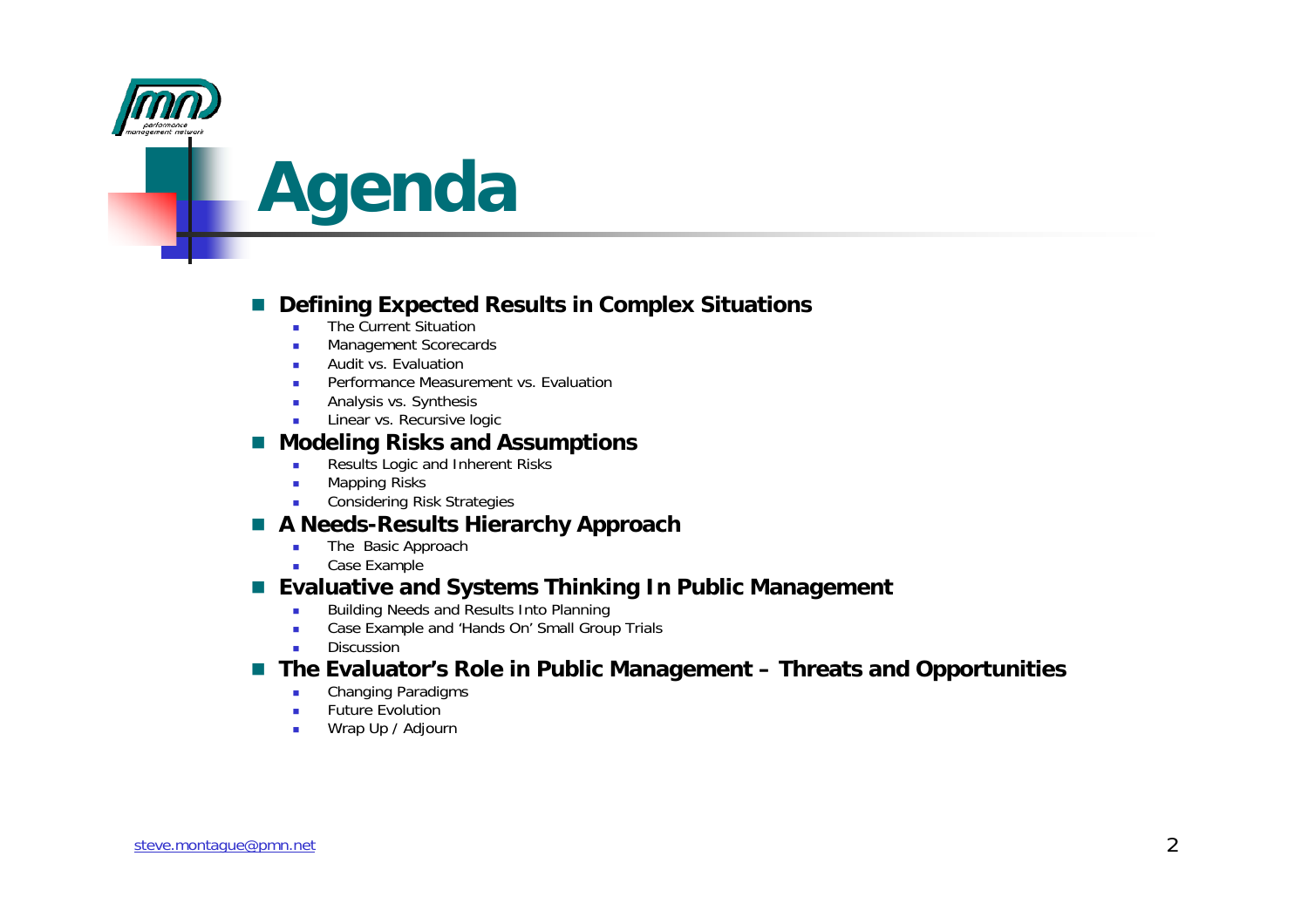# Agenda

- **Defining Expected Results in Complex Situations**
  - The Current Situation
  - Management Scorecards
  - Audit vs. Evaluation
  - Performance Measurement vs. Evaluation
  - Analysis vs. Synthesis
  - Linear vs. Recursive logic
- **Modeling Risks and Assumptions**
  - Results Logic and Inherent Risks
  - Mapping Risks
  - Considering Risk Strategies
- **A Needs-Results Hierarchy Approach**
  - The Basic Approach
  - Case Example
- **Evaluative and Systems Thinking In Public Management**
  - Building Needs and Results Into Planning
  - Case Example and 'Hands On' Small Group Trials
  - Discussion
- **The Evaluator's Role in Public Management – Threats and Opportunities**
  - Changing Paradigms
  - Future Evolution
  - Wrap Up / Adjourn

steve.montague@pmn.net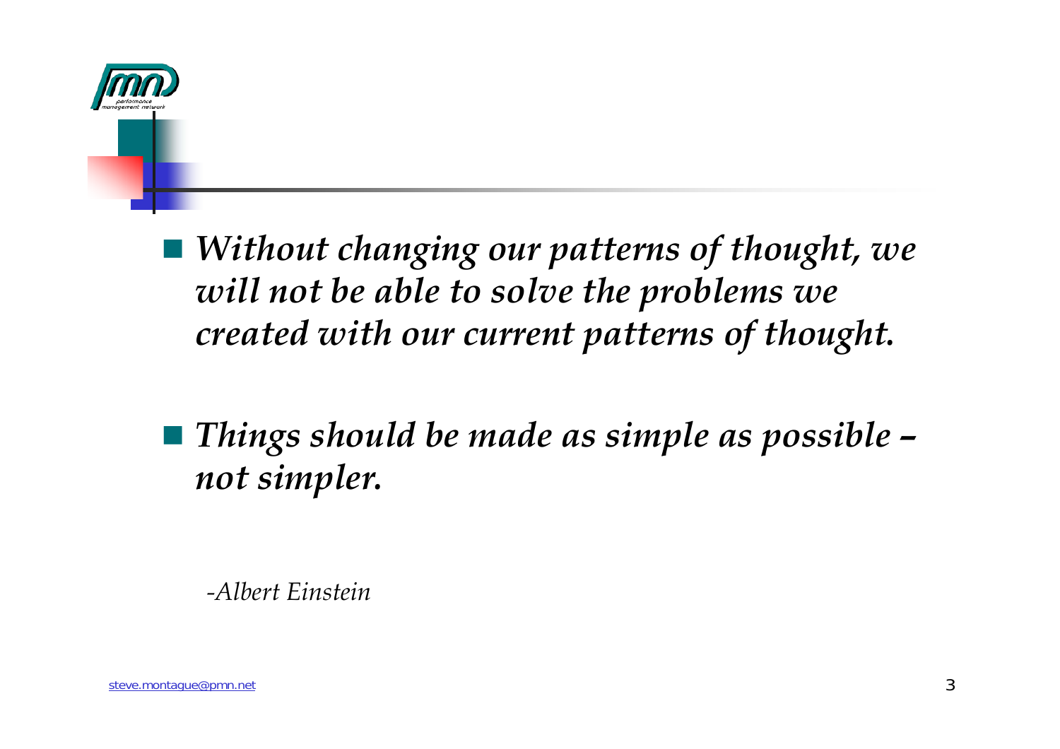- ***Without changing our patterns of thought, we will not be able to solve the problems we created with our current patterns of thought.***

- ***Things should be made as simple as possible – not simpler.***

*-Albert Einstein*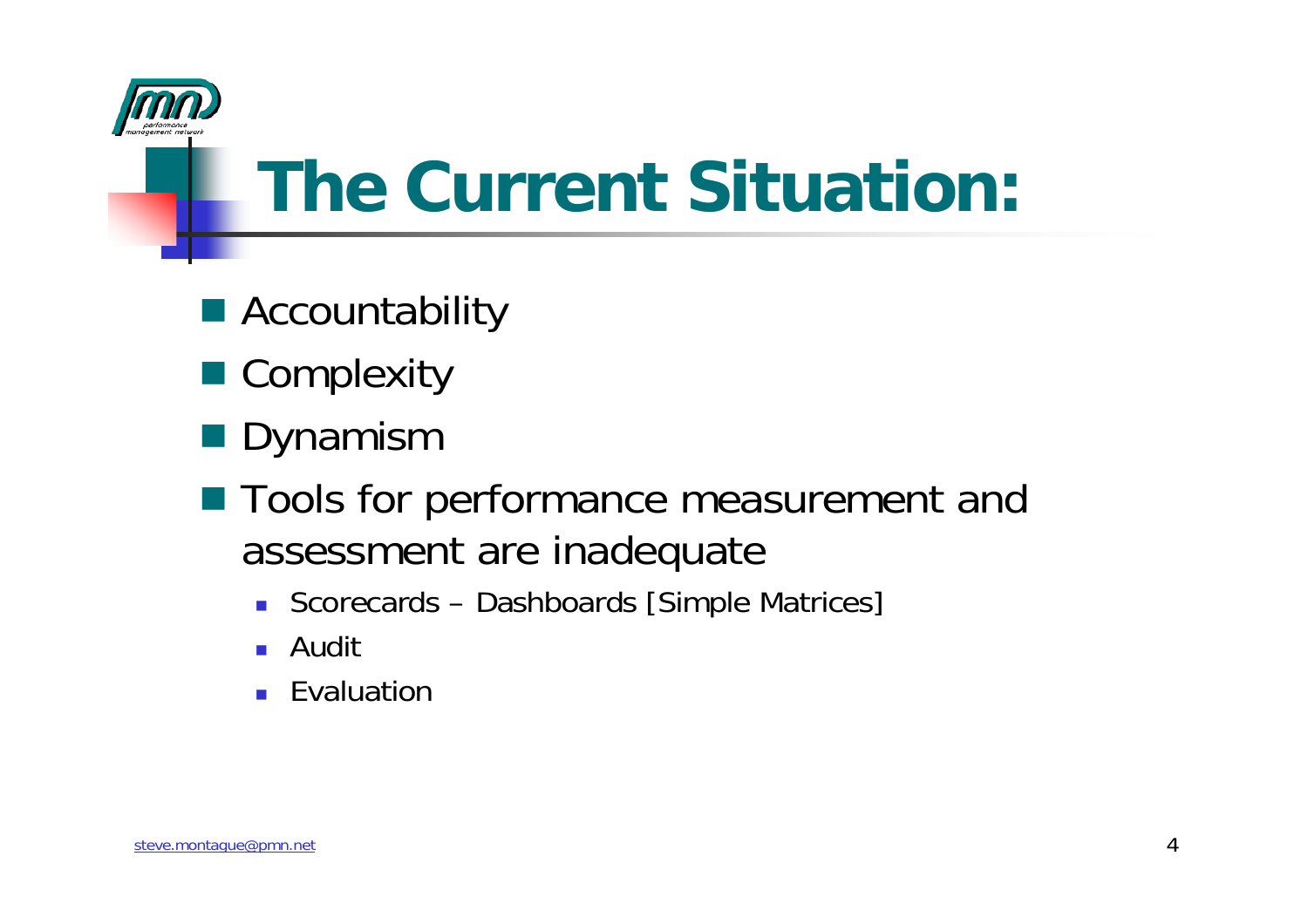# The Current Situation:

- Accountability
- Complexity
- Dynamism
- Tools for performance measurement and assessment are inadequate
  - Scorecards – Dashboards [Simple Matrices]
  - Audit
  - Evaluation

steve.montague@pmn.net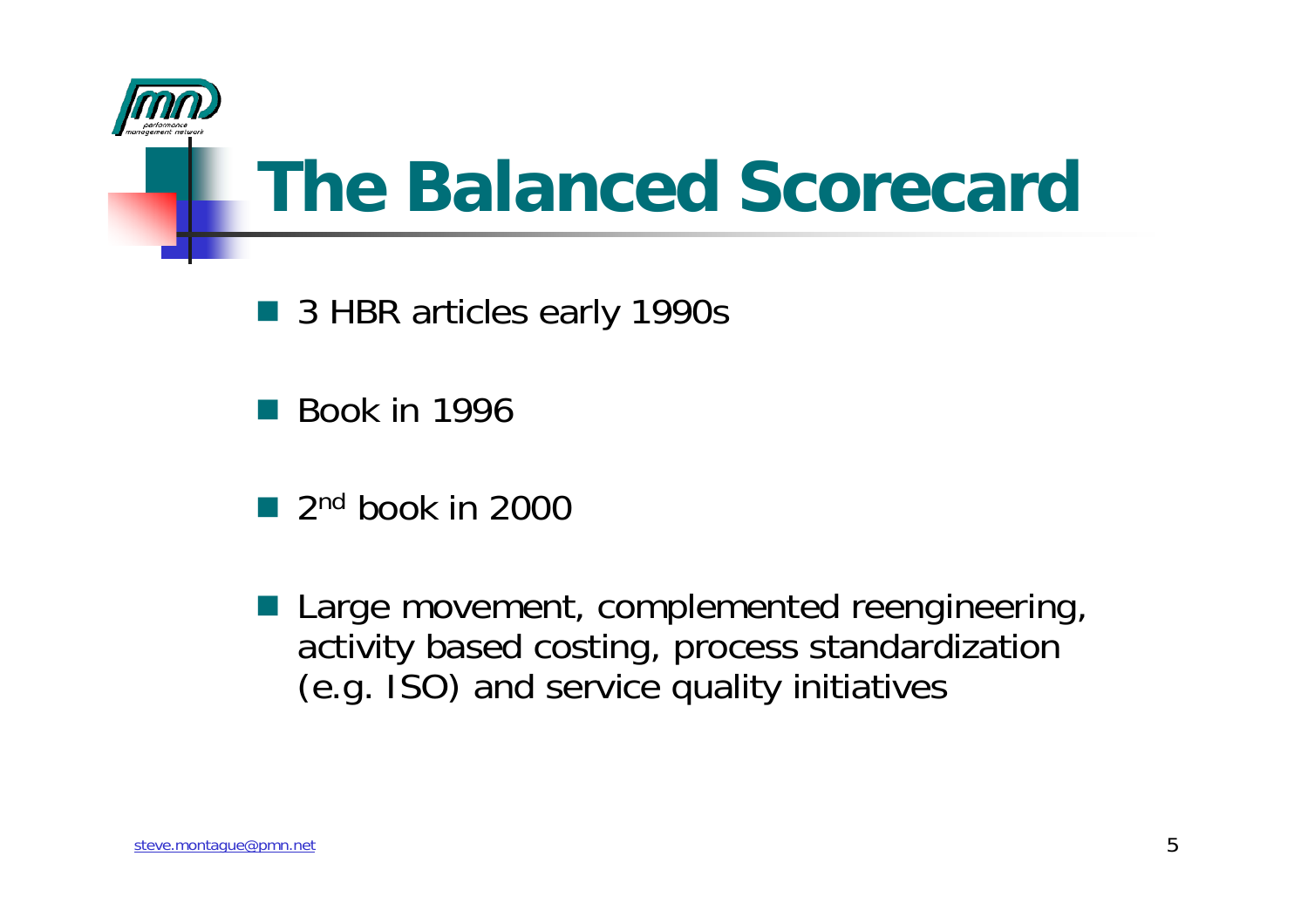# The Balanced Scorecard

- 3 HBR articles early 1990s
- Book in 1996
- 2nd book in 2000
- Large movement, complemented reengineering, activity based costing, process standardization (e.g. ISO) and service quality initiatives

steve.montague@pmn.net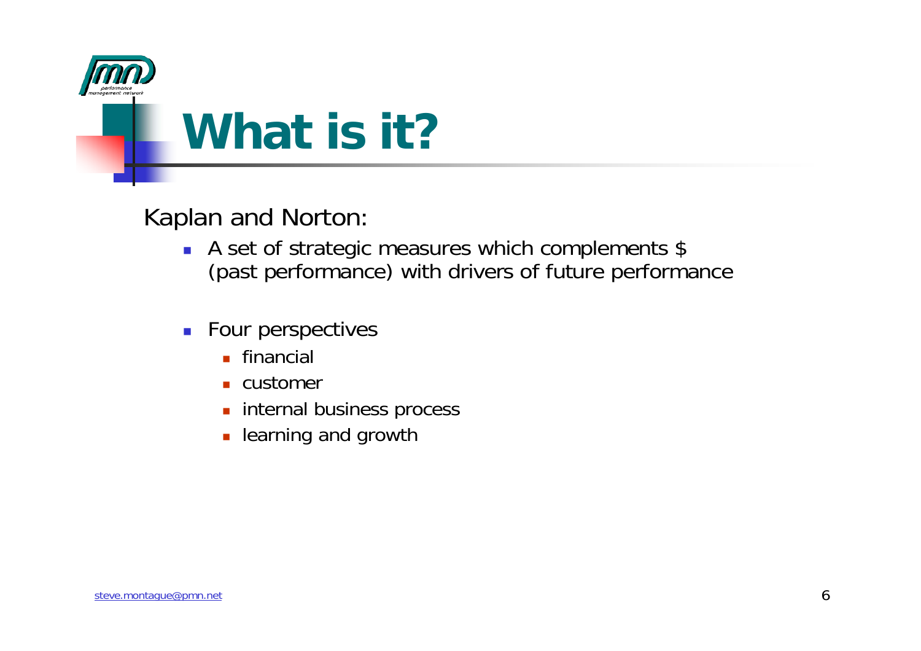# What is it?

Kaplan and Norton:

- A set of strategic measures which complements $ (past performance) with drivers of future performance
- Four perspectives
  - financial
  - customer
  - internal business process
  - learning and growth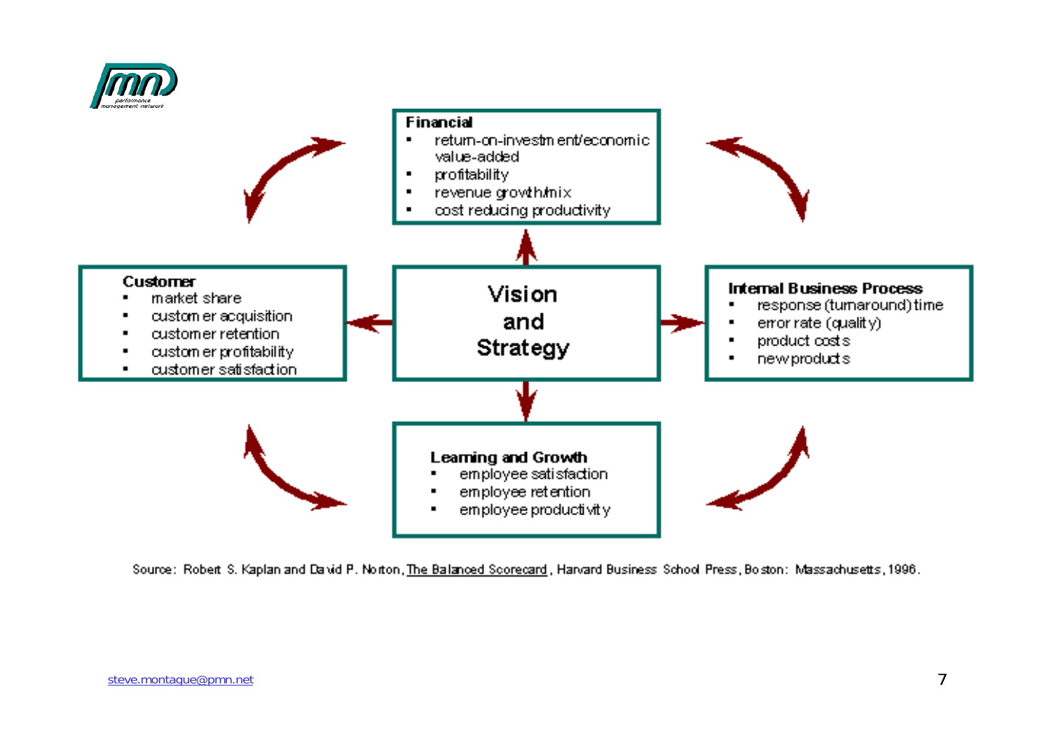**Financial**

- return-on-investment/economic value-added
- profitability
- revenue growth/mix
- cost reducing productivity

**Customer**

- market share
- customer acquisition
- customer retention
- customer profitability
- customer satisfaction

**Vision and Strategy**

**Internal Business Process**

- response (turnaround) time
- error rate (quality)
- product costs
- new products

**Learning and Growth**

- employee satisfaction
- employee retention
- employee productivity

Source: Robert S. Kaplan and David P. Norton, The Balanced Scorecard, Harvard Business School Press, Boston: Massachusetts, 1996.

steve.montague@pmn.net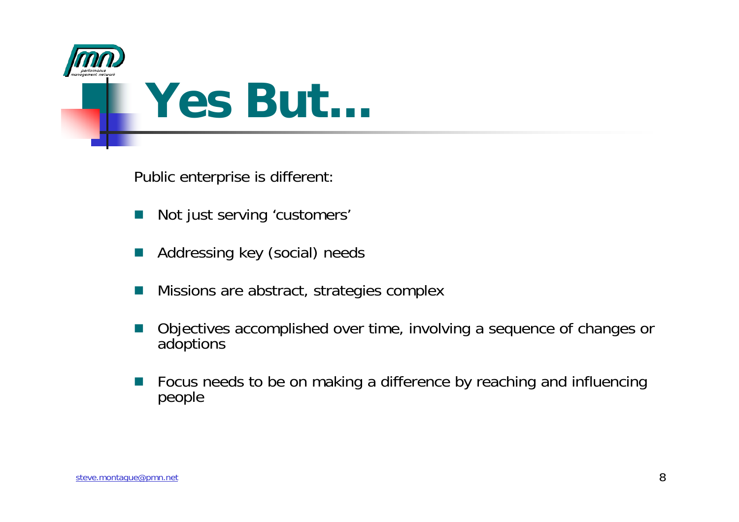# Yes But…

Public enterprise is different:

- Not just serving 'customers'
- Addressing key (social) needs
- Missions are abstract, strategies complex
- Objectives accomplished over time, involving a sequence of changes or adoptions
- Focus needs to be on making a difference by reaching and influencing people

steve.montague@pmn.net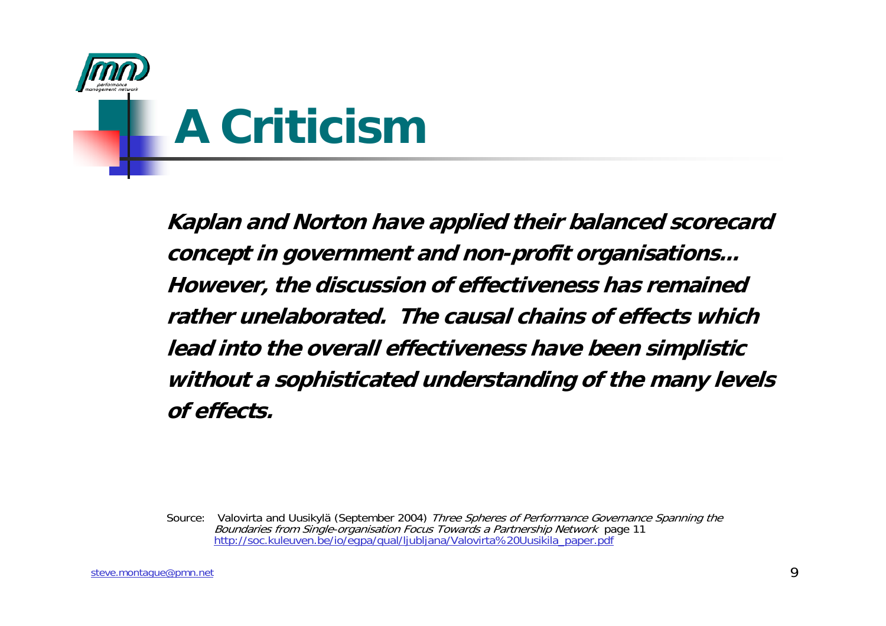# A Criticism

***Kaplan and Norton have applied their balanced scorecard concept in government and non-profit organisations... However, the discussion of effectiveness has remained rather unelaborated. The causal chains of effects which lead into the overall effectiveness have been simplistic without a sophisticated understanding of the many levels of effects.***

Source: Valovirta and Uusikylä (September 2004) *Three Spheres of Performance Governance Spanning the Boundaries from Single-organisation Focus Towards a Partnership Network* page 11
http://soc.kuleuven.be/io/egpa/qual/ljubljana/Valovirta%20Uusikila_paper.pdf

steve.montague@pmn.net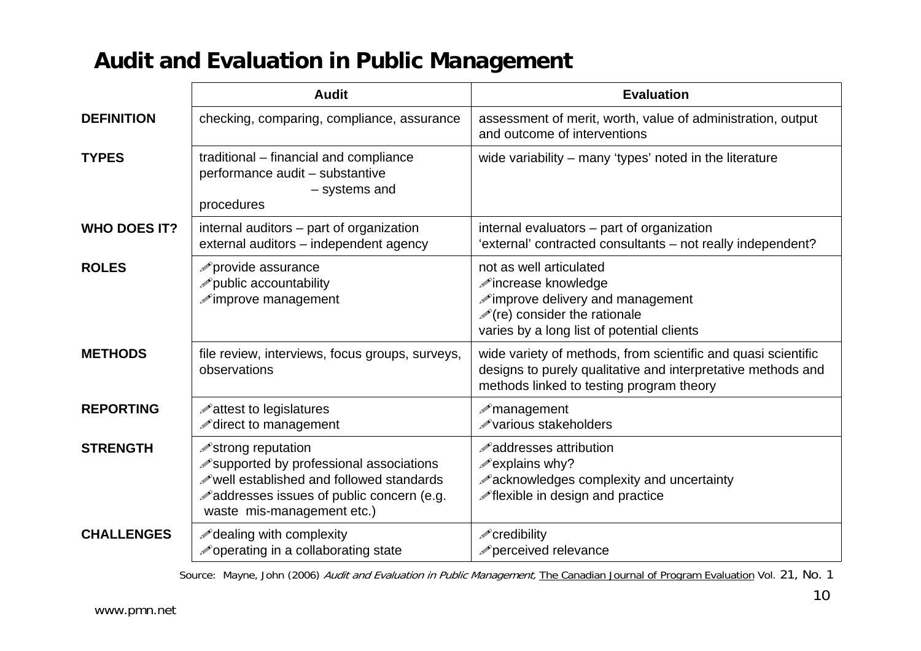# Audit and Evaluation in Public Management

| | Audit | Evaluation |
|---|---|---|
| **DEFINITION** | checking, comparing, compliance, assurance | assessment of merit, worth, value of administration, output and outcome of interventions |
| **TYPES** | traditional – financial and compliance<br>performance audit – substantive<br>– systems and procedures | wide variability – many 'types' noted in the literature |
| **WHO DOES IT?** | internal auditors – part of organization<br>external auditors – independent agency | internal evaluators – part of organization<br>'external' contracted consultants – not really independent? |
| **ROLES** | ✐provide assurance<br>✐public accountability<br>✐improve management | not as well articulated<br>✐increase knowledge<br>✐improve delivery and management<br>✐(re) consider the rationale<br>varies by a long list of potential clients |
| **METHODS** | file review, interviews, focus groups, surveys, observations | wide variety of methods, from scientific and quasi scientific designs to purely qualitative and interpretative methods and methods linked to testing program theory |
| **REPORTING** | ✐attest to legislatures<br>✐direct to management | ✐management<br>✐various stakeholders |
| **STRENGTH** | ✐strong reputation<br>✐supported by professional associations<br>✐well established and followed standards<br>✐addresses issues of public concern (e.g. waste mis-management etc.) | ✐addresses attribution<br>✐explains why?<br>✐acknowledges complexity and uncertainty<br>✐flexible in design and practice |
| **CHALLENGES** | ✐dealing with complexity<br>✐operating in a collaborating state | ✐credibility<br>✐perceived relevance |

Source: Mayne, John (2006) *Audit and Evaluation in Public Management,* The Canadian Journal of Program Evaluation Vol. 21, No. 1

www.pmn.net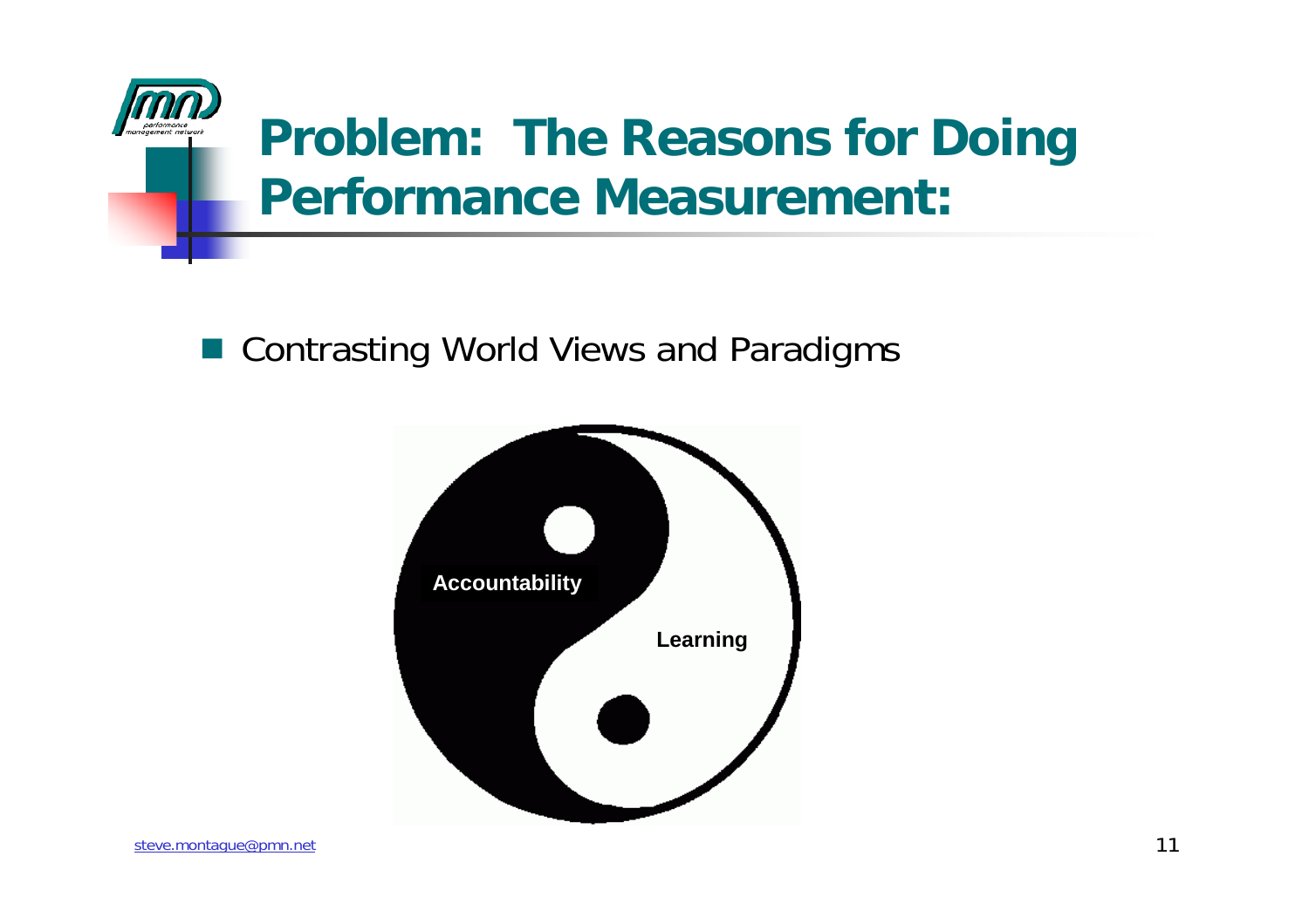# Problem: The Reasons for Doing Performance Measurement:

- Contrasting World Views and Paradigms

Accountability

Learning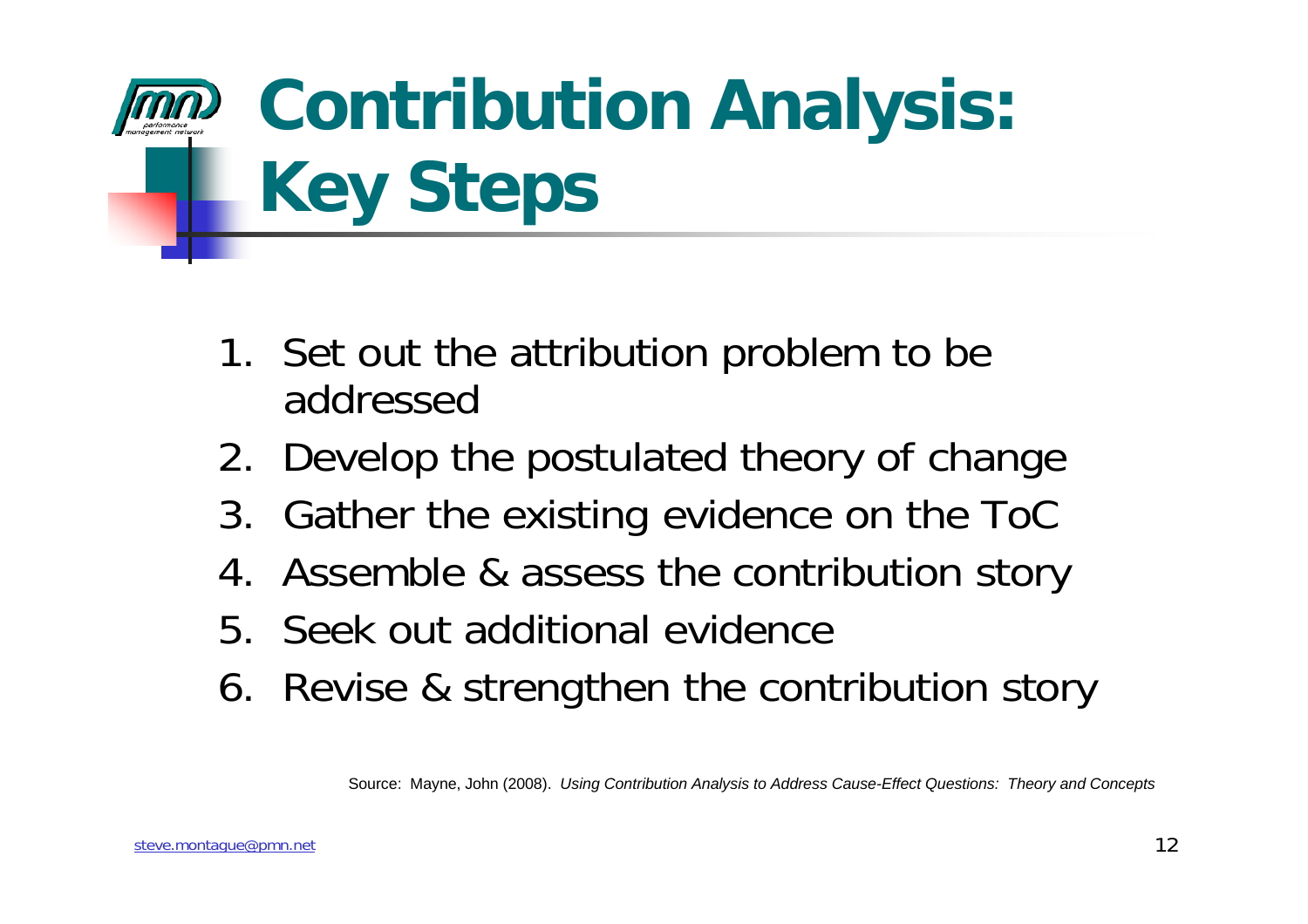# Contribution Analysis: Key Steps

1. Set out the attribution problem to be addressed
2. Develop the postulated theory of change
3. Gather the existing evidence on the ToC
4. Assemble & assess the contribution story
5. Seek out additional evidence
6. Revise & strengthen the contribution story

Source: Mayne, John (2008). *Using Contribution Analysis to Address Cause-Effect Questions: Theory and Concepts*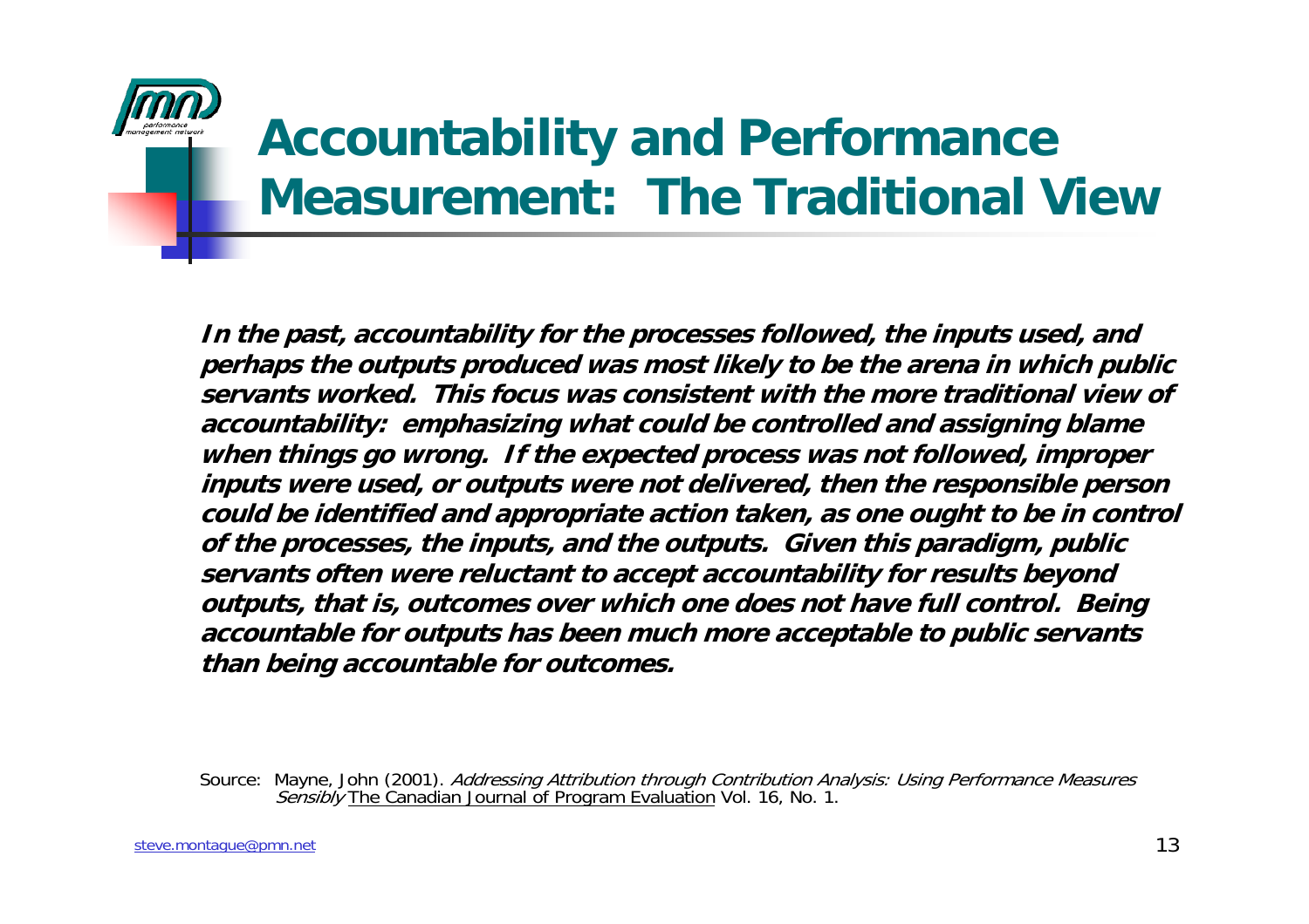# Accountability and Performance Measurement: The Traditional View

***In the past, accountability for the processes followed, the inputs used, and perhaps the outputs produced was most likely to be the arena in which public servants worked. This focus was consistent with the more traditional view of accountability: emphasizing what could be controlled and assigning blame when things go wrong. If the expected process was not followed, improper inputs were used, or outputs were not delivered, then the responsible person could be identified and appropriate action taken, as one ought to be in control of the processes, the inputs, and the outputs. Given this paradigm, public servants often were reluctant to accept accountability for results beyond outputs, that is, outcomes over which one does not have full control. Being accountable for outputs has been much more acceptable to public servants than being accountable for outcomes.***

Source: Mayne, John (2001). *Addressing Attribution through Contribution Analysis: Using Performance Measures Sensibly* The Canadian Journal of Program Evaluation Vol. 16, No. 1.

steve.montague@pmn.net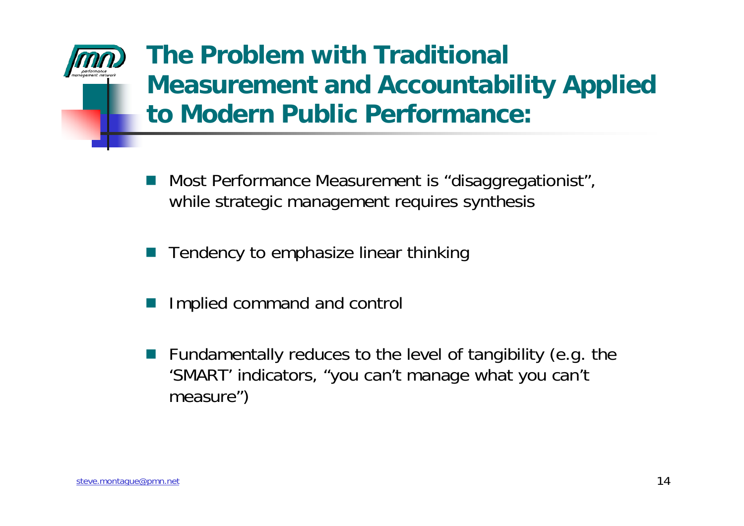# The Problem with Traditional Measurement and Accountability Applied to Modern Public Performance:

- Most Performance Measurement is "disaggregationist", while strategic management requires synthesis
- Tendency to emphasize linear thinking
- Implied command and control
- Fundamentally reduces to the level of tangibility (e.g. the 'SMART' indicators, "you can't manage what you can't measure")

steve.montague@pmn.net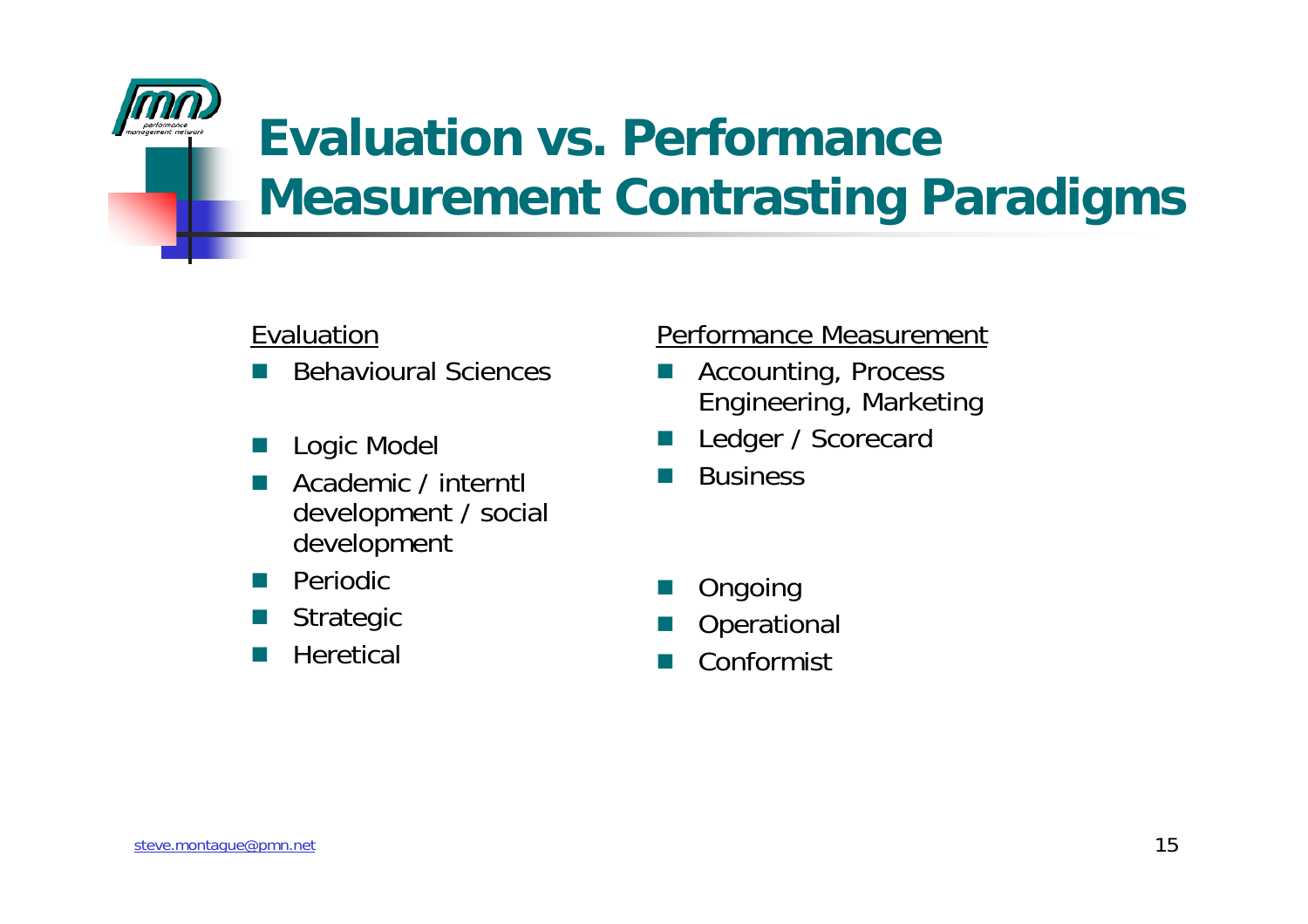# Evaluation vs. Performance Measurement Contrasting Paradigms

| Evaluation | Performance Measurement |
| --- | --- |
| Behavioural Sciences | Accounting, Process Engineering, Marketing |
| Logic Model | Ledger / Scorecard |
| Academic / interntl development / social development | Business |
| Periodic | Ongoing |
| Strategic | Operational |
| Heretical | Conformist |

steve.montague@pmn.net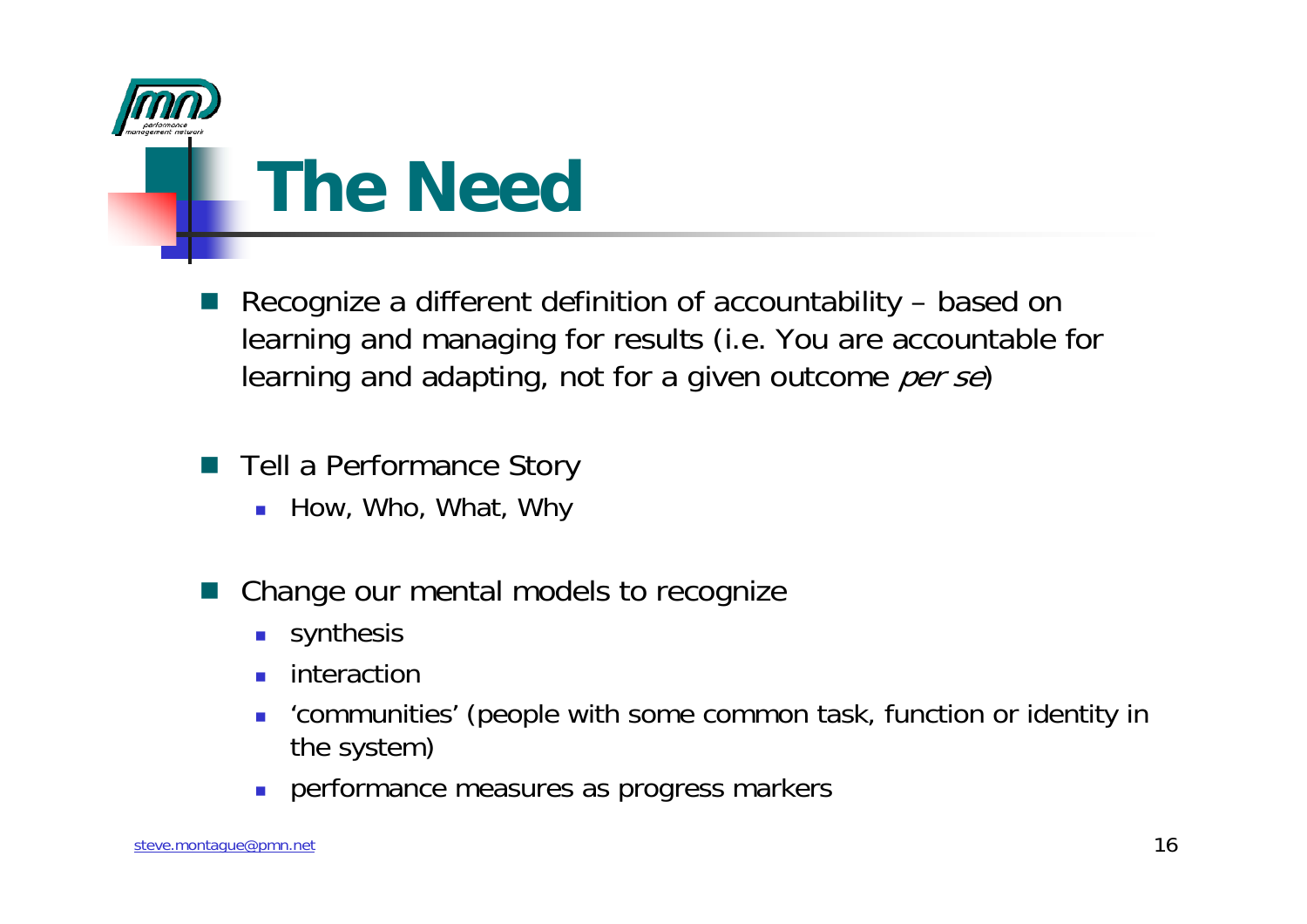# The Need

- Recognize a different definition of accountability – based on learning and managing for results (i.e. You are accountable for learning and adapting, not for a given outcome *per se*)

- Tell a Performance Story
  - How, Who, What, Why

- Change our mental models to recognize
  - synthesis
  - interaction
  - 'communities' (people with some common task, function or identity in the system)
  - performance measures as progress markers

steve.montague@pmn.net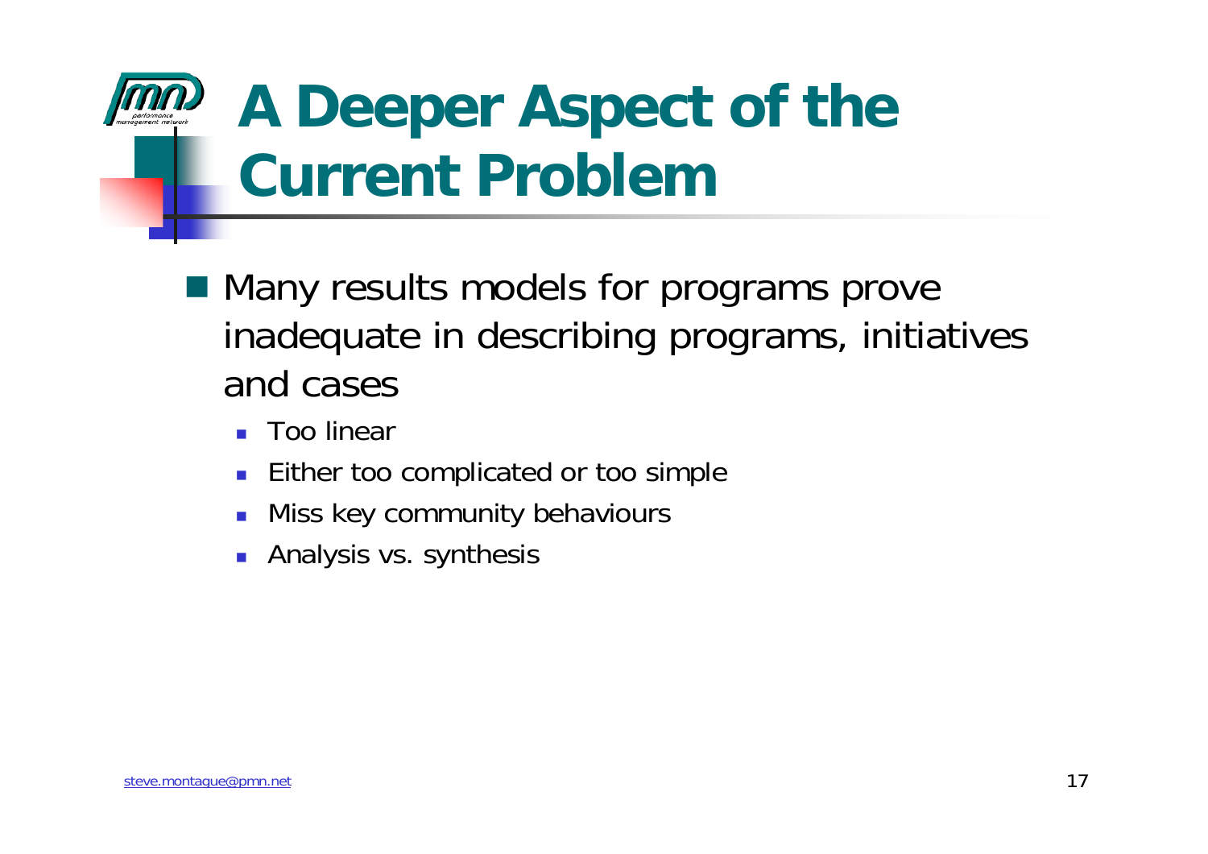# A Deeper Aspect of the Current Problem

- Many results models for programs prove inadequate in describing programs, initiatives and cases
  - Too linear
  - Either too complicated or too simple
  - Miss key community behaviours
  - Analysis vs. synthesis

steve.montague@pmn.net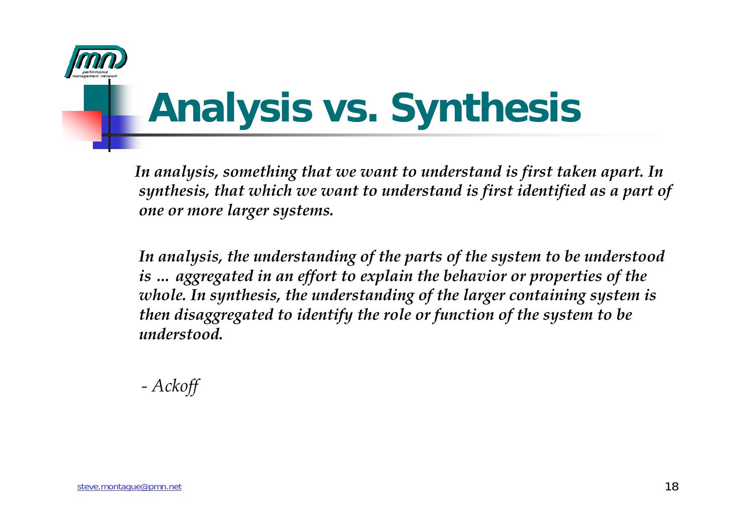# Analysis vs. Synthesis

***In analysis, something that we want to understand is first taken apart. In synthesis, that which we want to understand is first identified as a part of one or more larger systems.***

***In analysis, the understanding of the parts of the system to be understood is … aggregated in an effort to explain the behavior or properties of the whole. In synthesis, the understanding of the larger containing system is then disaggregated to identify the role or function of the system to be understood.***

*- Ackoff*

steve.montague@pmn.net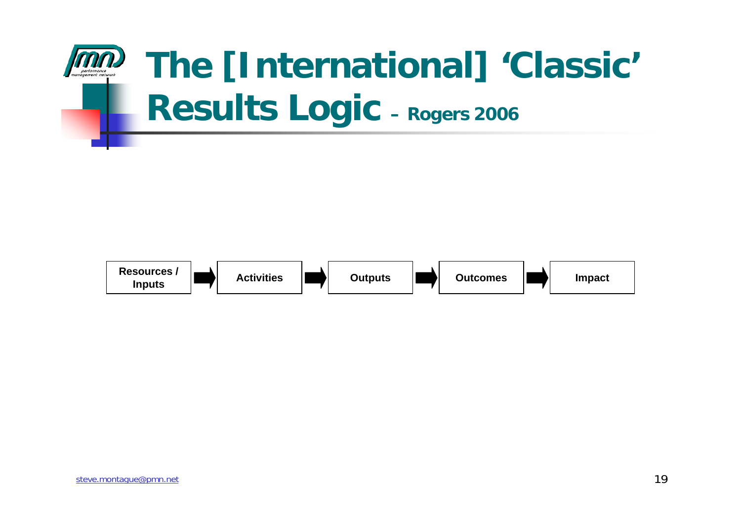# The [International] 'Classic' Results Logic – Rogers 2006

Resources / Inputs → Activities → Outputs → Outcomes → Impact

steve.montague@pmn.net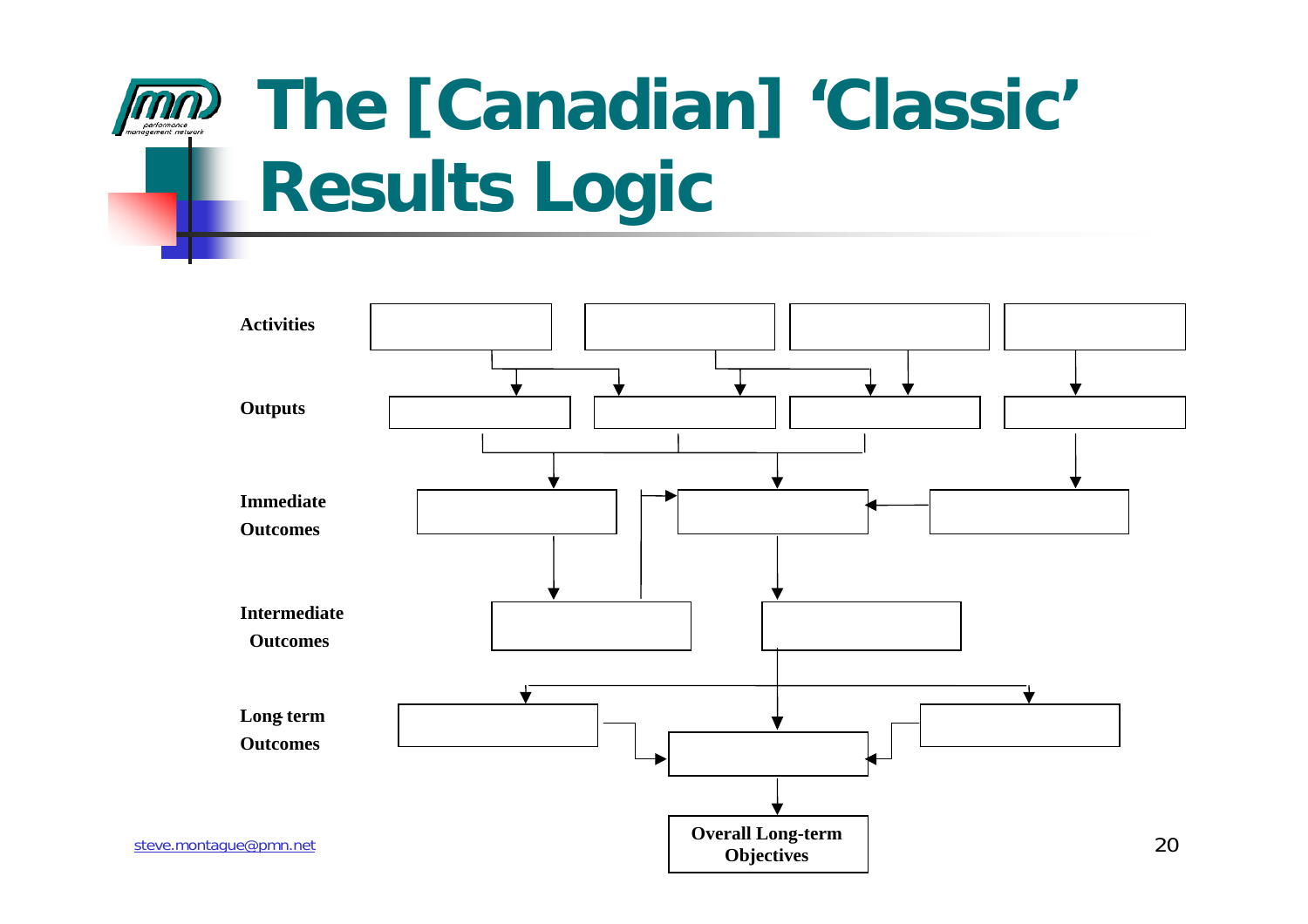# The [Canadian] 'Classic' Results Logic

Activities

Outputs

Immediate Outcomes

Intermediate Outcomes

Long term Outcomes

**Overall Long-term Objectives**

steve.montague@pmn.net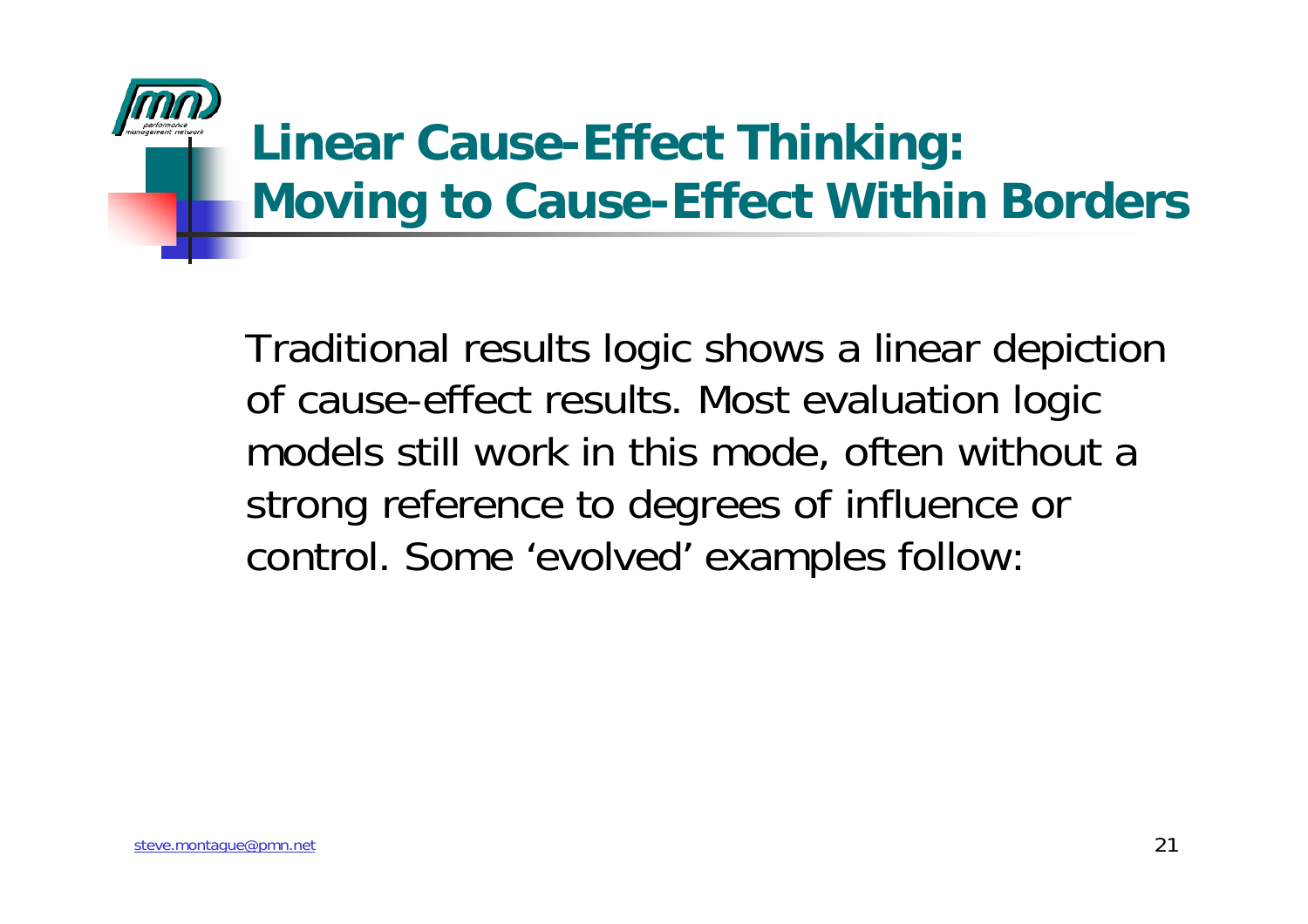# Linear Cause-Effect Thinking: Moving to Cause-Effect Within Borders

Traditional results logic shows a linear depiction of cause-effect results. Most evaluation logic models still work in this mode, often without a strong reference to degrees of influence or control. Some 'evolved' examples follow:

steve.montague@pmn.net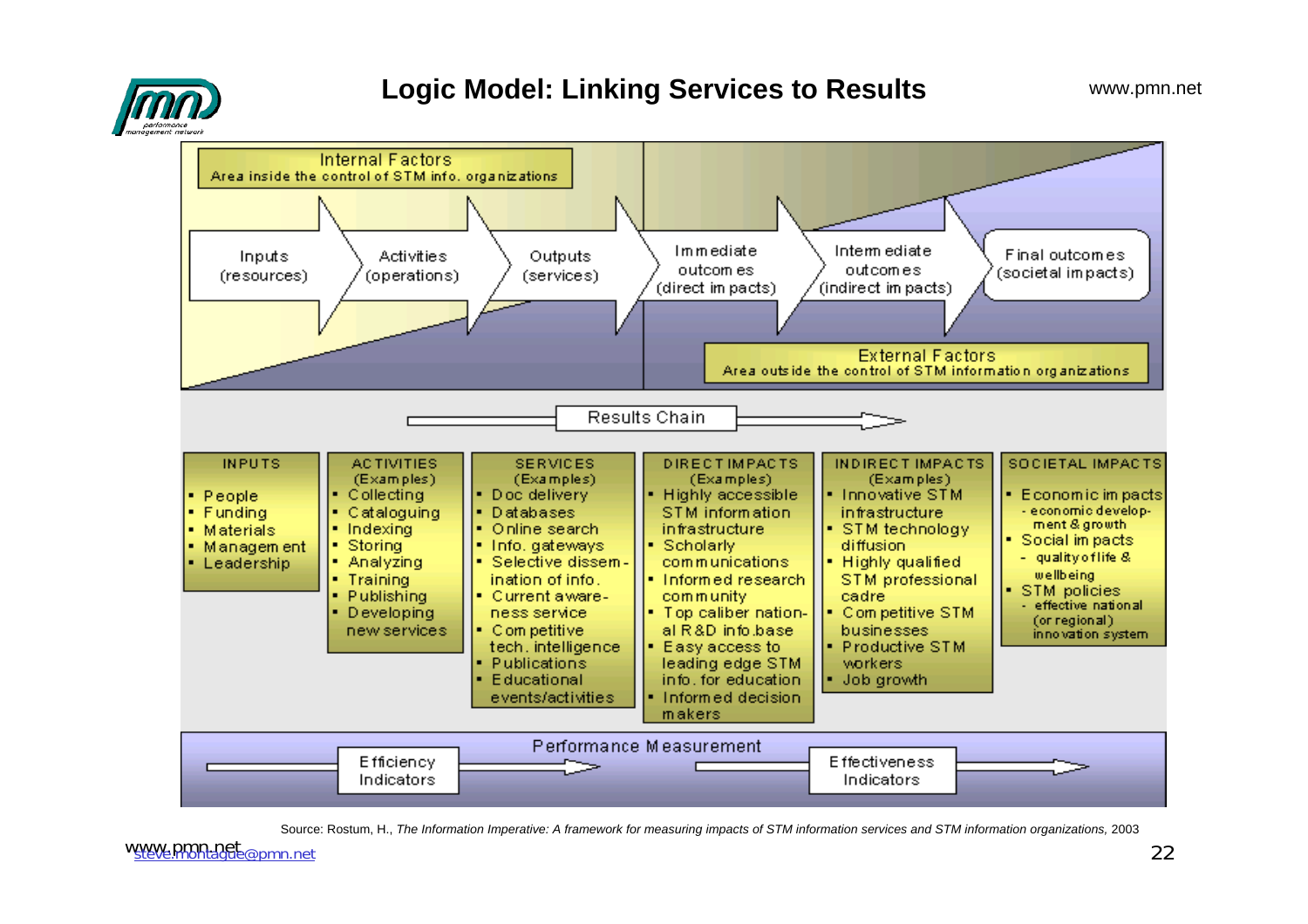# Logic Model: Linking Services to Results

**Internal Factors**
Area inside the control of STM info. organizations

Inputs (resources) → Activities (operations) → Outputs (services) → Immediate outcomes (direct impacts) → Intermediate outcomes (indirect impacts) → Final outcomes (societal impacts)

**External Factors**
Area outside the control of STM information organizations

Results Chain

| INPUTS | ACTIVITIES (Examples) | SERVICES (Examples) | DIRECT IMPACTS (Examples) | INDIRECT IMPACTS (Examples) | SOCIETAL IMPACTS |
|---|---|---|---|---|---|
| ▪ People<br>▪ Funding<br>▪ Materials<br>▪ Management<br>▪ Leadership | ▪ Collecting<br>▪ Cataloguing<br>▪ Indexing<br>▪ Storing<br>▪ Analyzing<br>▪ Training<br>▪ Publishing<br>▪ Developing new services | ▪ Doc delivery<br>▪ Databases<br>▪ Online search<br>▪ Info. gateways<br>▪ Selective dissemination of info.<br>▪ Current awareness service<br>▪ Competitive tech. intelligence<br>▪ Publications<br>▪ Educational events/activities | ▪ Highly accessible STM information infrastructure<br>▪ Scholarly communications<br>▪ Informed research community<br>▪ Top caliber national R&D info.base<br>▪ Easy access to leading edge STM info. for education<br>▪ Informed decision makers | ▪ Innovative STM infrastructure<br>▪ STM technology diffusion<br>▪ Highly qualified STM professional cadre<br>▪ Competitive STM businesses<br>▪ Productive STM workers<br>▪ Job growth | ▪ Economic impacts<br>- economic development & growth<br>▪ Social impacts<br>- quality of life & wellbeing<br>▪ STM policies<br>- effective national (or regional) innovation system |

**Performance Measurement**

Efficiency Indicators → Effectiveness Indicators

Source: Rostum, H., *The Information Imperative: A framework for measuring impacts of STM information services and STM information organizations,* 2003

steve.montague@pmn.net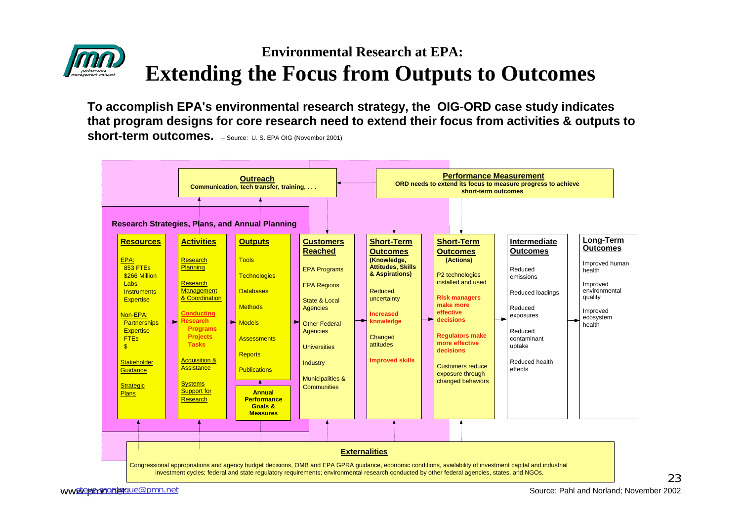## Environmental Research at EPA:

# Extending the Focus from Outputs to Outcomes

**To accomplish EPA's environmental research strategy, the OIG-ORD case study indicates that program designs for core research need to extend their focus from activities & outputs to short-term outcomes.** -- Source: U. S. EPA OIG (November 2001)

**Outreach**
Communication, tech transfer, training, . . .

**Performance Measurement**
ORD needs to extend its focus to measure progress to achieve short-term outcomes

**Research Strategies, Plans, and Annual Planning**

| Resources | Activities | Outputs | Customers Reached | Short-Term Outcomes (Knowledge, Attitudes, Skills & Aspirations) | Short-Term Outcomes (Actions) | Intermediate Outcomes | Long-Term Outcomes |
|---|---|---|---|---|---|---|---|
| EPA: 853 FTEs, $266 Million, Labs, Instruments, Expertise | Research Planning | Tools | EPA Programs | Reduced uncertainty | P2 technologies installed and used | Reduced emissions | Improved human health |
| Non-EPA: Partnerships, Expertise, FTEs, $ | Research Management & Coordination | Technologies | EPA Regions | **Increased knowledge** | **Risk managers make more effective decisions** | Reduced loadings | Improved environmental quality |
| Stakeholder Guidance | **Conducting Research** Programs, Projects, Tasks | Databases | State & Local Agencies | Changed attitudes | **Regulators make more effective decisions** | Reduced exposures | Improved ecosystem health |
| Strategic Plans | Acquisition & Assistance | Methods | Other Federal Agencies | **Improved skills** | Customers reduce exposure through changed behaviors | Reduced contaminant uptake | |
| | Systems Support for Research | Models | Universities | | | Reduced health effects | |
| | | Assessments | Industry | | | | |
| | | Reports | Municipalities & Communities | | | | |
| | | Publications | | | | | |

**Annual Performance Goals & Measures**

**Externalities**

Congressional appropriations and agency budget decisions, OMB and EPA GPRA guidance, economic conditions, availability of investment capital and industrial investment cycles; federal and state regulatory requirements; environmental research conducted by other federal agencies, states, and NGOs.

Source: Pahl and Norland; November 2002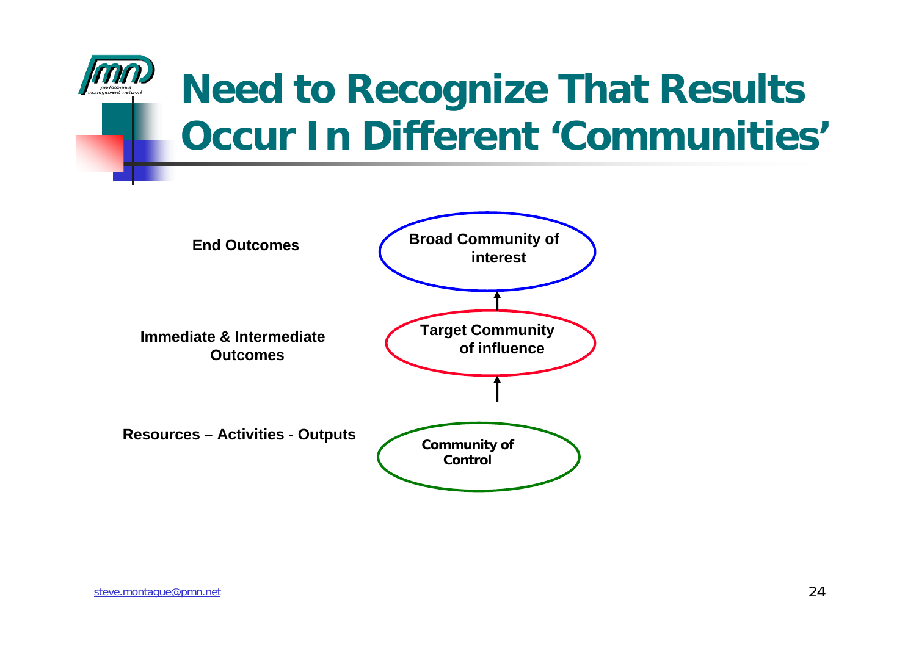# Need to Recognize That Results Occur In Different 'Communities'

| | |
|---|---|
| **End Outcomes** | **Broad Community of interest** |
| **Immediate & Intermediate Outcomes** | **Target Community of influence** |
| **Resources – Activities - Outputs** | **Community of Control** |

steve.montague@pmn.net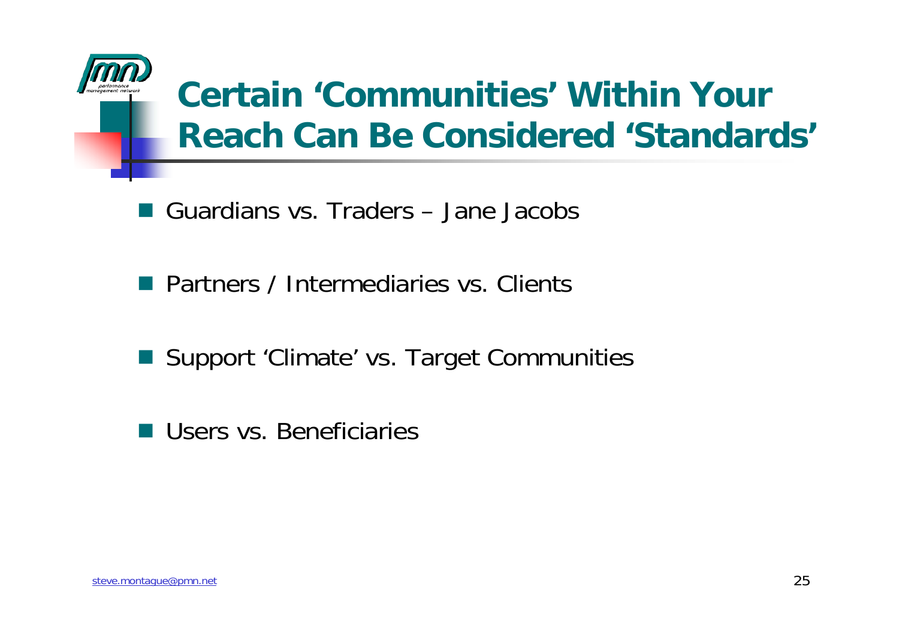# Certain 'Communities' Within Your Reach Can Be Considered 'Standards'

- Guardians vs. Traders – Jane Jacobs
- Partners / Intermediaries vs. Clients
- Support 'Climate' vs. Target Communities
- Users vs. Beneficiaries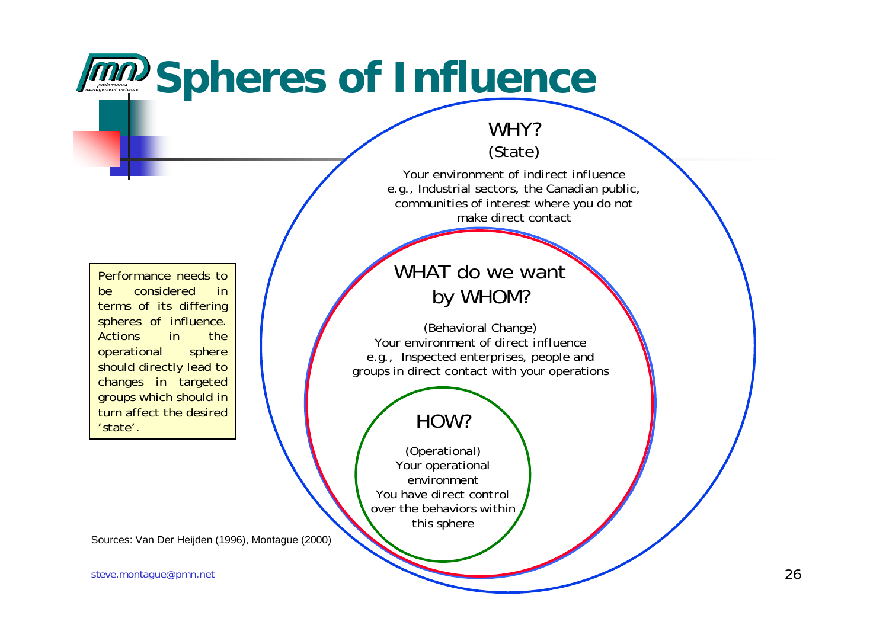# Spheres of Influence

Performance needs to be considered in terms of its differing spheres of influence. Actions in the operational sphere should directly lead to changes in targeted groups which should in turn affect the desired 'state'.

WHY?
(State)

Your environment of indirect influence
e.g., Industrial sectors, the Canadian public, communities of interest where you do not make direct contact

WHAT do we want by WHOM?

(Behavioral Change)
Your environment of direct influence
e.g., Inspected enterprises, people and groups in direct contact with your operations

HOW?

(Operational)
Your operational environment
You have direct control over the behaviors within this sphere

Sources: Van Der Heijden (1996), Montague (2000)

steve.montague@pmn.net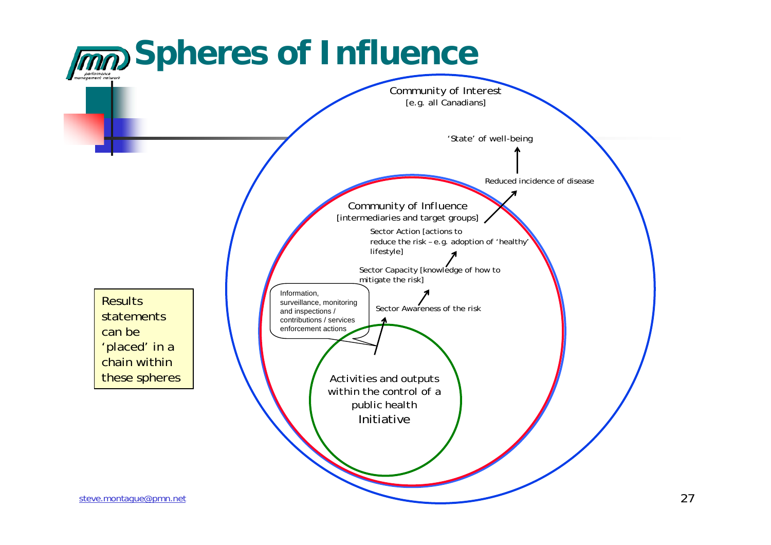# Spheres of Influence

Community of Interest
[e.g. all Canadians]

'State' of well-being

Reduced incidence of disease

Community of Influence
[intermediaries and target groups]

Sector Action [actions to reduce the risk – e.g. adoption of 'healthy' lifestyle]

Sector Capacity [knowledge of how to mitigate the risk]

Sector Awareness of the risk

Information, surveillance, monitoring and inspections / contributions / services enforcement actions

Activities and outputs within the control of a public health Initiative

Results statements can be 'placed' in a chain within these spheres

steve.montague@pmn.net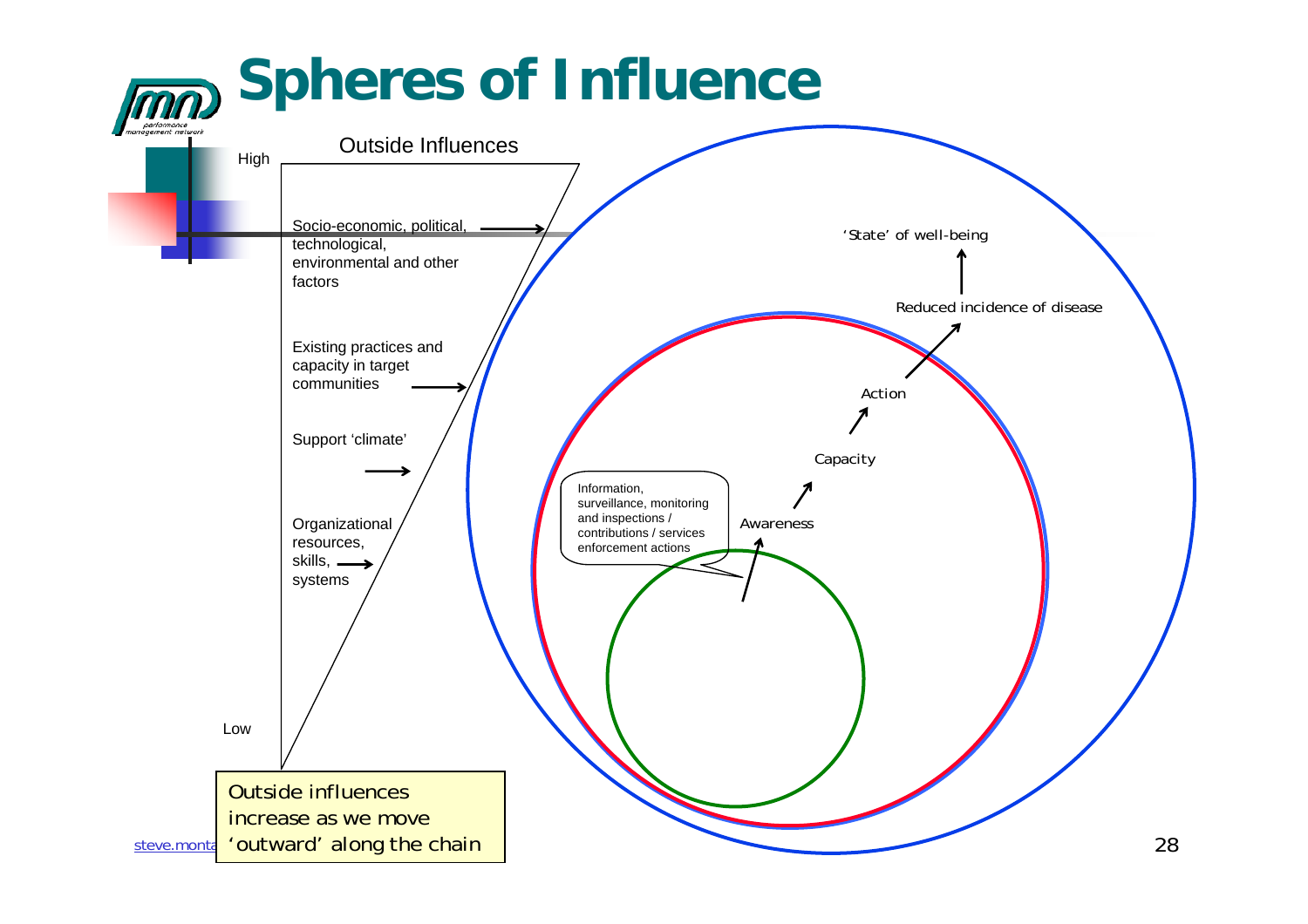# Spheres of Influence

Outside Influences

High

Socio-economic, political, technological, environmental and other factors

Existing practices and capacity in target communities

Support 'climate'

Organizational resources, skills, systems

Low

'State' of well-being

Reduced incidence of disease

Action

Capacity

Awareness

Information, surveillance, monitoring and inspections / contributions / services enforcement actions

Outside influences increase as we move 'outward' along the chain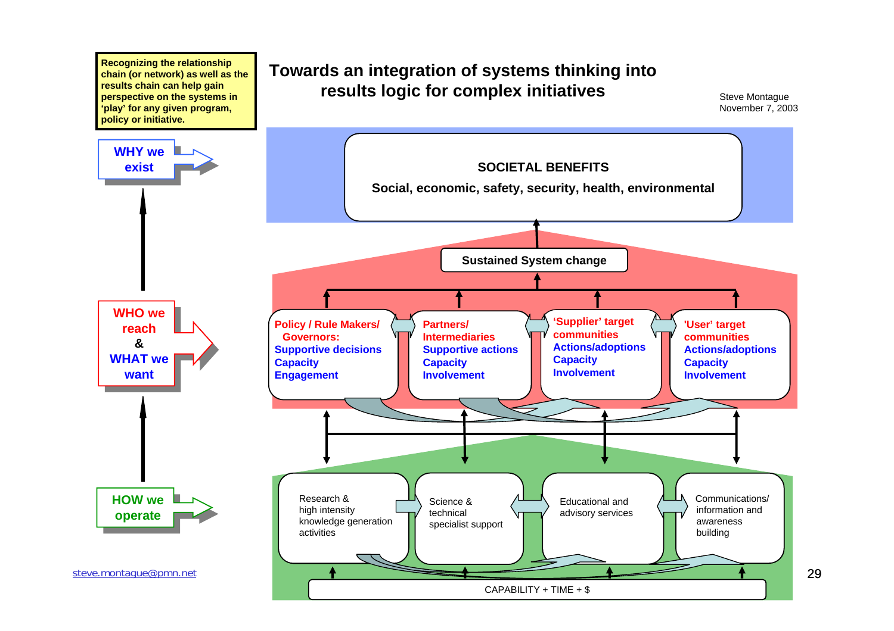# Towards an integration of systems thinking into results logic for complex initiatives

Steve Montague
November 7, 2003

**Recognizing the relationship chain (or network) as well as the results chain can help gain perspective on the systems in 'play' for any given program, policy or initiative.**

**WHY we exist**

**SOCIETAL BENEFITS**

**Social, economic, safety, security, health, environmental**

**Sustained System change**

**WHO we reach & WHAT we want**

**Policy / Rule Makers/ Governors:**
**Supportive decisions**
**Capacity**
**Engagement**

**Partners/ Intermediaries**
**Supportive actions**
**Capacity**
**Involvement**

**'Supplier' target communities**
**Actions/adoptions**
**Capacity**
**Involvement**

**'User' target communities**
**Actions/adoptions**
**Capacity**
**Involvement**

**HOW we operate**

Research & high intensity knowledge generation activities

Science & technical specialist support

Educational and advisory services

Communications/ information and awareness building

CAPABILITY + TIME + $

steve.montague@pmn.net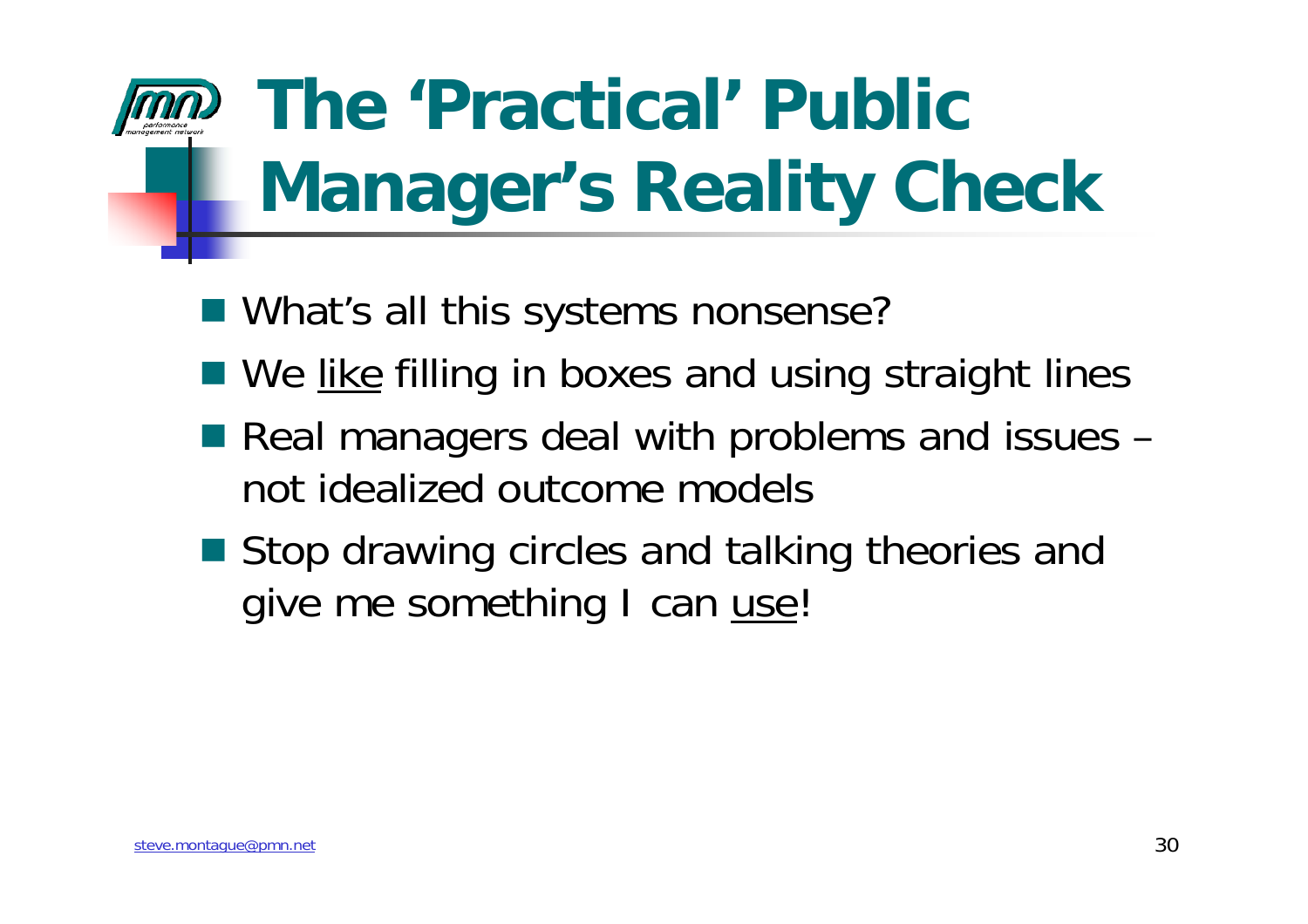# The 'Practical' Public Manager's Reality Check

- What's all this systems nonsense?
- We <u>like</u> filling in boxes and using straight lines
- Real managers deal with problems and issues – not idealized outcome models
- Stop drawing circles and talking theories and give me something I can <u>use</u>!

steve.montague@pmn.net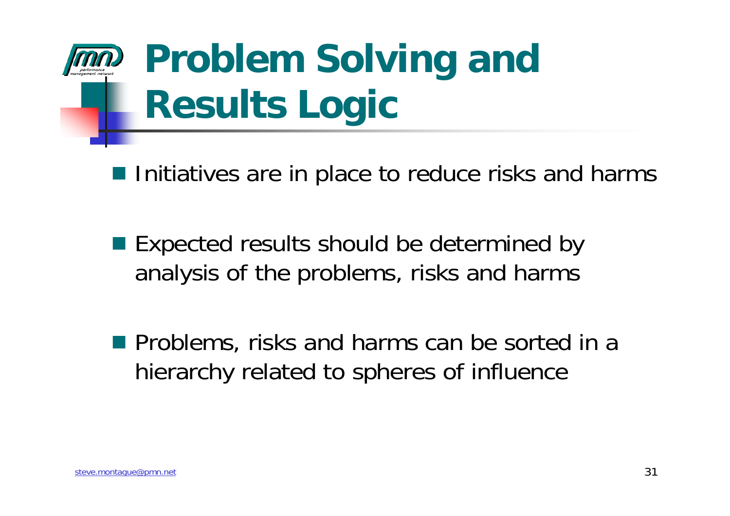# Problem Solving and Results Logic

- Initiatives are in place to reduce risks and harms
- Expected results should be determined by analysis of the problems, risks and harms
- Problems, risks and harms can be sorted in a hierarchy related to spheres of influence

steve.montague@pmn.net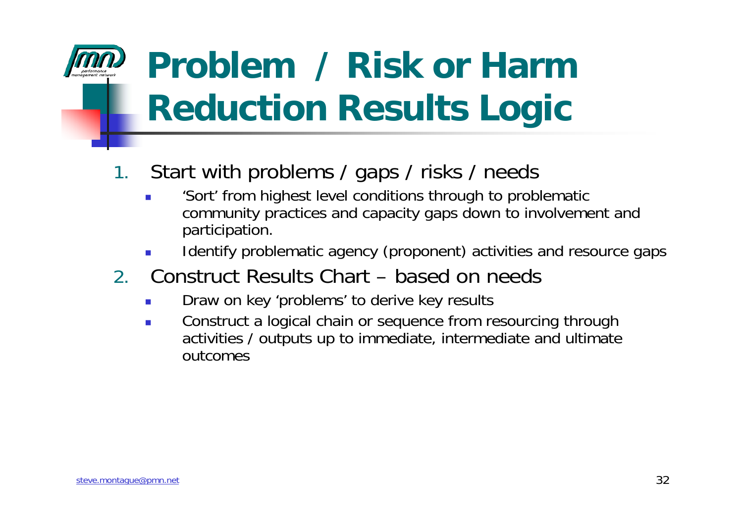# Problem / Risk or Harm Reduction Results Logic

1. Start with problems / gaps / risks / needs
   - 'Sort' from highest level conditions through to problematic community practices and capacity gaps down to involvement and participation.
   - Identify problematic agency (proponent) activities and resource gaps
2. Construct Results Chart – based on needs
   - Draw on key 'problems' to derive key results
   - Construct a logical chain or sequence from resourcing through activities / outputs up to immediate, intermediate and ultimate outcomes

steve.montague@pmn.net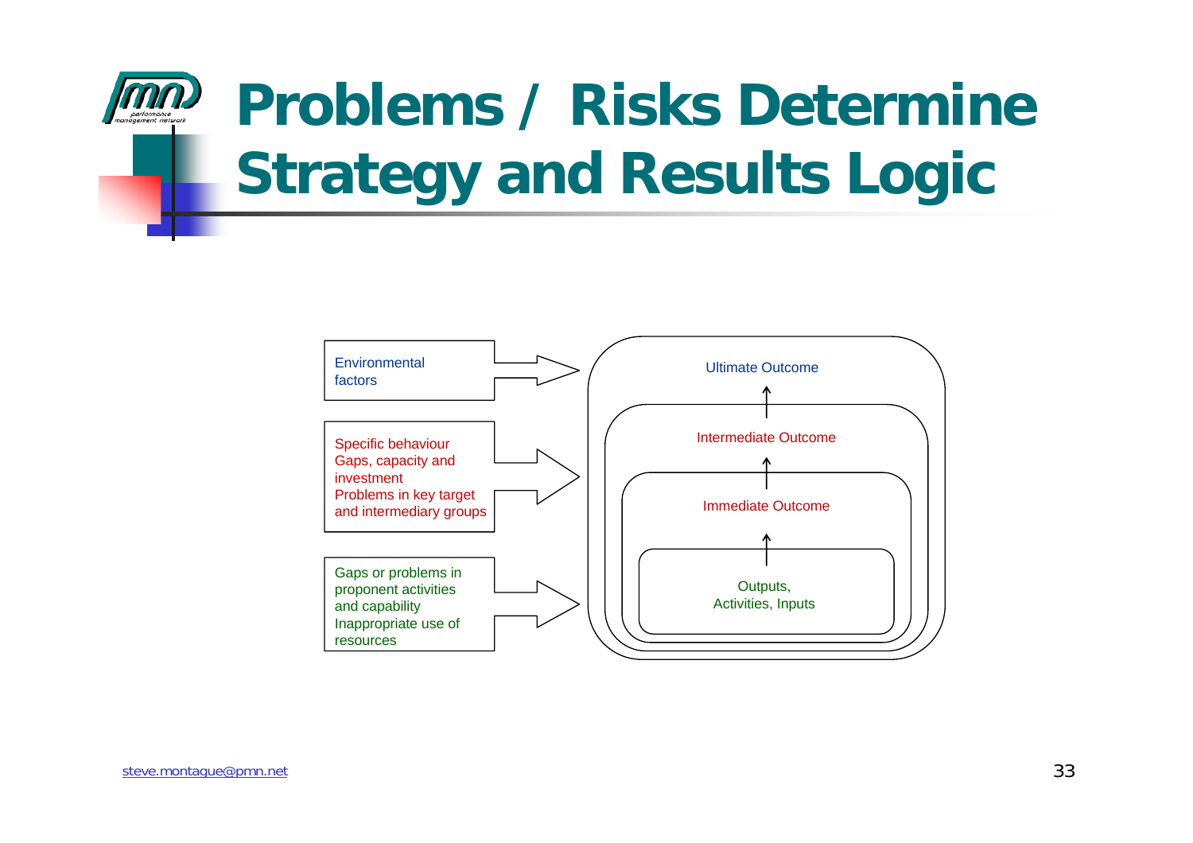# Problems / Risks Determine Strategy and Results Logic

Environmental factors

Specific behaviour Gaps, capacity and investment Problems in key target and intermediary groups

Gaps or problems in proponent activities and capability Inappropriate use of resources

Ultimate Outcome

↑

Intermediate Outcome

↑

Immediate Outcome

↑

Outputs, Activities, Inputs

steve.montague@pmn.net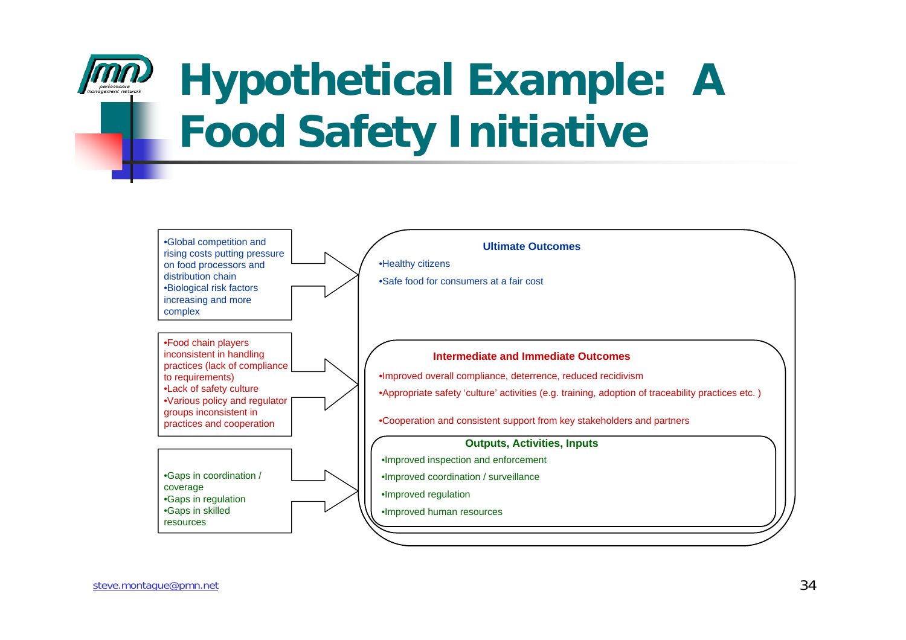# Hypothetical Example: A Food Safety Initiative

- Global competition and rising costs putting pressure on food processors and distribution chain
- Biological risk factors increasing and more complex

- Food chain players inconsistent in handling practices (lack of compliance to requirements)
- Lack of safety culture
- Various policy and regulator groups inconsistent in practices and cooperation

- Gaps in coordination / coverage
- Gaps in regulation
- Gaps in skilled resources

**Ultimate Outcomes**

- Healthy citizens
- Safe food for consumers at a fair cost

**Intermediate and Immediate Outcomes**

- Improved overall compliance, deterrence, reduced recidivism
- Appropriate safety 'culture' activities (e.g. training, adoption of traceability practices etc. )
- Cooperation and consistent support from key stakeholders and partners

**Outputs, Activities, Inputs**

- Improved inspection and enforcement
- Improved coordination / surveillance
- Improved regulation
- Improved human resources

steve.montague@pmn.net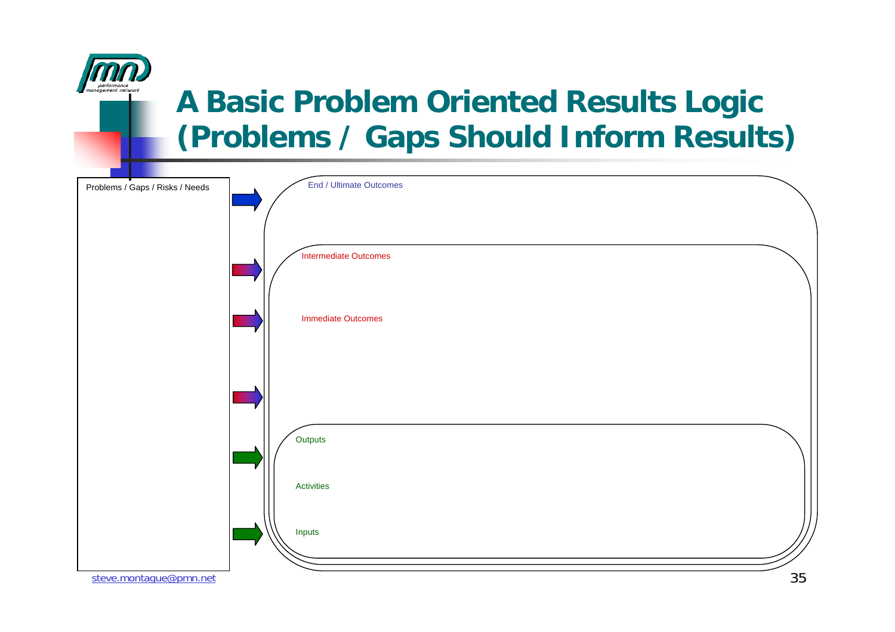# A Basic Problem Oriented Results Logic (Problems / Gaps Should Inform Results)

Problems / Gaps / Risks / Needs

End / Ultimate Outcomes

Intermediate Outcomes

Immediate Outcomes

Outputs

Activities

Inputs

steve.montague@pmn.net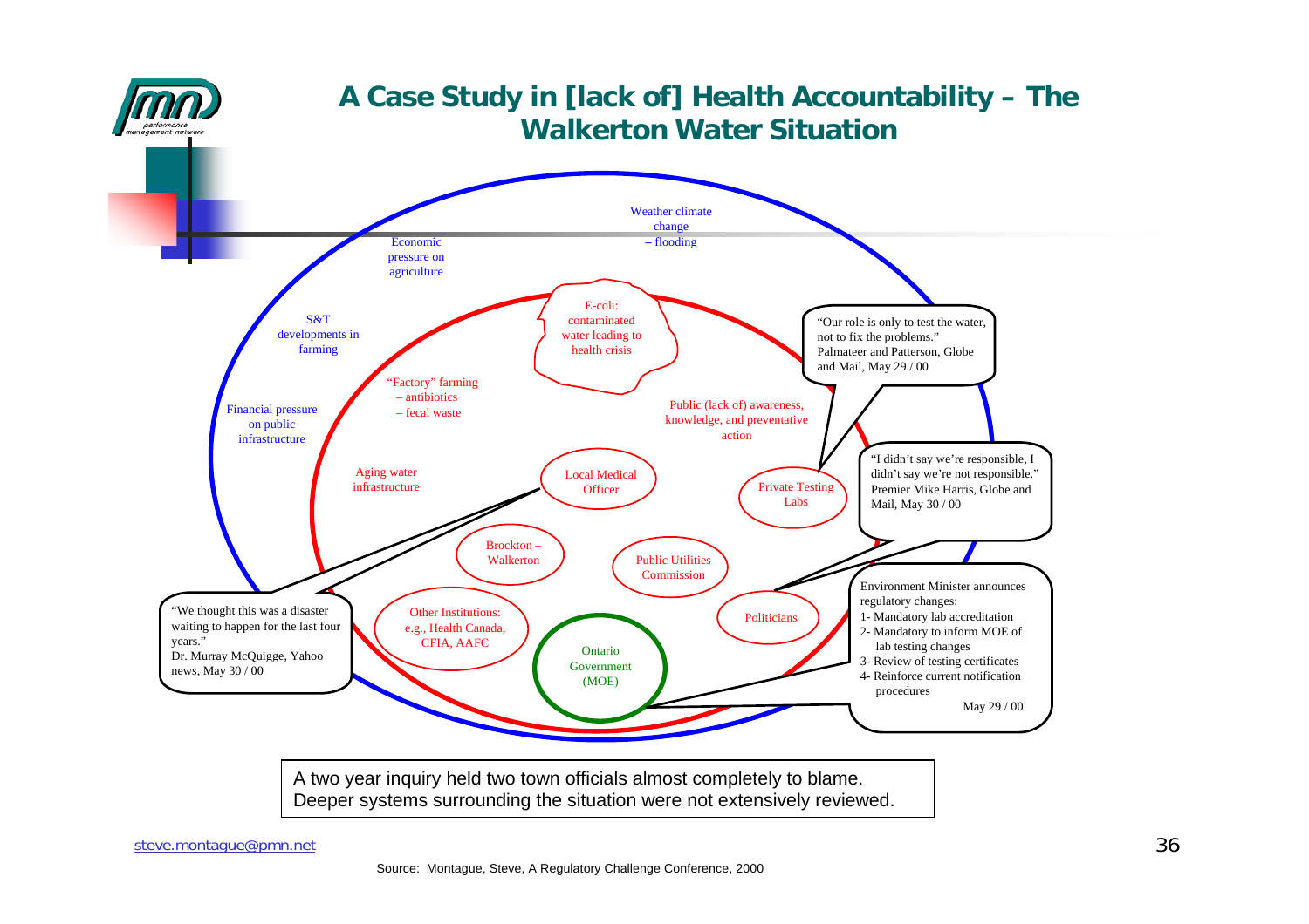# A Case Study in [lack of] Health Accountability – The Walkerton Water Situation

Weather climate change – flooding

Economic pressure on agriculture

S&T developments in farming

Financial pressure on public infrastructure

E-coli: contaminated water leading to health crisis

"Factory" farming – antibiotics – fecal waste

Public (lack of) awareness, knowledge, and preventative action

Aging water infrastructure

Local Medical Officer

Private Testing Labs

Brockton – Walkerton

Public Utilities Commission

Other Institutions: e.g., Health Canada, CFIA, AAFC

Ontario Government (MOE)

Politicians

"Our role is only to test the water, not to fix the problems." Palmateer and Patterson, Globe and Mail, May 29 / 00

"I didn't say we're responsible, I didn't say we're not responsible." Premier Mike Harris, Globe and Mail, May 30 / 00

"We thought this was a disaster waiting to happen for the last four years." Dr. Murray McQuigge, Yahoo news, May 30 / 00

Environment Minister announces regulatory changes:

1- Mandatory lab accreditation
2- Mandatory to inform MOE of lab testing changes
3- Review of testing certificates
4- Reinforce current notification procedures

May 29 / 00

A two year inquiry held two town officials almost completely to blame. Deeper systems surrounding the situation were not extensively reviewed.

steve.montague@pmn.net

Source: Montague, Steve, A Regulatory Challenge Conference, 2000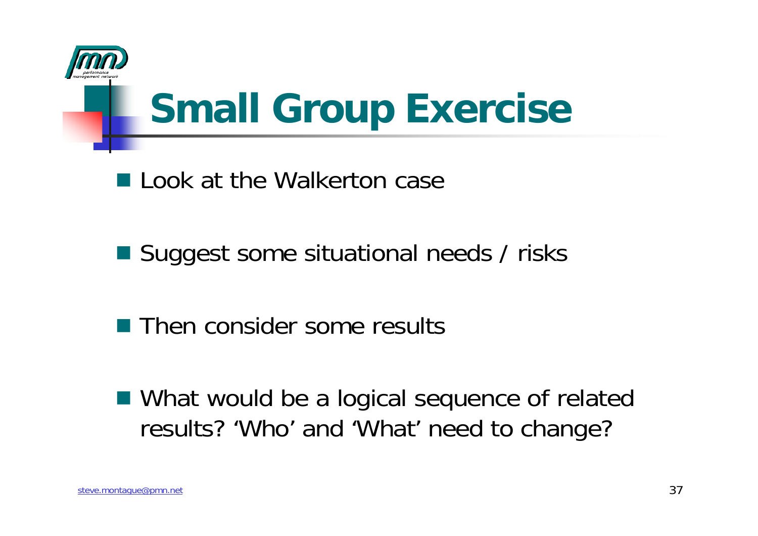# Small Group Exercise

- Look at the Walkerton case
- Suggest some situational needs / risks
- Then consider some results
- What would be a logical sequence of related results? 'Who' and 'What' need to change?

steve.montague@pmn.net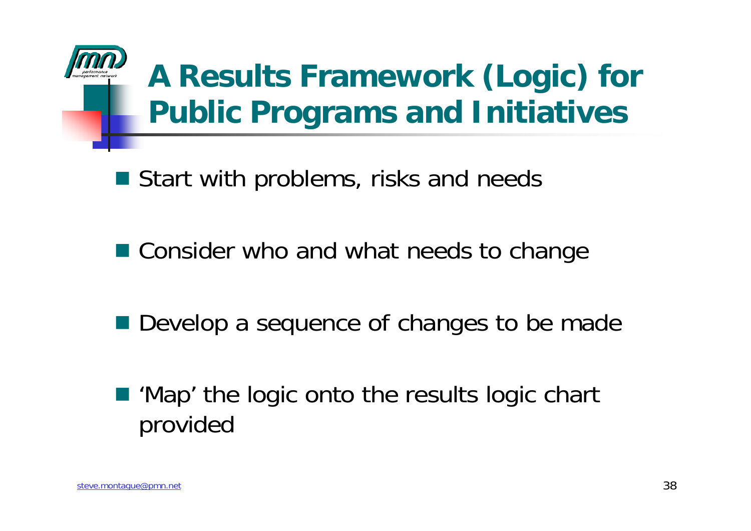# A Results Framework (Logic) for Public Programs and Initiatives

- Start with problems, risks and needs
- Consider who and what needs to change
- Develop a sequence of changes to be made
- 'Map' the logic onto the results logic chart provided

steve.montague@pmn.net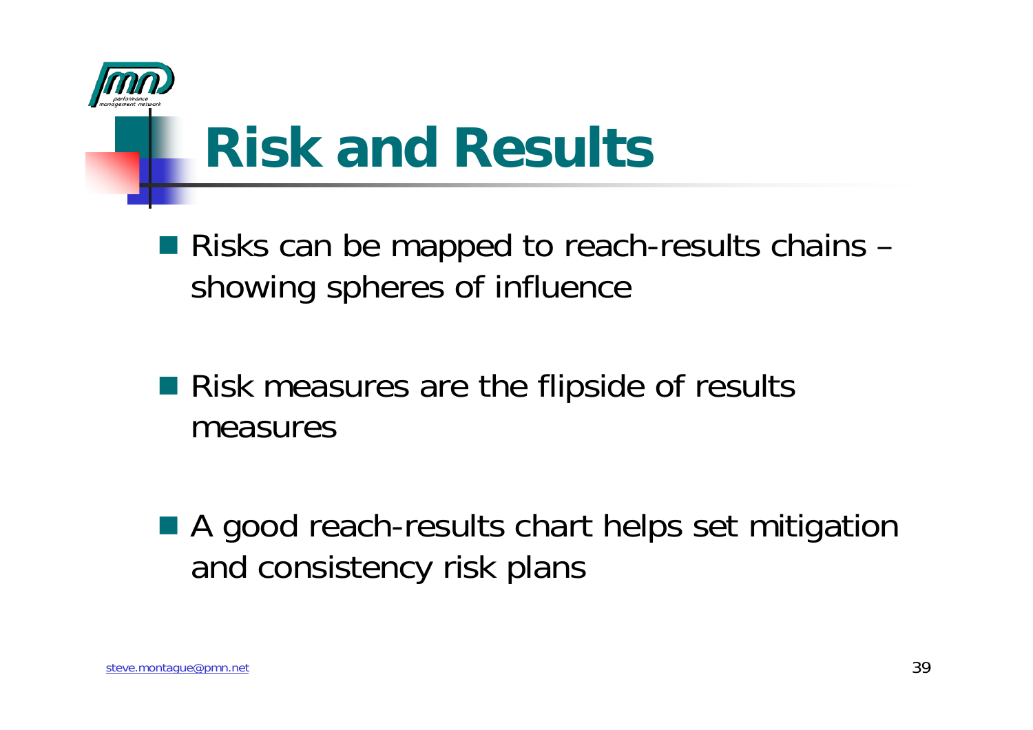# Risk and Results

- Risks can be mapped to reach-results chains – showing spheres of influence
- Risk measures are the flipside of results measures
- A good reach-results chart helps set mitigation and consistency risk plans

steve.montague@pmn.net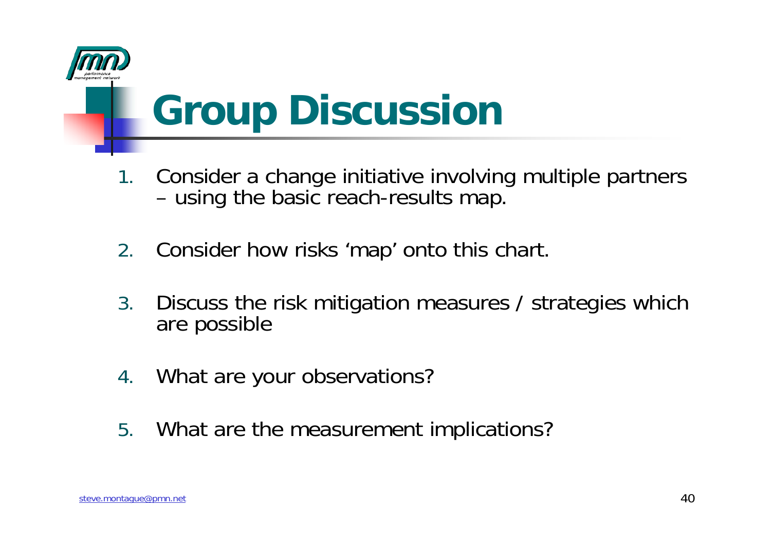# Group Discussion

1. Consider a change initiative involving multiple partners – using the basic reach-results map.
2. Consider how risks 'map' onto this chart.
3. Discuss the risk mitigation measures / strategies which are possible
4. What are your observations?
5. What are the measurement implications?

steve.montague@pmn.net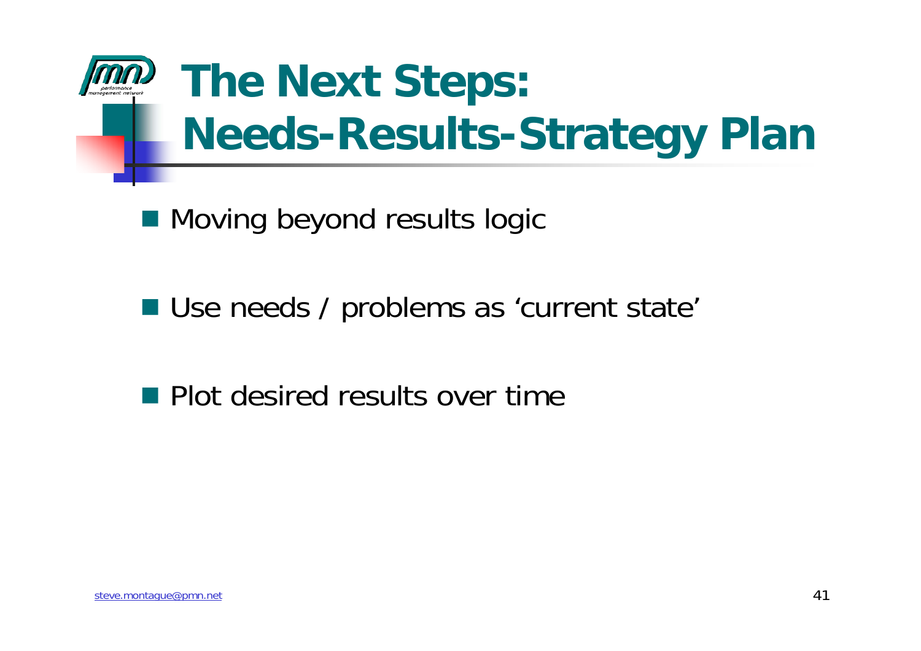# The Next Steps: Needs-Results-Strategy Plan

- Moving beyond results logic
- Use needs / problems as 'current state'
- Plot desired results over time

steve.montague@pmn.net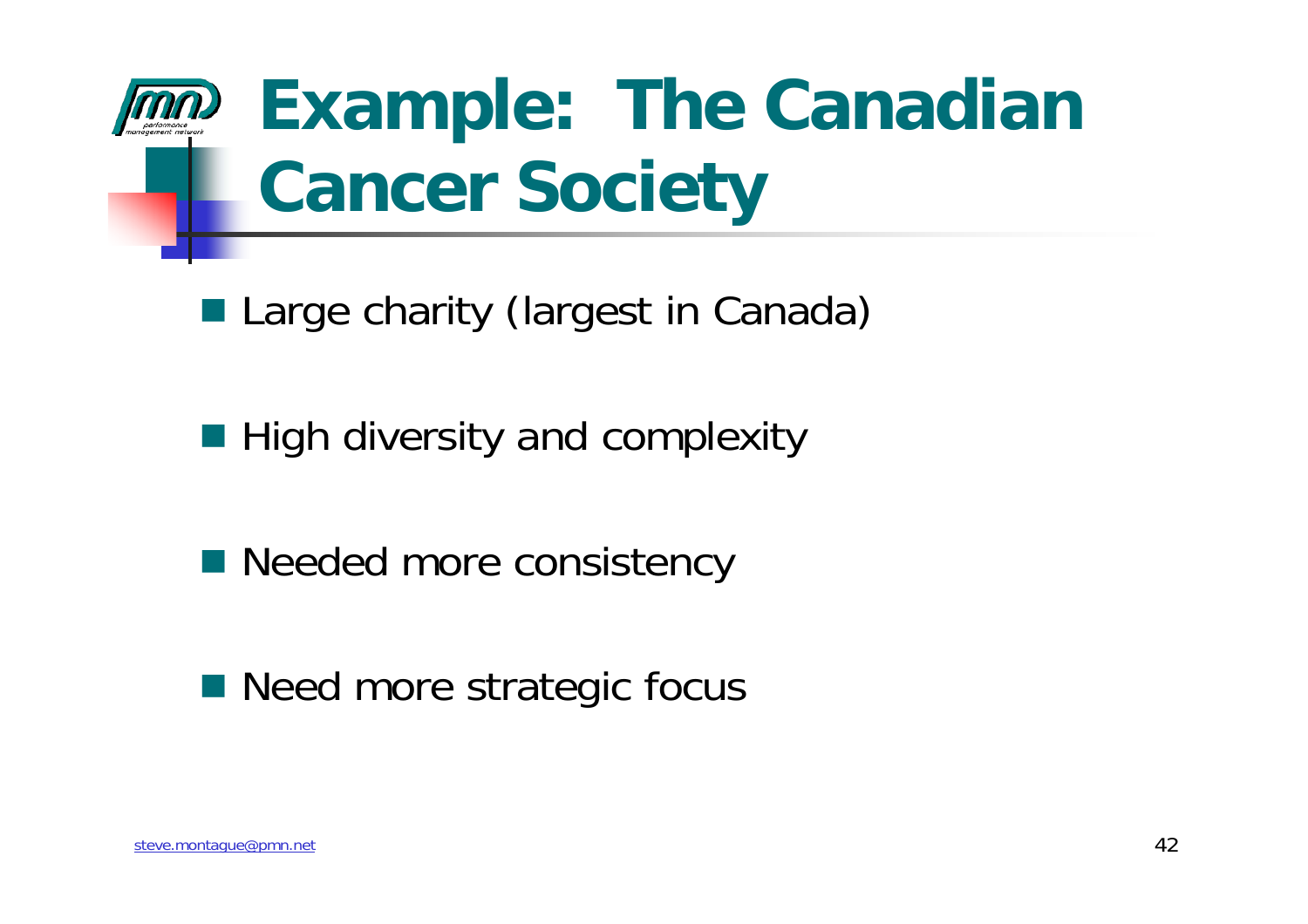# Example: The Canadian Cancer Society

- Large charity (largest in Canada)
- High diversity and complexity
- Needed more consistency
- Need more strategic focus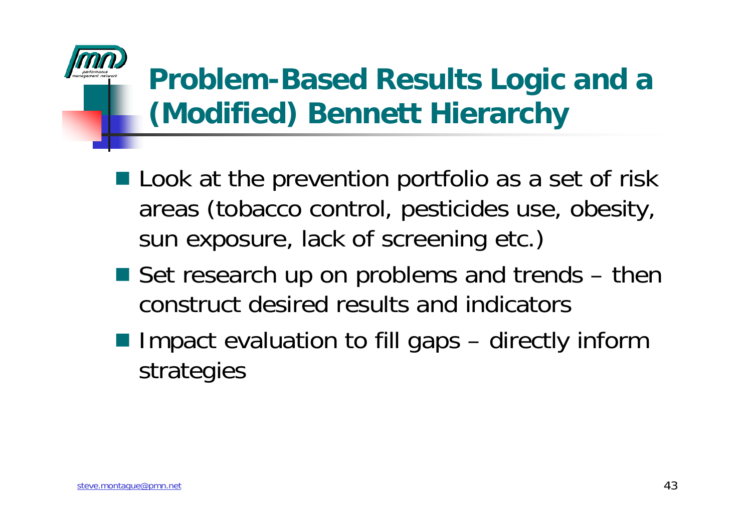# Problem-Based Results Logic and a (Modified) Bennett Hierarchy

- Look at the prevention portfolio as a set of risk areas (tobacco control, pesticides use, obesity, sun exposure, lack of screening etc.)
- Set research up on problems and trends – then construct desired results and indicators
- Impact evaluation to fill gaps – directly inform strategies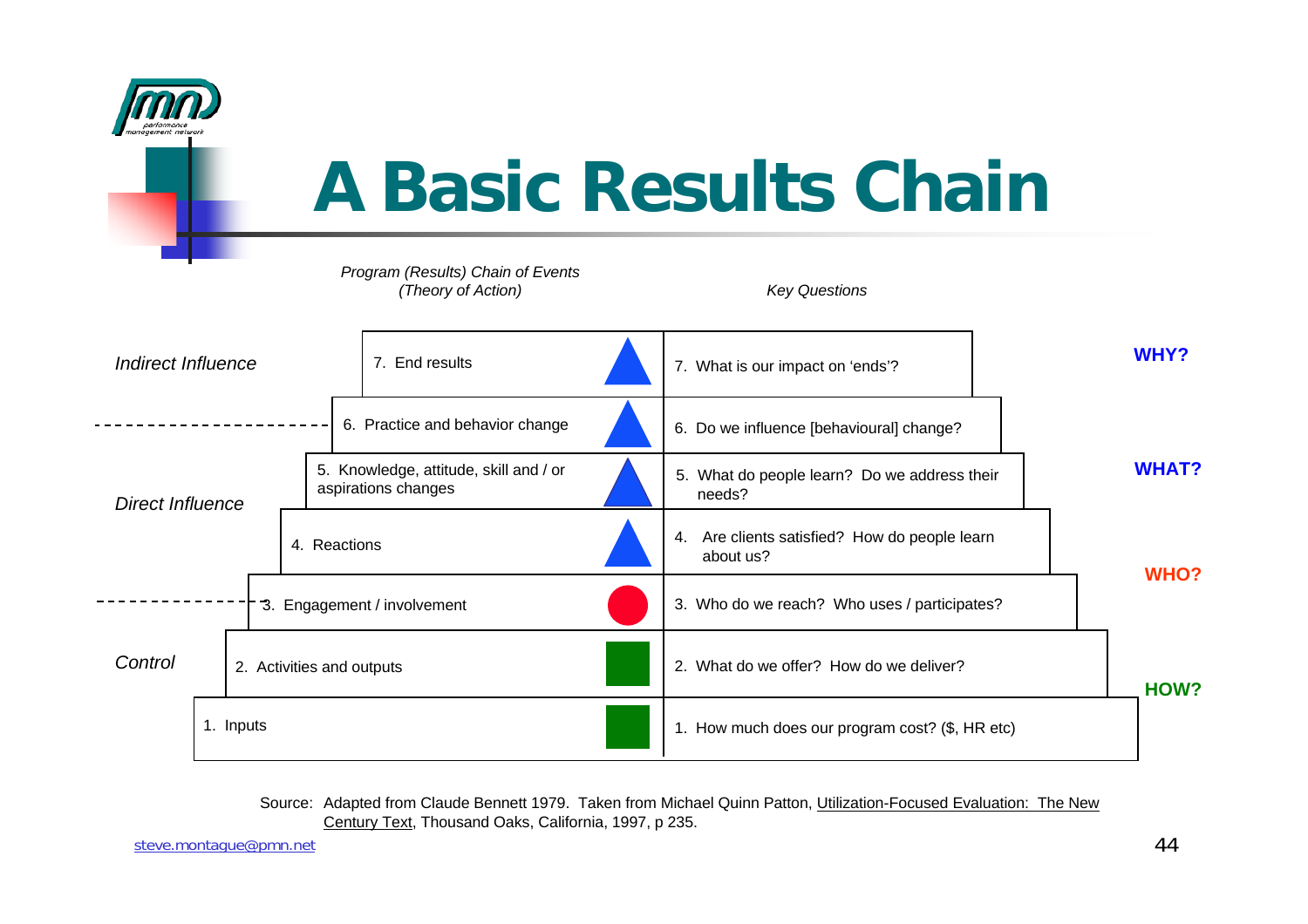# A Basic Results Chain

| Influence | Program (Results) Chain of Events (Theory of Action) | Key Questions | |
|---|---|---|---|
| Indirect Influence | 7. End results | 7. What is our impact on 'ends'? | WHY? |
| | 6. Practice and behavior change | 6. Do we influence [behavioural] change? | |
| Direct Influence | 5. Knowledge, attitude, skill and / or aspirations changes | 5. What do people learn? Do we address their needs? | WHAT? |
| | 4. Reactions | 4. Are clients satisfied? How do people learn about us? | |
| | 3. Engagement / involvement | 3. Who do we reach? Who uses / participates? | WHO? |
| Control | 2. Activities and outputs | 2. What do we offer? How do we deliver? | |
| | 1. Inputs | 1. How much does our program cost? ($, HR etc) | HOW? |

Source: Adapted from Claude Bennett 1979. Taken from Michael Quinn Patton, Utilization-Focused Evaluation: The New Century Text, Thousand Oaks, California, 1997, p 235.

steve.montague@pmn.net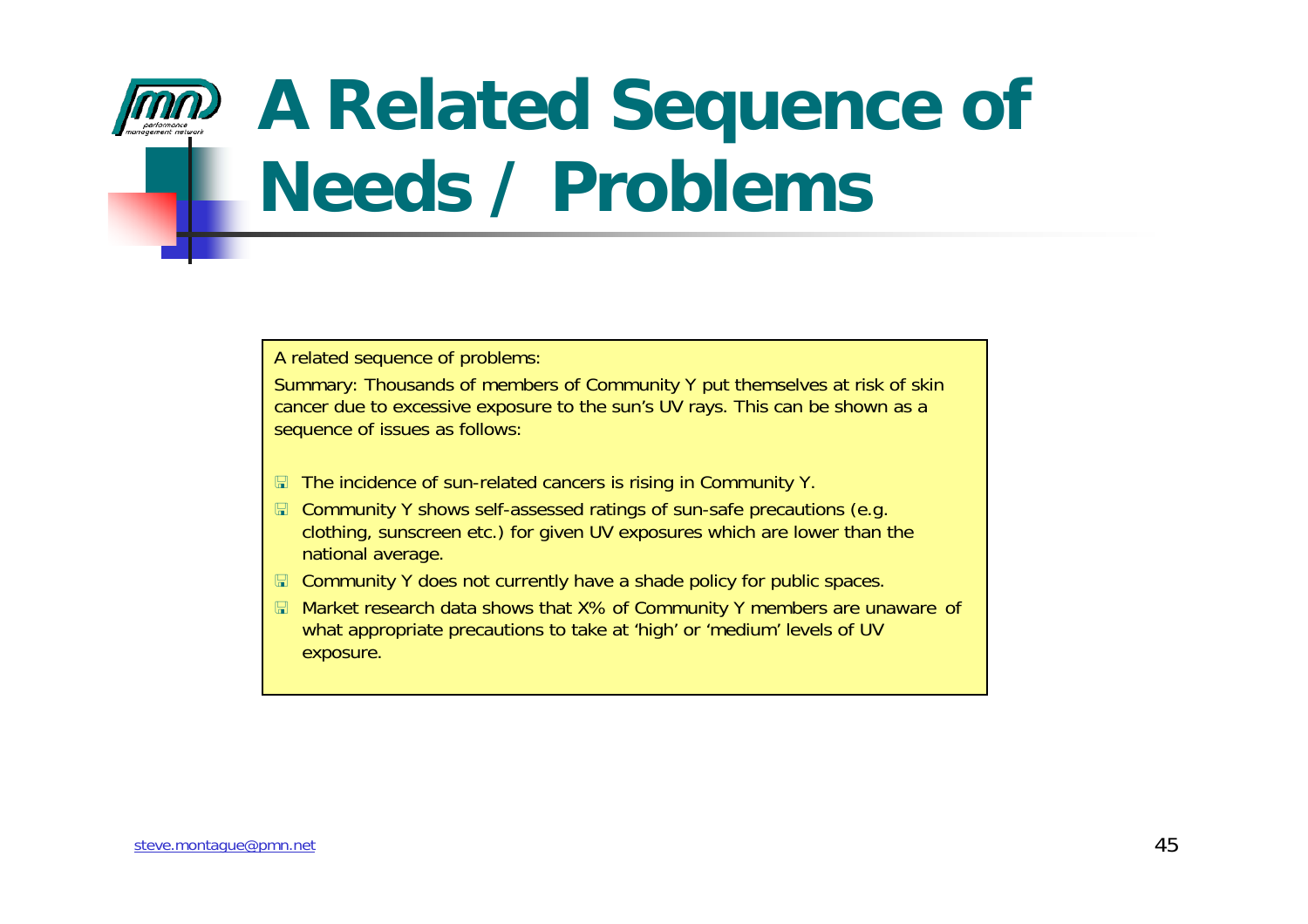# A Related Sequence of Needs / Problems

A related sequence of problems:

Summary: Thousands of members of Community Y put themselves at risk of skin cancer due to excessive exposure to the sun's UV rays. This can be shown as a sequence of issues as follows:

- The incidence of sun-related cancers is rising in Community Y.
- Community Y shows self-assessed ratings of sun-safe precautions (e.g. clothing, sunscreen etc.) for given UV exposures which are lower than the national average.
- Community Y does not currently have a shade policy for public spaces.
- Market research data shows that X% of Community Y members are unaware of what appropriate precautions to take at 'high' or 'medium' levels of UV exposure.

steve.montague@pmn.net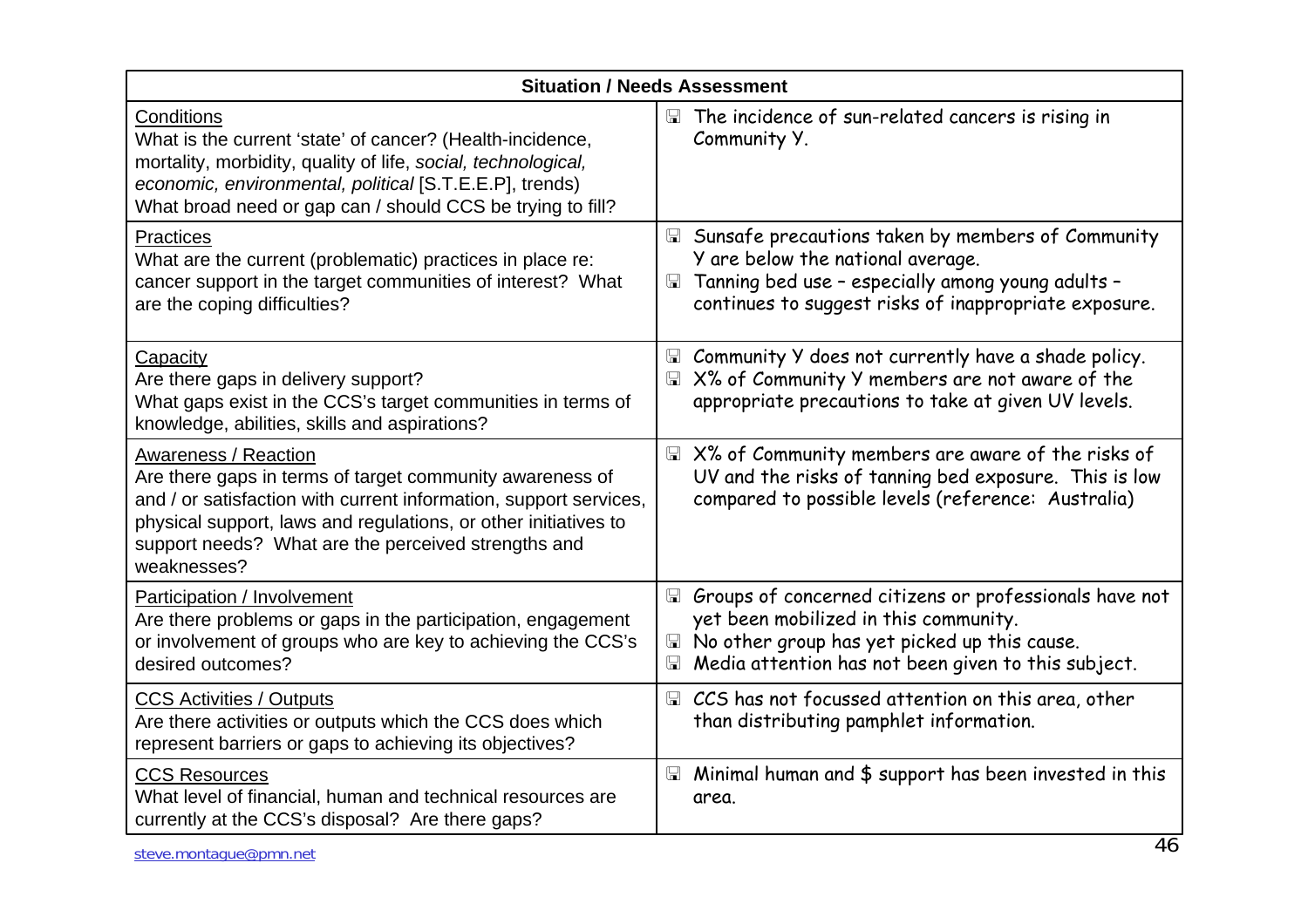| Situation / Needs Assessment | |
|---|---|
| <u>Conditions</u><br>What is the current 'state' of cancer? (Health-incidence, mortality, morbidity, quality of life, *social, technological, economic, environmental, political* [S.T.E.E.P], trends)<br>What broad need or gap can / should CCS be trying to fill? | - The incidence of sun-related cancers is rising in Community Y. |
| <u>Practices</u><br>What are the current (problematic) practices in place re: cancer support in the target communities of interest? What are the coping difficulties? | - Sunsafe precautions taken by members of Community Y are below the national average.<br>- Tanning bed use – especially among young adults – continues to suggest risks of inappropriate exposure. |
| <u>Capacity</u><br>Are there gaps in delivery support?<br>What gaps exist in the CCS's target communities in terms of knowledge, abilities, skills and aspirations? | - Community Y does not currently have a shade policy.<br>- X% of Community Y members are not aware of the appropriate precautions to take at given UV levels. |
| <u>Awareness / Reaction</u><br>Are there gaps in terms of target community awareness of and / or satisfaction with current information, support services, physical support, laws and regulations, or other initiatives to support needs? What are the perceived strengths and weaknesses? | - X% of Community members are aware of the risks of UV and the risks of tanning bed exposure. This is low compared to possible levels (reference: Australia) |
| <u>Participation / Involvement</u><br>Are there problems or gaps in the participation, engagement or involvement of groups who are key to achieving the CCS's desired outcomes? | - Groups of concerned citizens or professionals have not yet been mobilized in this community.<br>- No other group has yet picked up this cause.<br>- Media attention has not been given to this subject. |
| <u>CCS Activities / Outputs</u><br>Are there activities or outputs which the CCS does which represent barriers or gaps to achieving its objectives? | - CCS has not focussed attention on this area, other than distributing pamphlet information. |
| <u>CCS Resources</u><br>What level of financial, human and technical resources are currently at the CCS's disposal? Are there gaps? | - Minimal human and $ support has been invested in this area. |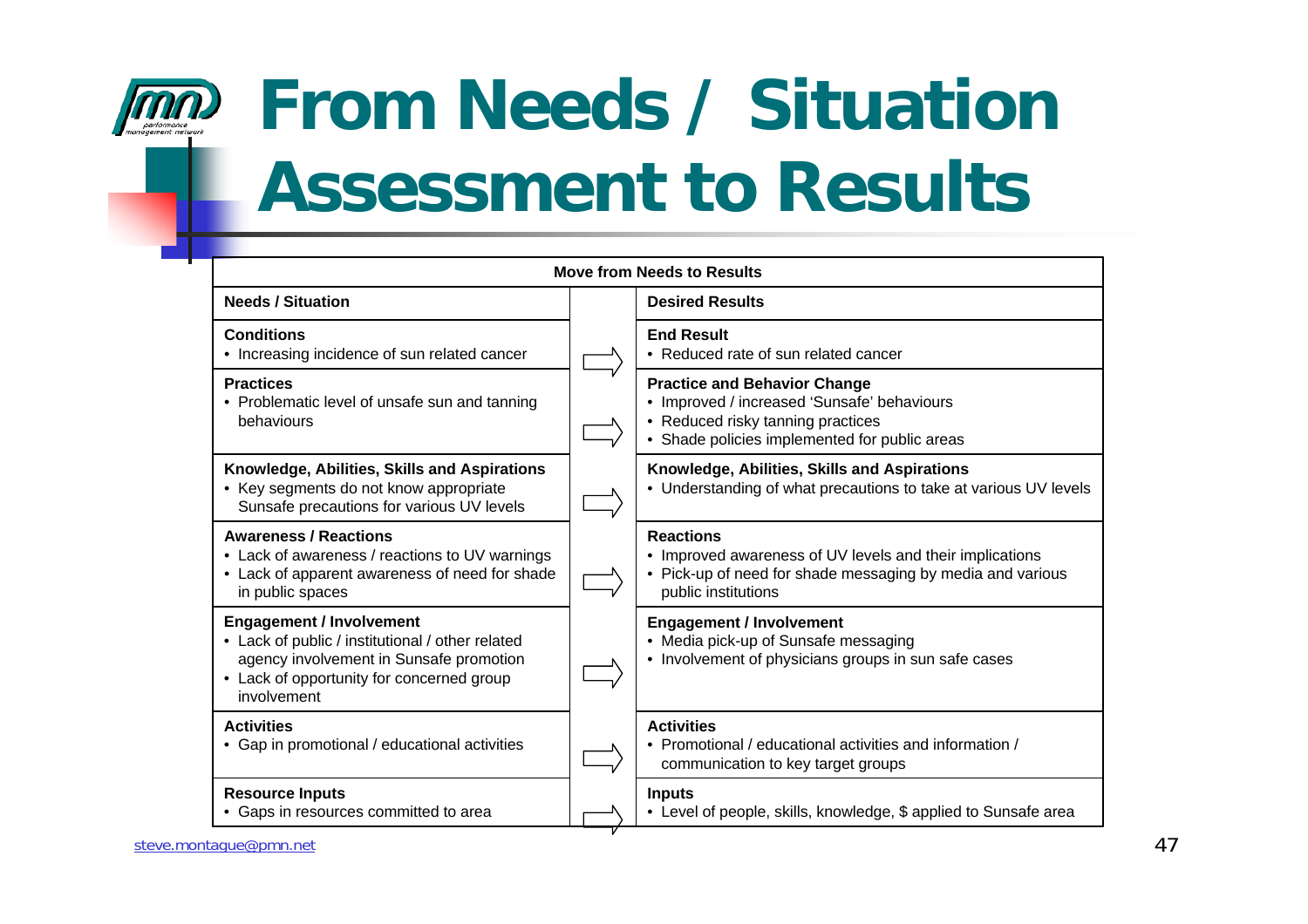# From Needs / Situation Assessment to Results

| Needs / Situation | | Desired Results |
|---|---|---|
| **Conditions**<br>• Increasing incidence of sun related cancer | ⇨ | **End Result**<br>• Reduced rate of sun related cancer |
| **Practices**<br>• Problematic level of unsafe sun and tanning behaviours | ⇨ | **Practice and Behavior Change**<br>• Improved / increased 'Sunsafe' behaviours<br>• Reduced risky tanning practices<br>• Shade policies implemented for public areas |
| **Knowledge, Abilities, Skills and Aspirations**<br>• Key segments do not know appropriate Sunsafe precautions for various UV levels | ⇨ | **Knowledge, Abilities, Skills and Aspirations**<br>• Understanding of what precautions to take at various UV levels |
| **Awareness / Reactions**<br>• Lack of awareness / reactions to UV warnings<br>• Lack of apparent awareness of need for shade in public spaces | ⇨ | **Reactions**<br>• Improved awareness of UV levels and their implications<br>• Pick-up of need for shade messaging by media and various public institutions |
| **Engagement / Involvement**<br>• Lack of public / institutional / other related agency involvement in Sunsafe promotion<br>• Lack of opportunity for concerned group involvement | ⇨ | **Engagement / Involvement**<br>• Media pick-up of Sunsafe messaging<br>• Involvement of physicians groups in sun safe cases |
| **Activities**<br>• Gap in promotional / educational activities | ⇨ | **Activities**<br>• Promotional / educational activities and information / communication to key target groups |
| **Resource Inputs**<br>• Gaps in resources committed to area | ⇨ | **Inputs**<br>• Level of people, skills, knowledge, $ applied to Sunsafe area |

Move from Needs to Results

steve.montague@pmn.net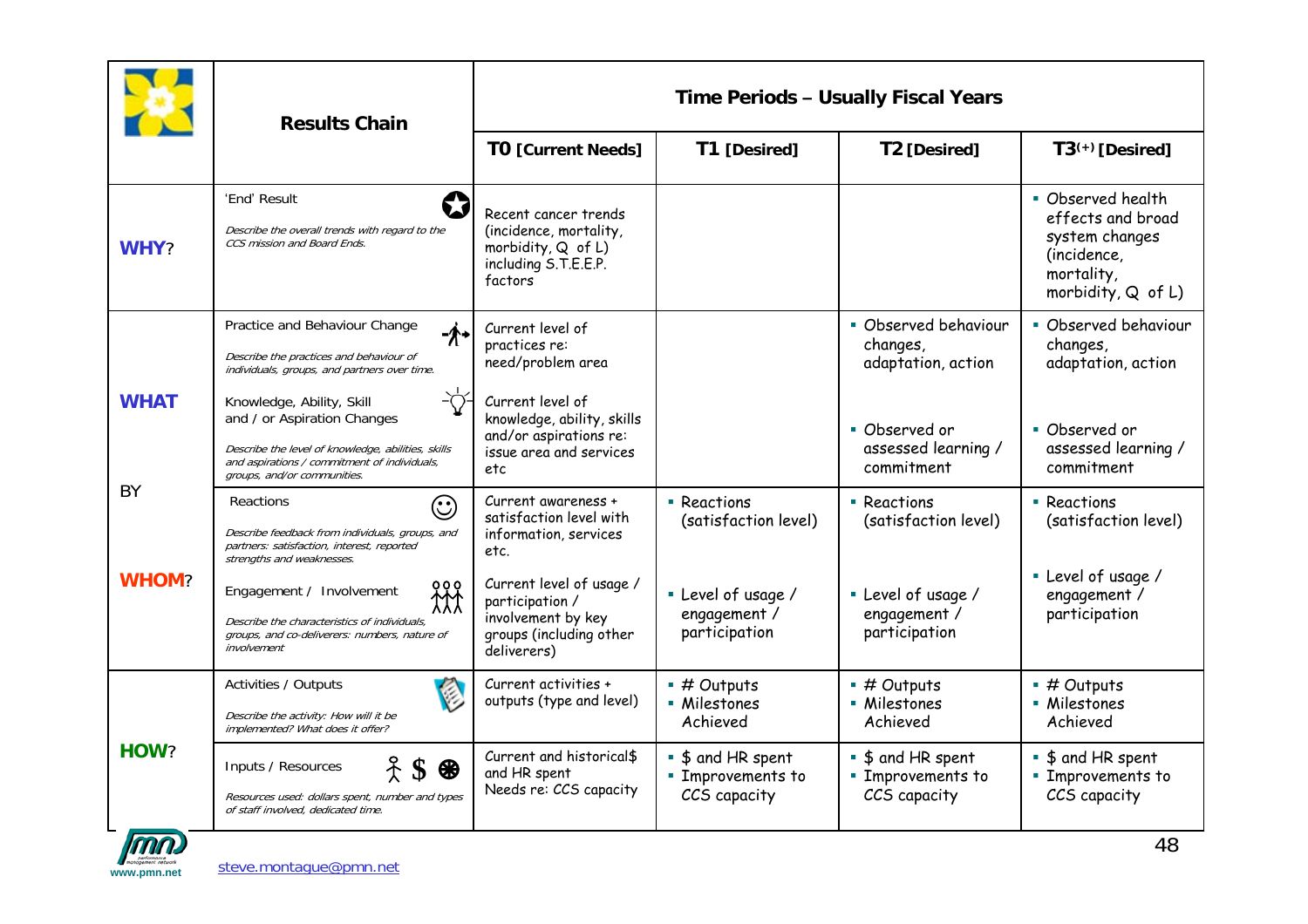| | Results Chain | Time Periods – Usually Fiscal Years | | | |
|---|---|---|---|---|---|
| | | **T0 [Current Needs]** | **T1 [Desired]** | **T2 [Desired]** | **T3(+) [Desired]** |
| **WHY?** | 'End' Result<br>*Describe the overall trends with regard to the CCS mission and Board Ends.* | Recent cancer trends (incidence, mortality, morbidity, Q of L) including S.T.E.E.P. factors | | | ▪ Observed health effects and broad system changes (incidence, mortality, morbidity, Q of L) |
| **WHAT** | Practice and Behaviour Change<br>*Describe the practices and behaviour of individuals, groups, and partners over time.* | Current level of practices re: need/problem area | | ▪ Observed behaviour changes, adaptation, action | ▪ Observed behaviour changes, adaptation, action |
| | Knowledge, Ability, Skill and / or Aspiration Changes<br>*Describe the level of knowledge, abilities, skills and aspirations / commitment of individuals, groups, and/or communities.* | Current level of knowledge, ability, skills and/or aspirations re: issue area and services etc | | ▪ Observed or assessed learning / commitment | ▪ Observed or assessed learning / commitment |
| BY | Reactions<br>*Describe feedback from individuals, groups, and partners: satisfaction, interest, reported strengths and weaknesses.* | Current awareness + satisfaction level with information, services etc. | ▪ Reactions (satisfaction level) | ▪ Reactions (satisfaction level) | ▪ Reactions (satisfaction level) |
| **WHOM?** | Engagement / Involvement<br>*Describe the characteristics of individuals, groups, and co-deliverers: numbers, nature of involvement* | Current level of usage / participation / involvement by key groups (including other deliverers) | ▪ Level of usage / engagement / participation | ▪ Level of usage / engagement / participation | ▪ Level of usage / engagement / participation |
| **HOW?** | Activities / Outputs<br>*Describe the activity: How will it be implemented? What does it offer?* | Current activities + outputs (type and level) | ▪ # Outputs<br>▪ Milestones Achieved | ▪ # Outputs<br>▪ Milestones Achieved | ▪ # Outputs<br>▪ Milestones Achieved |
| | Inputs / Resources<br>*Resources used: dollars spent, number and types of staff involved, dedicated time.* | Current and historical$ and HR spent<br>Needs re: CCS capacity | ▪ $ and HR spent<br>▪ Improvements to CCS capacity | ▪ $ and HR spent<br>▪ Improvements to CCS capacity | ▪ $ and HR spent<br>▪ Improvements to CCS capacity |

www.pmn.net

steve.montague@pmn.net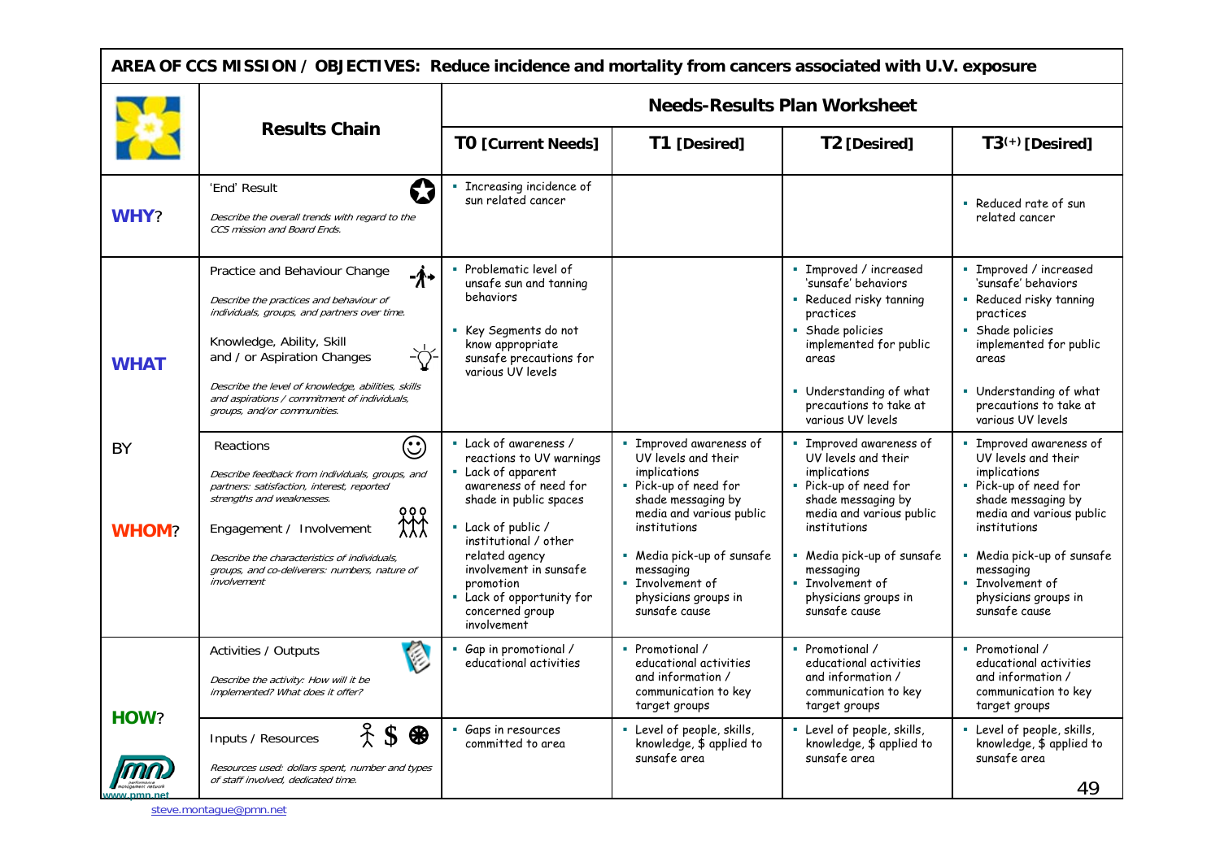**AREA OF CCS MISSION / OBJECTIVES: Reduce incidence and mortality from cancers associated with U.V. exposure**

| | Results Chain | Needs-Results Plan Worksheet | | | |
|---|---|---|---|---|---|
| | | **T0 [Current Needs]** | **T1 [Desired]** | **T2 [Desired]** | **T3(+) [Desired]** |
| **WHY?** | 'End' Result<br>*Describe the overall trends with regard to the CCS mission and Board Ends.* | ▪ Increasing incidence of sun related cancer | | | ▪ Reduced rate of sun related cancer |
| **WHAT** | Practice and Behaviour Change<br>*Describe the practices and behaviour of individuals, groups, and partners over time.*<br><br>Knowledge, Ability, Skill and / or Aspiration Changes<br>*Describe the level of knowledge, abilities, skills and aspirations / commitment of individuals, groups, and/or communities.* | ▪ Problematic level of unsafe sun and tanning behaviors<br>▪ Key Segments do not know appropriate sunsafe precautions for various UV levels | | ▪ Improved / increased 'sunsafe' behaviors<br>▪ Reduced risky tanning practices<br>▪ Shade policies implemented for public areas<br>▪ Understanding of what precautions to take at various UV levels | ▪ Improved / increased 'sunsafe' behaviors<br>▪ Reduced risky tanning practices<br>▪ Shade policies implemented for public areas<br>▪ Understanding of what precautions to take at various UV levels |
| BY<br><br>**WHOM?** | Reactions<br>*Describe feedback from individuals, groups, and partners: satisfaction, interest, reported strengths and weaknesses.*<br><br>Engagement / Involvement<br>*Describe the characteristics of individuals, groups, and co-deliverers: numbers, nature of involvement* | ▪ Lack of awareness / reactions to UV warnings<br>▪ Lack of apparent awareness of need for shade in public spaces<br>▪ Lack of public / institutional / other related agency involvement in sunsafe promotion<br>▪ Lack of opportunity for concerned group involvement | ▪ Improved awareness of UV levels and their implications<br>▪ Pick-up of need for shade messaging by media and various public institutions<br>▪ Media pick-up of sunsafe messaging<br>▪ Involvement of physicians groups in sunsafe cause | ▪ Improved awareness of UV levels and their implications<br>▪ Pick-up of need for shade messaging by media and various public institutions<br>▪ Media pick-up of sunsafe messaging<br>▪ Involvement of physicians groups in sunsafe cause | ▪ Improved awareness of UV levels and their implications<br>▪ Pick-up of need for shade messaging by media and various public institutions<br>▪ Media pick-up of sunsafe messaging<br>▪ Involvement of physicians groups in sunsafe cause |
| **HOW?** | Activities / Outputs<br>*Describe the activity: How will it be implemented? What does it offer?* | ▪ Gap in promotional / educational activities | ▪ Promotional / educational activities and information / communication to key target groups | ▪ Promotional / educational activities and information / communication to key target groups | ▪ Promotional / educational activities and information / communication to key target groups |
| | Inputs / Resources<br>*Resources used: dollars spent, number and types of staff involved, dedicated time.* | ▪ Gaps in resources committed to area | ▪ Level of people, skills, knowledge, $ applied to sunsafe area | ▪ Level of people, skills, knowledge, $ applied to sunsafe area | ▪ Level of people, skills, knowledge, $ applied to sunsafe area |

www.pmn.net

steve.montague@pmn.net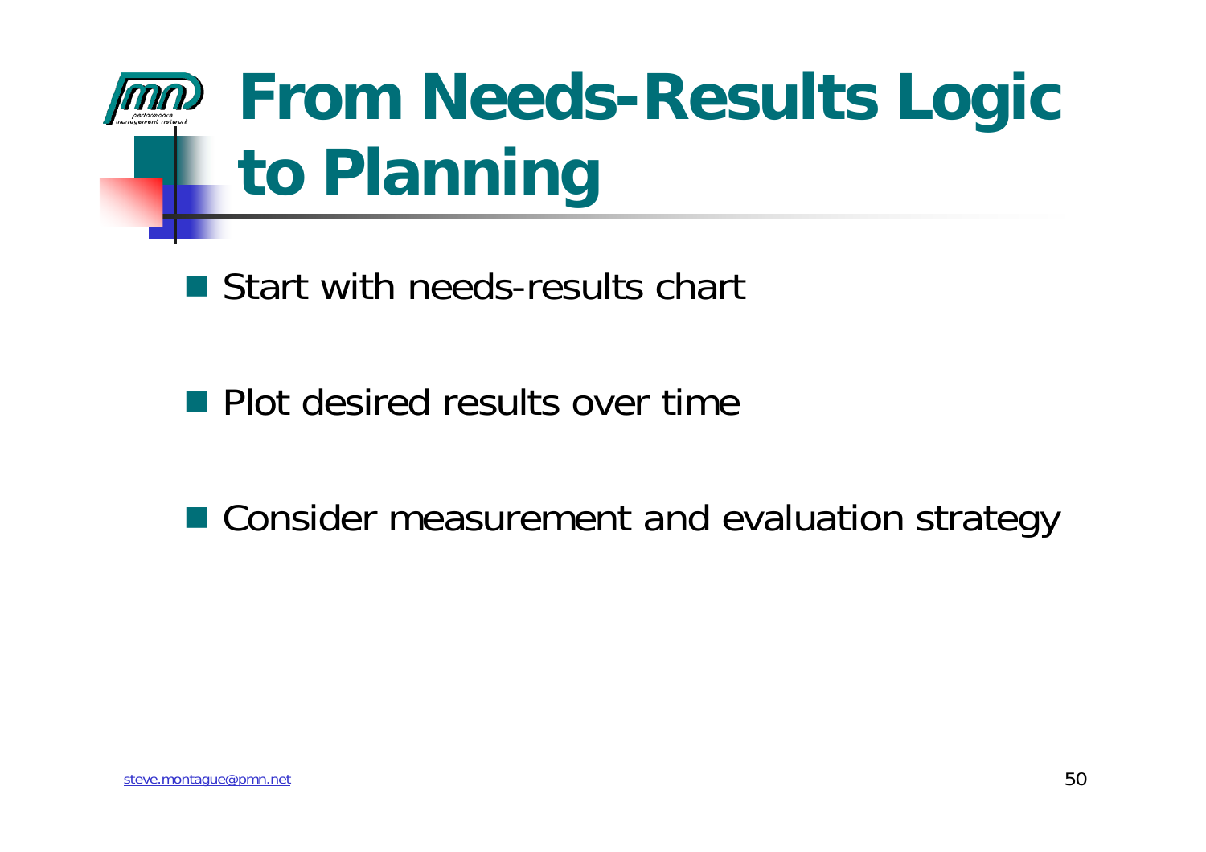# From Needs-Results Logic to Planning

- Start with needs-results chart
- Plot desired results over time
- Consider measurement and evaluation strategy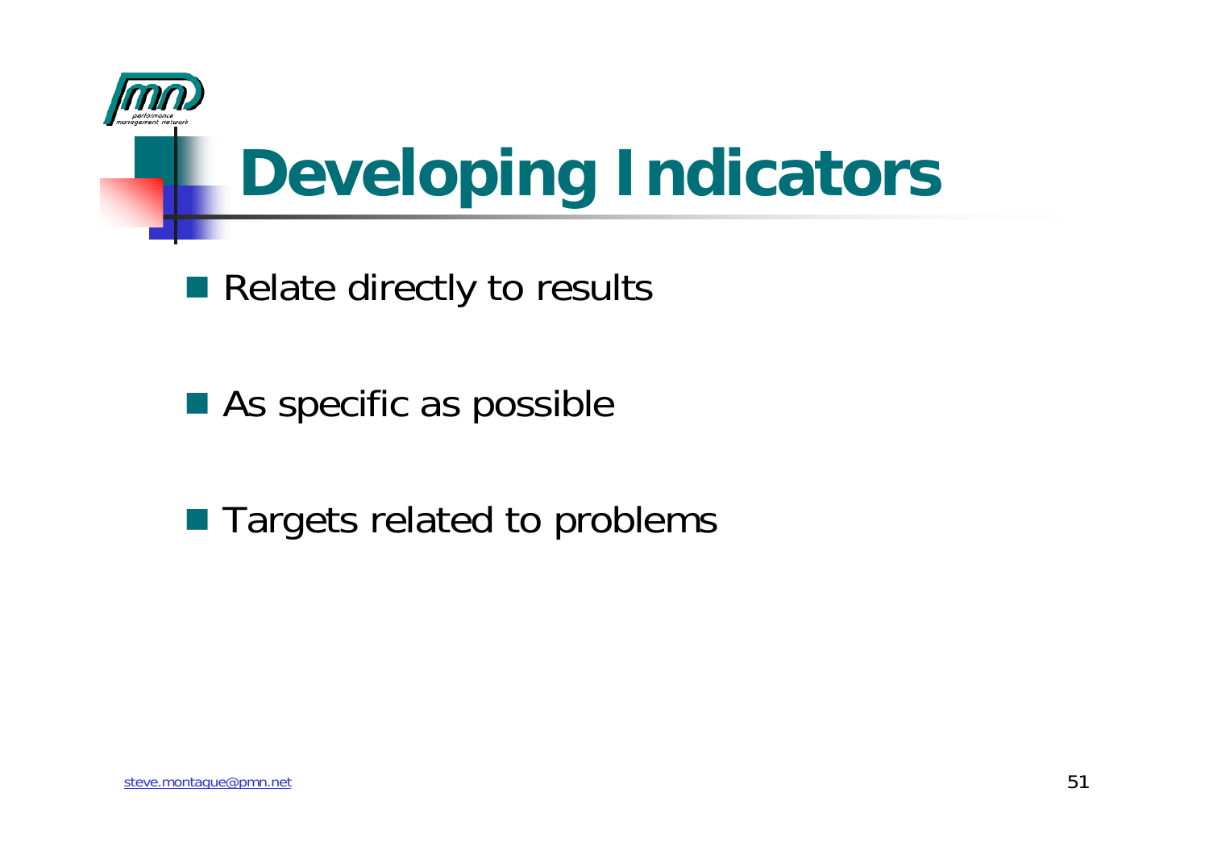# Developing Indicators

- Relate directly to results
- As specific as possible
- Targets related to problems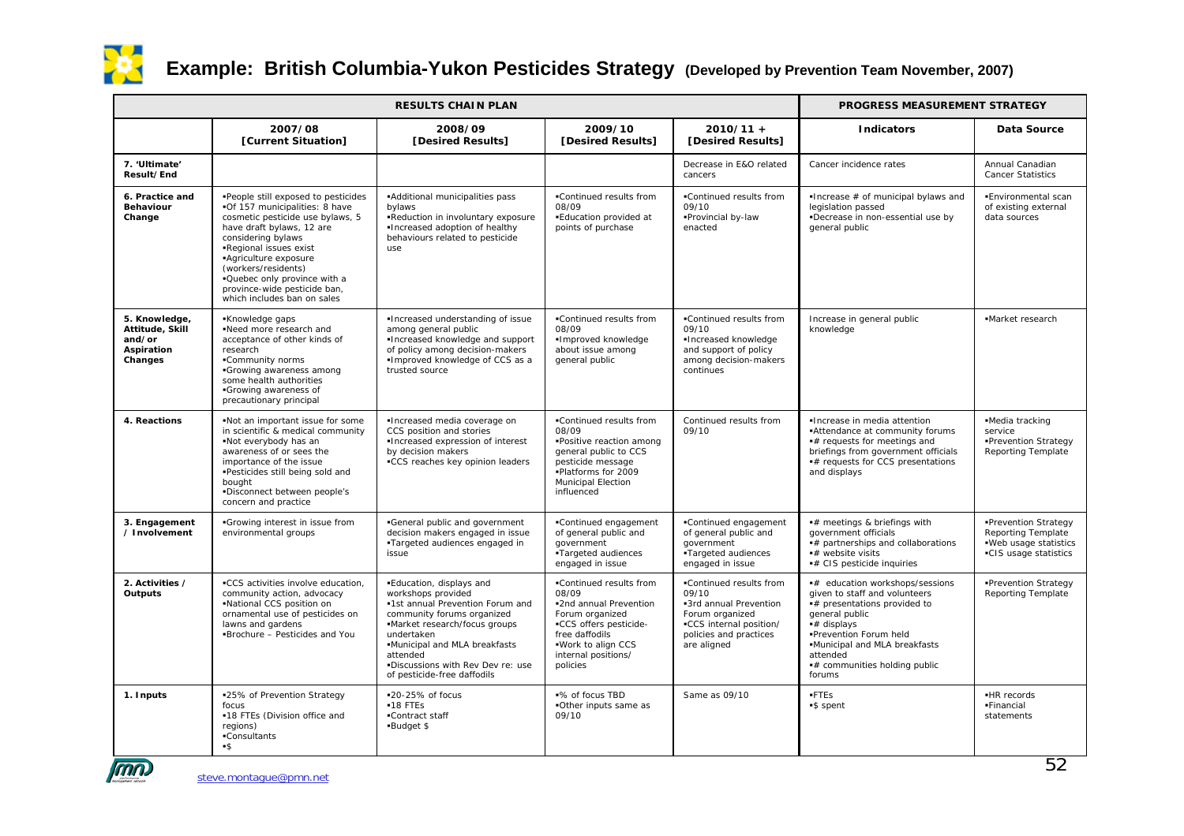# Example: British Columbia-Yukon Pesticides Strategy (Developed by Prevention Team November, 2007)

| RESULTS CHAIN PLAN | | | | | PROGRESS MEASUREMENT STRATEGY | |
|---|---|---|---|---|---|---|
| | **2007/08 [Current Situation]** | **2008/09 [Desired Results]** | **2009/10 [Desired Results]** | **2010/11 + [Desired Results]** | **Indicators** | **Data Source** |
| **7. 'Ultimate' Result/End** | | | | Decrease in E&O related cancers | Cancer incidence rates | Annual Canadian Cancer Statistics |
| **6. Practice and Behaviour Change** | ▪People still exposed to pesticides ▪Of 157 municipalities: 8 have cosmetic pesticide use bylaws, 5 have draft bylaws, 12 are considering bylaws ▪Regional issues exist ▪Agriculture exposure (workers/residents) ▪Quebec only province with a province-wide pesticide ban, which includes ban on sales | ▪Additional municipalities pass bylaws ▪Reduction in involuntary exposure ▪Increased adoption of healthy behaviours related to pesticide use | ▪Continued results from 08/09 ▪Education provided at points of purchase | ▪Continued results from 09/10 ▪Provincial by-law enacted | ▪Increase # of municipal bylaws and legislation passed ▪Decrease in non-essential use by general public | ▪Environmental scan of existing external data sources |
| **5. Knowledge, Attitude, Skill and/or Aspiration Changes** | ▪Knowledge gaps ▪Need more research and acceptance of other kinds of research ▪Community norms ▪Growing awareness among some health authorities ▪Growing awareness of precautionary principal | ▪Increased understanding of issue among general public ▪Increased knowledge and support of policy among decision-makers ▪Improved knowledge of CCS as a trusted source | ▪Continued results from 08/09 ▪Improved knowledge about issue among general public | ▪Continued results from 09/10 ▪Increased knowledge and support of policy among decision-makers continues | Increase in general public knowledge | ▪Market research |
| **4. Reactions** | ▪Not an important issue for some in scientific & medical community ▪Not everybody has an awareness of or sees the importance of the issue ▪Pesticides still being sold and bought ▪Disconnect between people's concern and practice | ▪Increased media coverage on CCS position and stories ▪Increased expression of interest by decision makers ▪CCS reaches key opinion leaders | ▪Continued results from 08/09 ▪Positive reaction among general public to CCS pesticide message ▪Platforms for 2009 Municipal Election influenced | Continued results from 09/10 | ▪Increase in media attention ▪Attendance at community forums ▪# requests for meetings and briefings from government officials ▪# requests for CCS presentations and displays | ▪Media tracking service ▪Prevention Strategy Reporting Template |
| **3. Engagement / Involvement** | ▪Growing interest in issue from environmental groups | ▪General public and government decision makers engaged in issue ▪Targeted audiences engaged in issue | ▪Continued engagement of general public and government ▪Targeted audiences engaged in issue | ▪Continued engagement of general public and government ▪Targeted audiences engaged in issue | ▪# meetings & briefings with government officials ▪# partnerships and collaborations ▪# website visits ▪# CIS pesticide inquiries | ▪Prevention Strategy Reporting Template ▪Web usage statistics ▪CIS usage statistics |
| **2. Activities / Outputs** | ▪CCS activities involve education, community action, advocacy ▪National CCS position on ornamental use of pesticides on lawns and gardens ▪Brochure – Pesticides and You | ▪Education, displays and workshops provided ▪1st annual Prevention Forum and community forums organized ▪Market research/focus groups undertaken ▪Municipal and MLA breakfasts attended ▪Discussions with Rev Dev re: use of pesticide-free daffodils | ▪Continued results from 08/09 ▪2nd annual Prevention Forum organized ▪CCS offers pesticide-free daffodils ▪Work to align CCS internal positions/ policies | ▪Continued results from 09/10 ▪3rd annual Prevention Forum organized ▪CCS internal position/ policies and practices are aligned | ▪# education workshops/sessions given to staff and volunteers ▪# presentations provided to general public ▪# displays ▪Prevention Forum held ▪Municipal and MLA breakfasts attended ▪# communities holding public forums | ▪Prevention Strategy Reporting Template |
| **1. Inputs** | ▪25% of Prevention Strategy focus ▪18 FTEs (Division office and regions) ▪Consultants ▪$ | ▪20-25% of focus ▪18 FTEs ▪Contract staff ▪Budget $ | ▪% of focus TBD ▪Other inputs same as 09/10 | Same as 09/10 | ▪FTEs ▪$ spent | ▪HR records ▪Financial statements |

steve.montague@pmn.net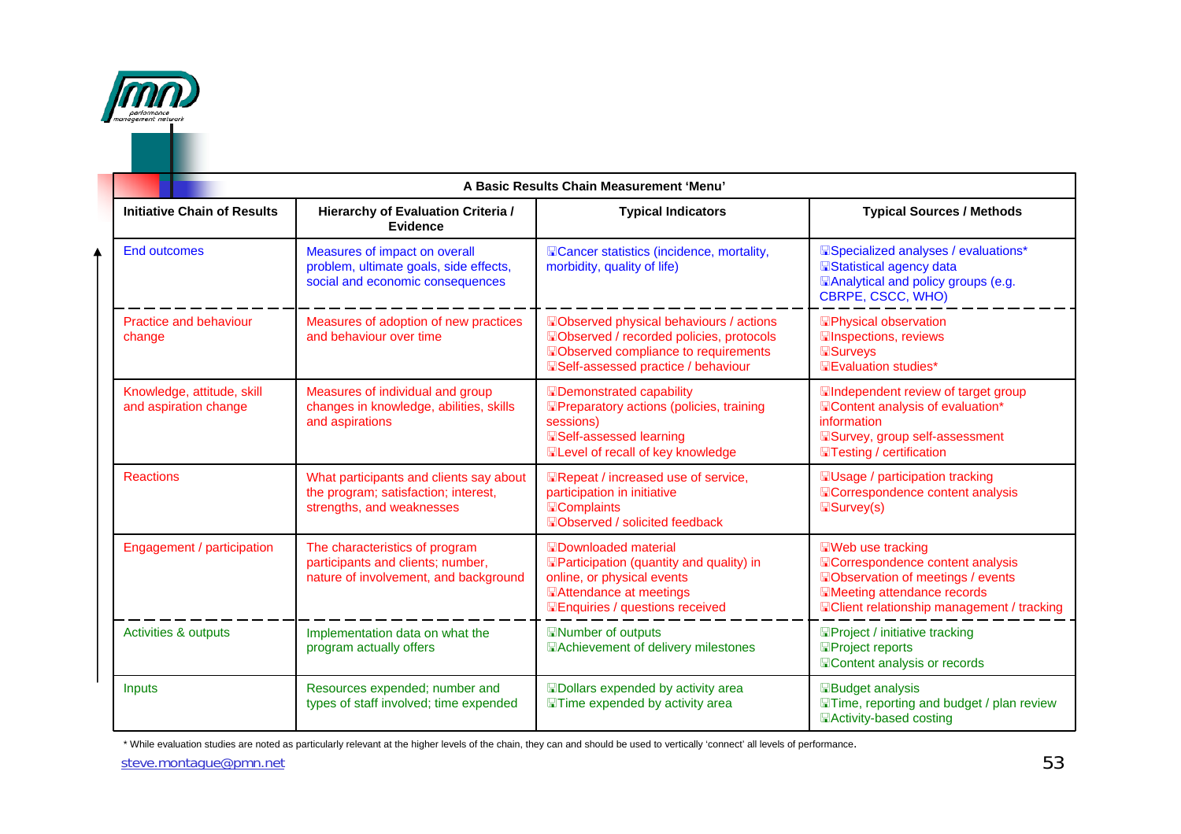| A Basic Results Chain Measurement 'Menu' | | | |
|---|---|---|---|
| **Initiative Chain of Results** | **Hierarchy of Evaluation Criteria / Evidence** | **Typical Indicators** | **Typical Sources / Methods** |
| End outcomes | Measures of impact on overall problem, ultimate goals, side effects, social and economic consequences | Cancer statistics (incidence, mortality, morbidity, quality of life) | Specialized analyses / evaluations*<br>Statistical agency data<br>Analytical and policy groups (e.g. CBRPE, CSCC, WHO) |
| Practice and behaviour change | Measures of adoption of new practices and behaviour over time | Observed physical behaviours / actions<br>Observed / recorded policies, protocols<br>Observed compliance to requirements<br>Self-assessed practice / behaviour | Physical observation<br>Inspections, reviews<br>Surveys<br>Evaluation studies* |
| Knowledge, attitude, skill and aspiration change | Measures of individual and group changes in knowledge, abilities, skills and aspirations | Demonstrated capability<br>Preparatory actions (policies, training sessions)<br>Self-assessed learning<br>Level of recall of key knowledge | Independent review of target group<br>Content analysis of evaluation* information<br>Survey, group self-assessment<br>Testing / certification |
| Reactions | What participants and clients say about the program; satisfaction; interest, strengths, and weaknesses | Repeat / increased use of service, participation in initiative<br>Complaints<br>Observed / solicited feedback | Usage / participation tracking<br>Correspondence content analysis<br>Survey(s) |
| Engagement / participation | The characteristics of program participants and clients; number, nature of involvement, and background | Downloaded material<br>Participation (quantity and quality) in online, or physical events<br>Attendance at meetings<br>Enquiries / questions received | Web use tracking<br>Correspondence content analysis<br>Observation of meetings / events<br>Meeting attendance records<br>Client relationship management / tracking |
| Activities & outputs | Implementation data on what the program actually offers | Number of outputs<br>Achievement of delivery milestones | Project / initiative tracking<br>Project reports<br>Content analysis or records |
| Inputs | Resources expended; number and types of staff involved; time expended | Dollars expended by activity area<br>Time expended by activity area | Budget analysis<br>Time, reporting and budget / plan review<br>Activity-based costing |

\* While evaluation studies are noted as particularly relevant at the higher levels of the chain, they can and should be used to vertically 'connect' all levels of performance.

steve.montague@pmn.net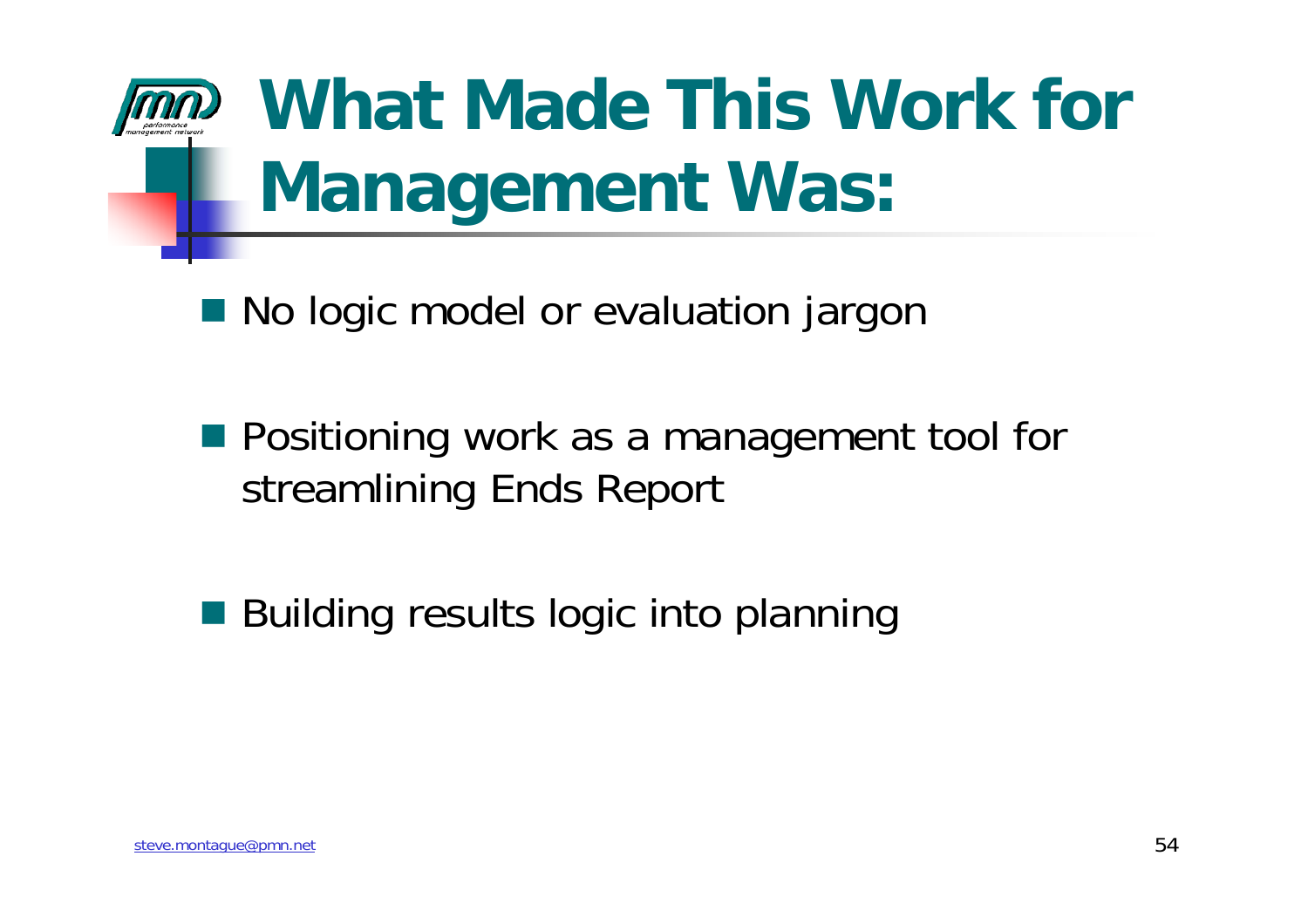# What Made This Work for Management Was:

- No logic model or evaluation jargon
- Positioning work as a management tool for streamlining Ends Report
- Building results logic into planning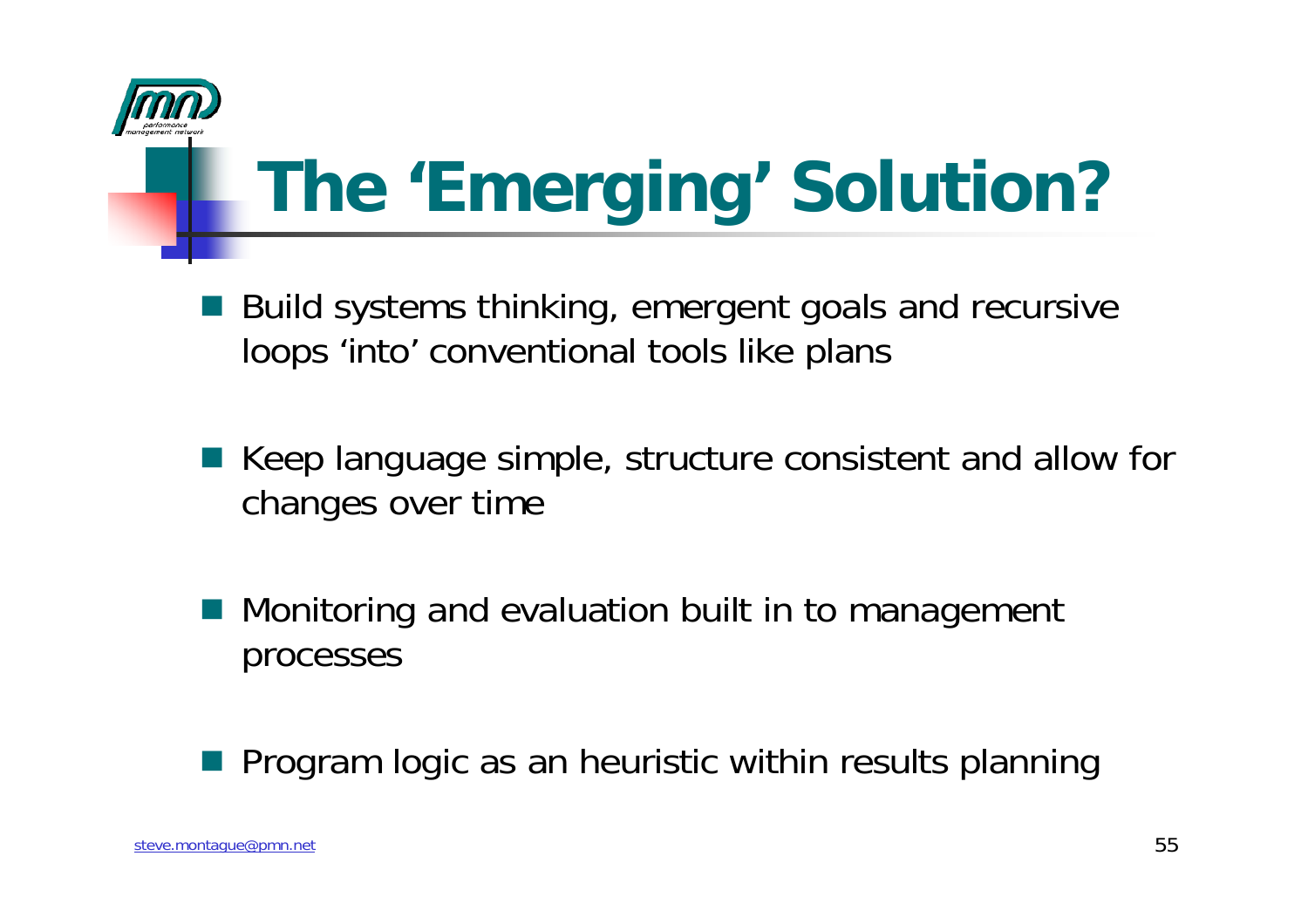# The 'Emerging' Solution?

- Build systems thinking, emergent goals and recursive loops 'into' conventional tools like plans
- Keep language simple, structure consistent and allow for changes over time
- Monitoring and evaluation built in to management processes
- Program logic as an heuristic within results planning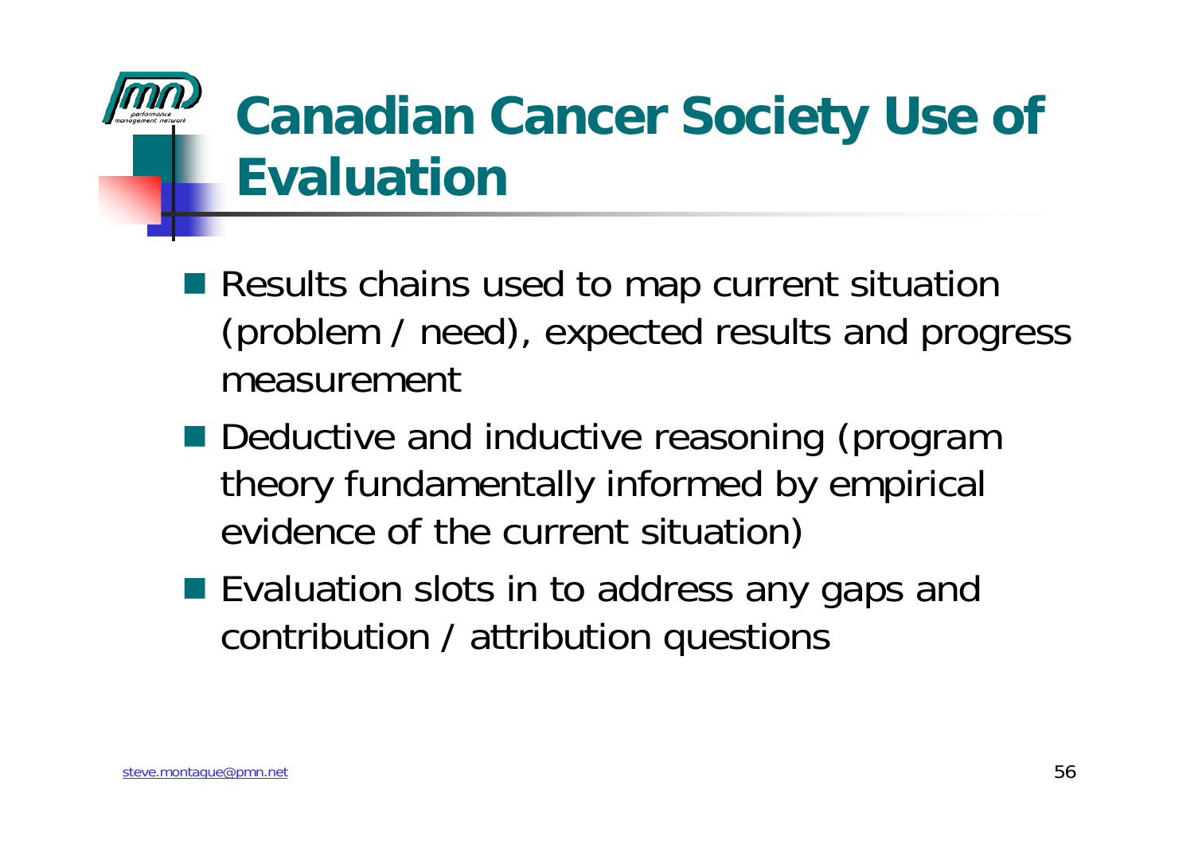# Canadian Cancer Society Use of Evaluation

- Results chains used to map current situation (problem / need), expected results and progress measurement
- Deductive and inductive reasoning (program theory fundamentally informed by empirical evidence of the current situation)
- Evaluation slots in to address any gaps and contribution / attribution questions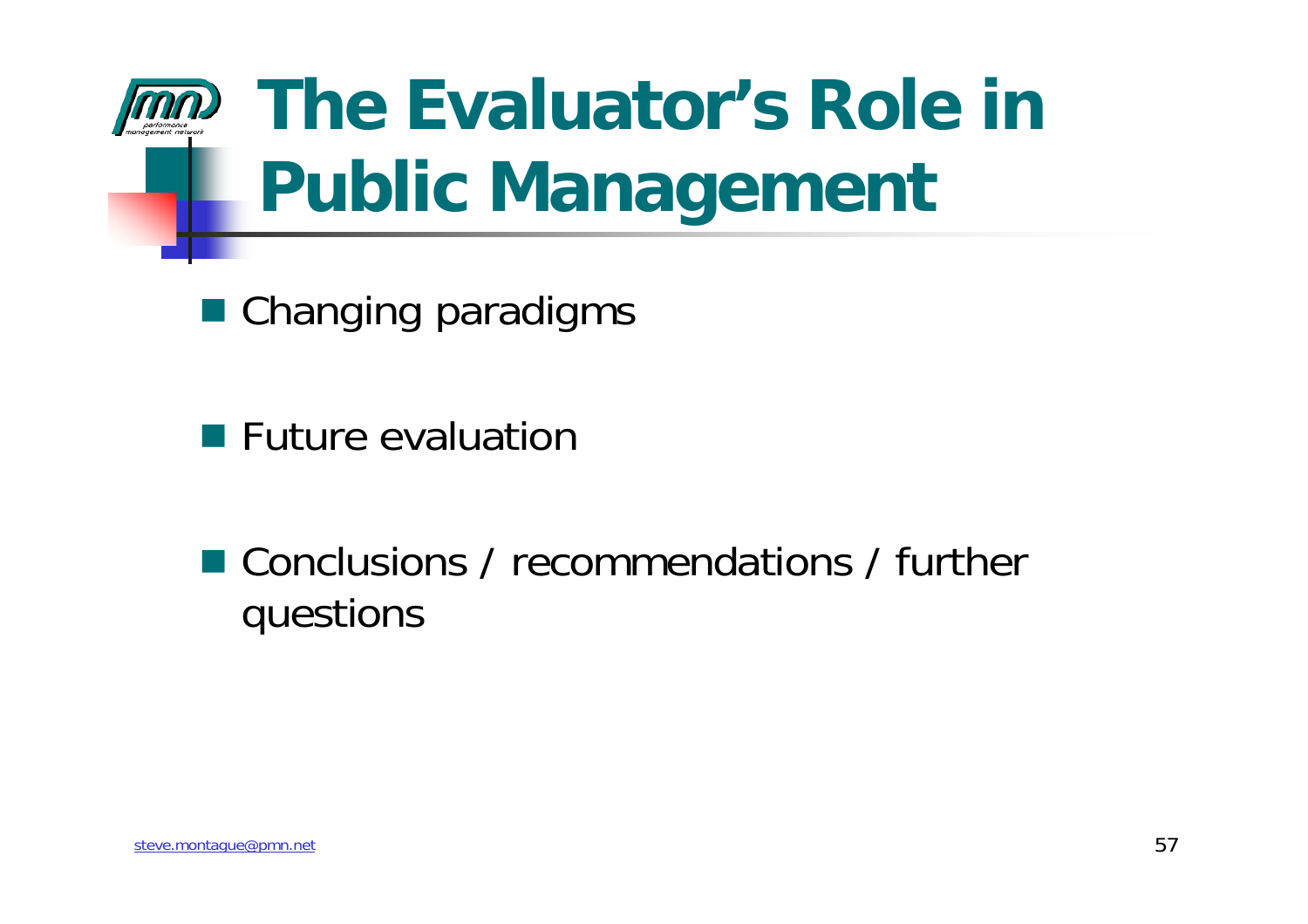# The Evaluator's Role in Public Management

- Changing paradigms
- Future evaluation
- Conclusions / recommendations / further questions

steve.montague@pmn.net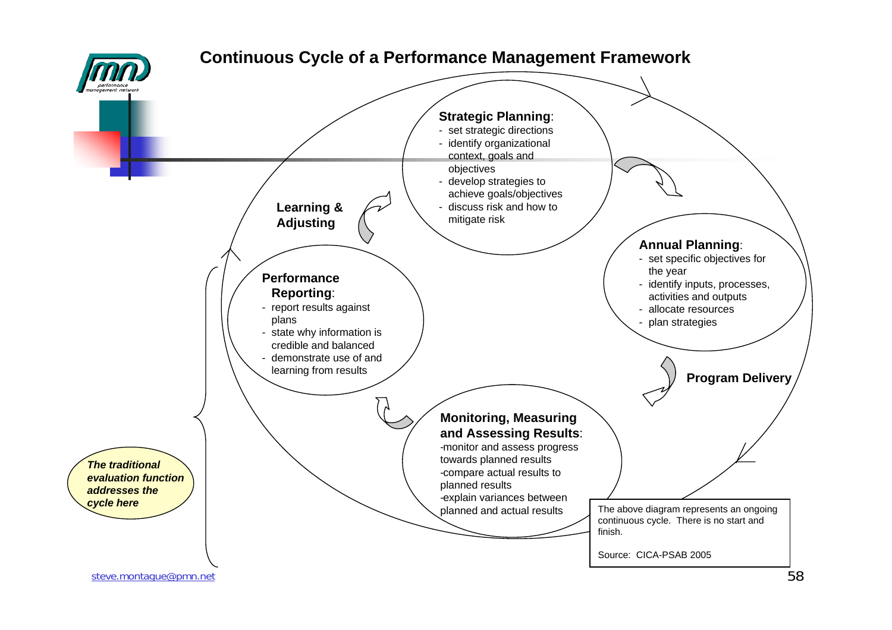## Continuous Cycle of a Performance Management Framework

**Strategic Planning**:
- set strategic directions
- identify organizational context, goals and objectives
- develop strategies to achieve goals/objectives
- discuss risk and how to mitigate risk

**Annual Planning**:
- set specific objectives for the year
- identify inputs, processes, activities and outputs
- allocate resources
- plan strategies

**Program Delivery**

**Monitoring, Measuring and Assessing Results**:
- monitor and assess progress towards planned results
- compare actual results to planned results
- explain variances between planned and actual results

**Performance Reporting**:
- report results against plans
- state why information is credible and balanced
- demonstrate use of and learning from results

**Learning & Adjusting**

***The traditional evaluation function addresses the cycle here***

The above diagram represents an ongoing continuous cycle. There is no start and finish.

Source: CICA-PSAB 2005

steve.montague@pmn.net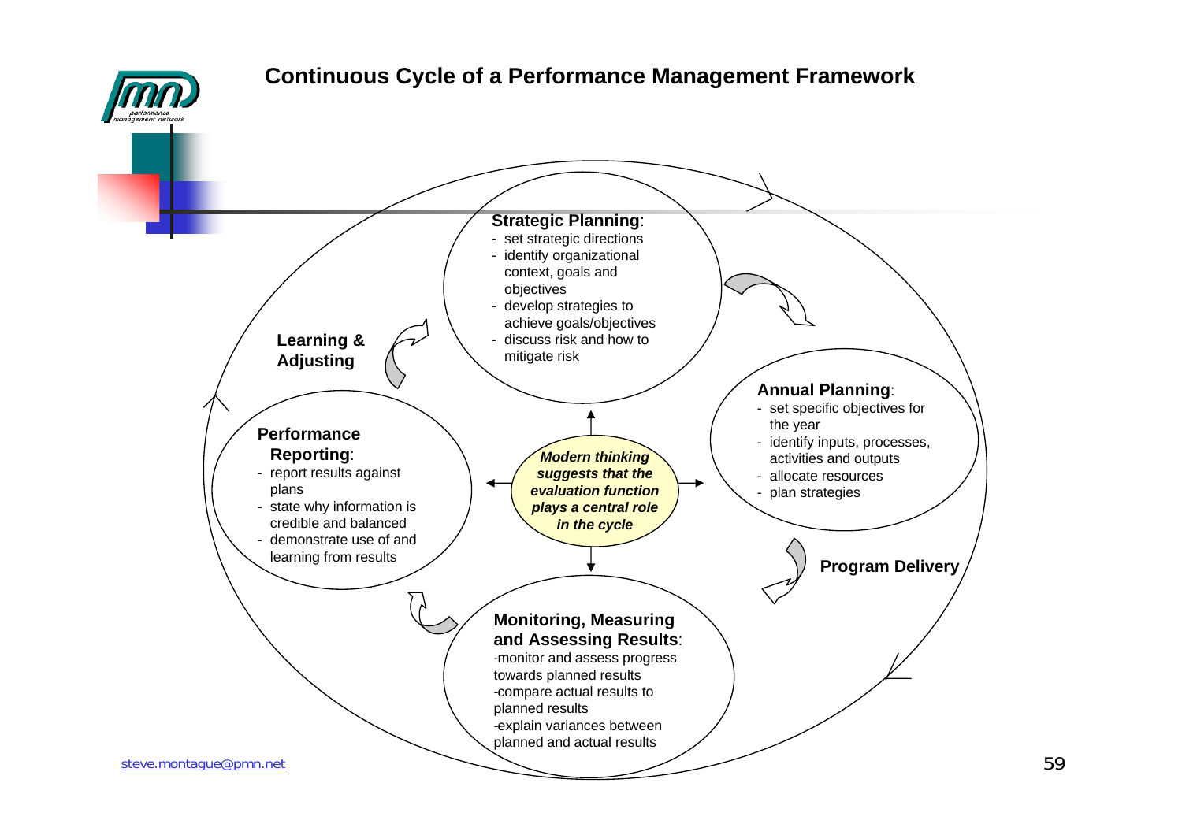## Continuous Cycle of a Performance Management Framework

**Strategic Planning**:
- set strategic directions
- identify organizational context, goals and objectives
- develop strategies to achieve goals/objectives
- discuss risk and how to mitigate risk

**Annual Planning**:
- set specific objectives for the year
- identify inputs, processes, activities and outputs
- allocate resources
- plan strategies

**Program Delivery**

**Monitoring, Measuring and Assessing Results**:
- monitor and assess progress towards planned results
- compare actual results to planned results
- explain variances between planned and actual results

**Performance Reporting**:
- report results against plans
- state why information is credible and balanced
- demonstrate use of and learning from results

**Learning & Adjusting**

***Modern thinking suggests that the evaluation function plays a central role in the cycle***

steve.montague@pmn.net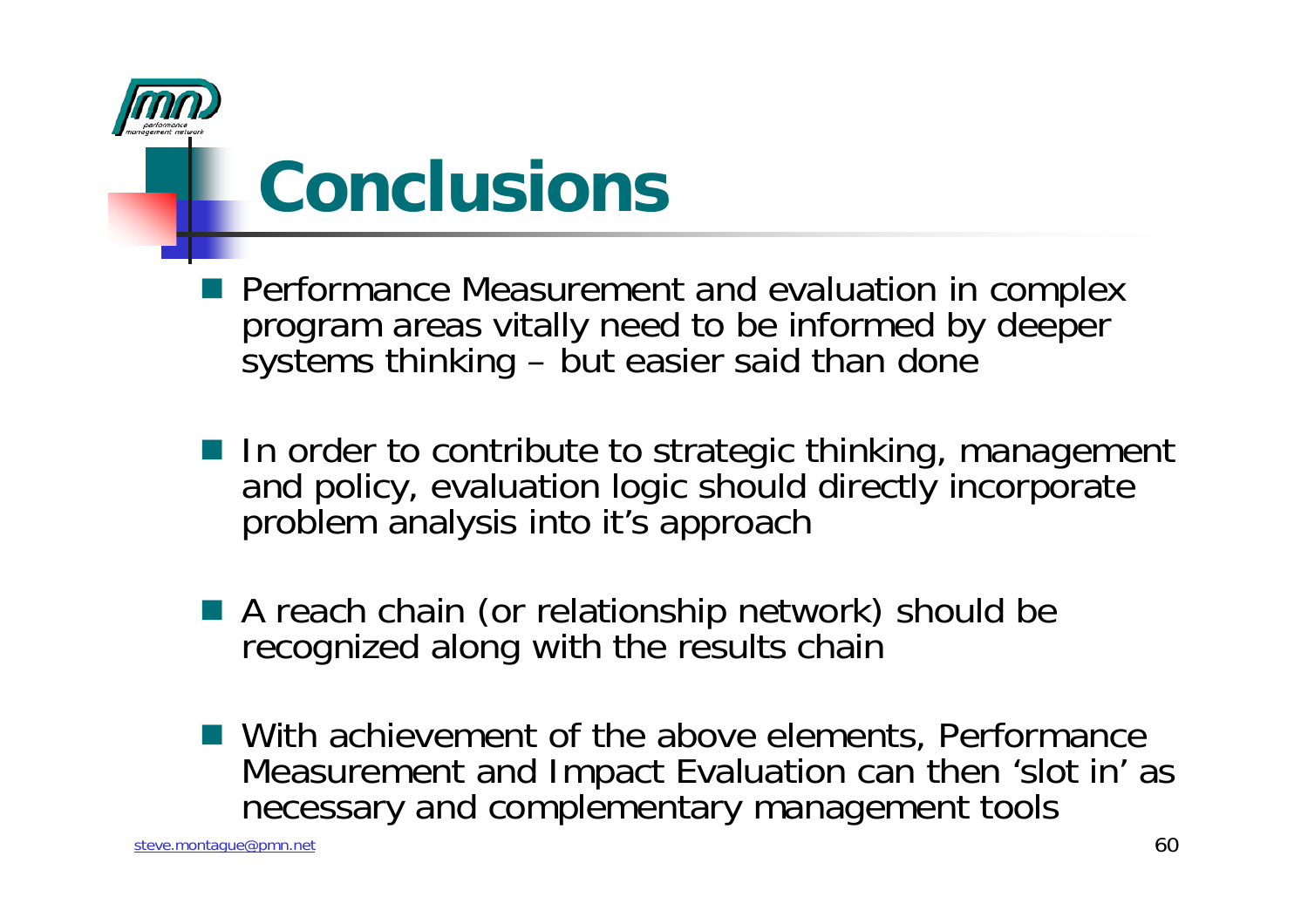# Conclusions

- Performance Measurement and evaluation in complex program areas vitally need to be informed by deeper systems thinking – but easier said than done
- In order to contribute to strategic thinking, management and policy, evaluation logic should directly incorporate problem analysis into it's approach
- A reach chain (or relationship network) should be recognized along with the results chain
- With achievement of the above elements, Performance Measurement and Impact Evaluation can then 'slot in' as necessary and complementary management tools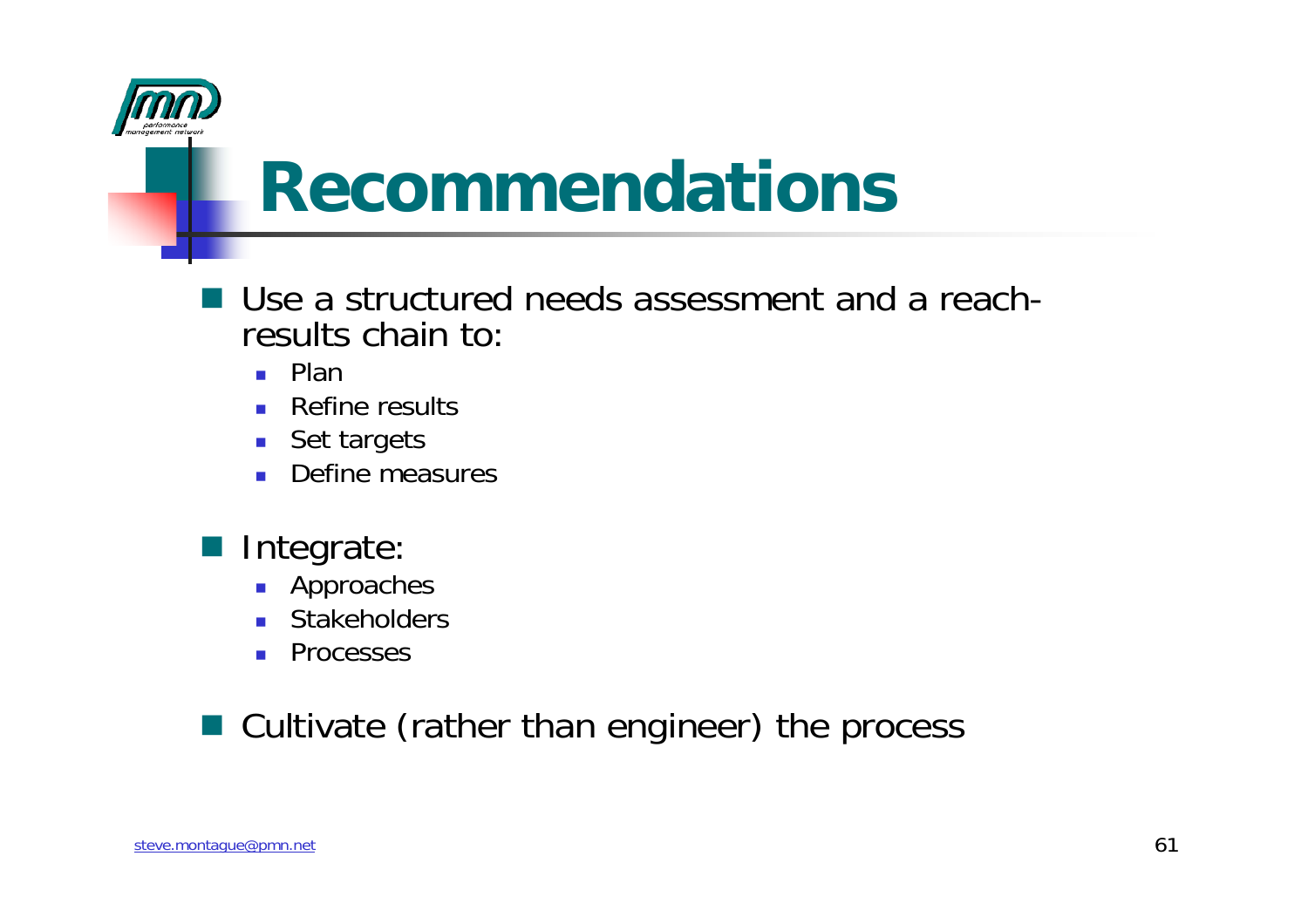# Recommendations

- Use a structured needs assessment and a reach-results chain to:
  - Plan
  - Refine results
  - Set targets
  - Define measures
- Integrate:
  - Approaches
  - Stakeholders
  - Processes
- Cultivate (rather than engineer) the process

steve.montague@pmn.net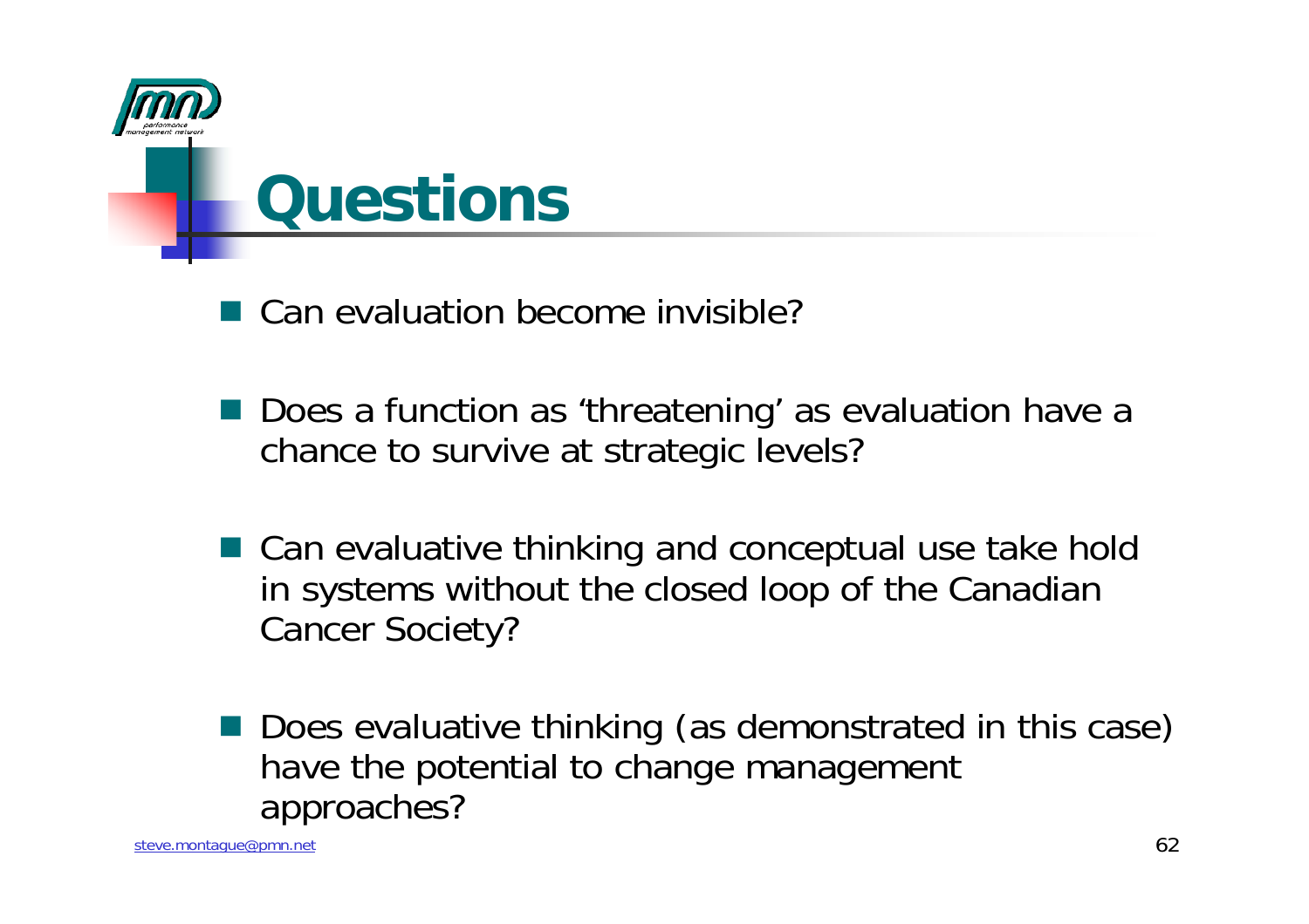# Questions

- Can evaluation become invisible?
- Does a function as 'threatening' as evaluation have a chance to survive at strategic levels?
- Can evaluative thinking and conceptual use take hold in systems without the closed loop of the Canadian Cancer Society?
- Does evaluative thinking (as demonstrated in this case) have the potential to change management approaches?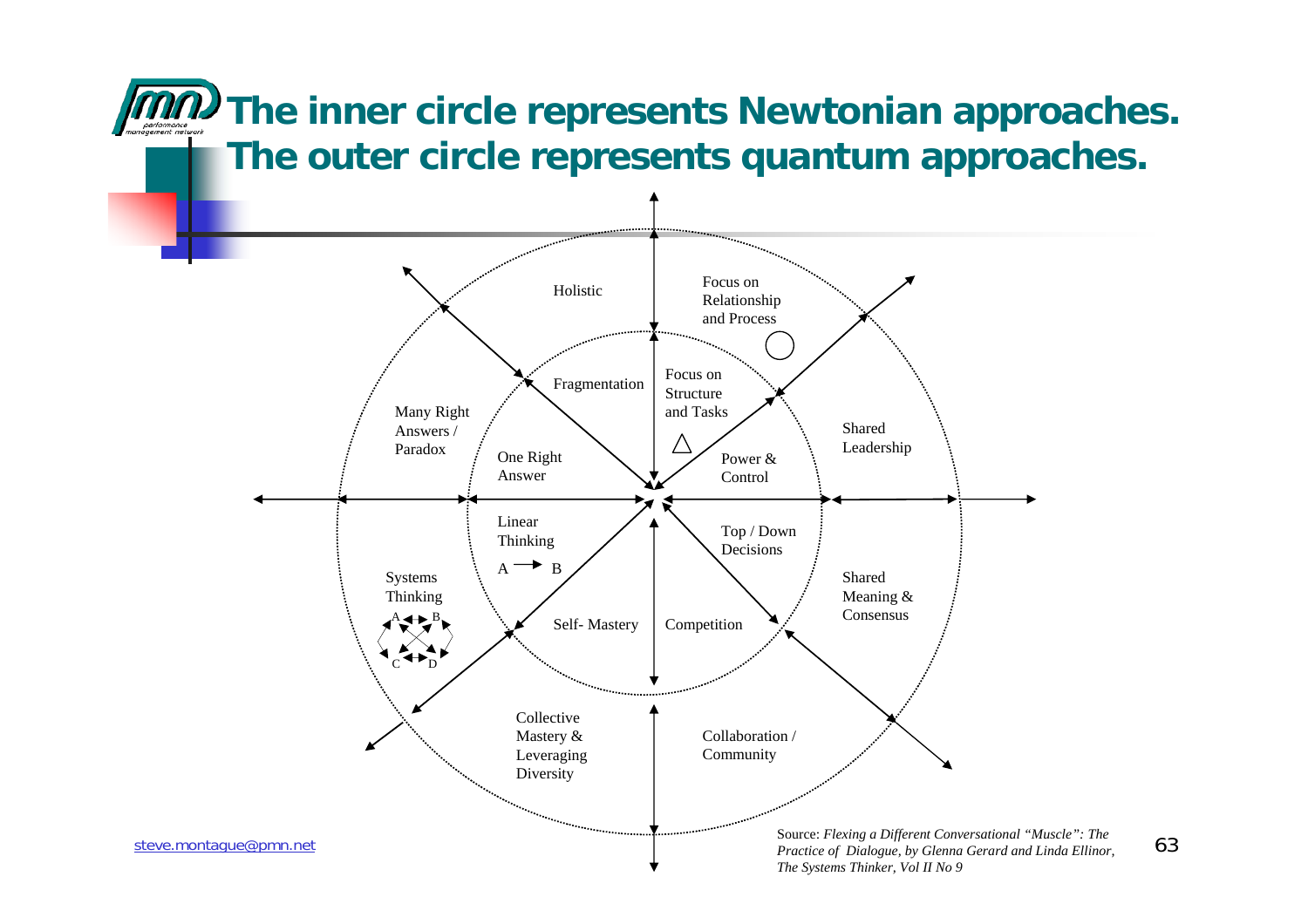# The inner circle represents Newtonian approaches. The outer circle represents quantum approaches.

| Inner circle (Newtonian) | Outer circle (Quantum) |
|---|---|
| Fragmentation | Holistic |
| Focus on Structure and Tasks △ | Focus on Relationship and Process ○ |
| Power & Control | Shared Leadership |
| Top / Down Decisions | Shared Meaning & Consensus |
| Competition | Collaboration / Community |
| Self- Mastery | Collective Mastery & Leveraging Diversity |
| Linear Thinking A → B | Systems Thinking (A, B, C, D interconnected) |
| One Right Answer | Many Right Answers / Paradox |

Source: *Flexing a Different Conversational "Muscle": The Practice of Dialogue, by Glenna Gerard and Linda Ellinor, The Systems Thinker, Vol II No 9*

steve.montague@pmn.net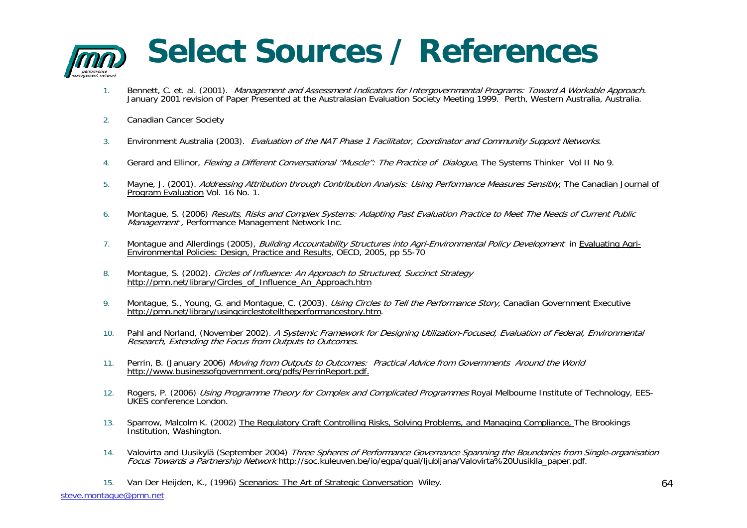# Select Sources / References

1. Bennett, C. et. al. (2001). *Management and Assessment Indicators for Intergovernmental Programs: Toward A Workable Approach.* January 2001 revision of Paper Presented at the Australasian Evaluation Society Meeting 1999. Perth, Western Australia, Australia.

2. Canadian Cancer Society

3. Environment Australia (2003). *Evaluation of the NAT Phase 1 Facilitator, Coordinator and Community Support Networks*.

4. Gerard and Ellinor, *Flexing a Different Conversational "Muscle": The Practice of Dialogue*, The Systems Thinker Vol II No 9.

5. Mayne, J. (2001). *Addressing Attribution through Contribution Analysis: Using Performance Measures Sensibly*, The Canadian Journal of Program Evaluation Vol. 16 No. 1.

6. Montague, S. (2006) *Results, Risks and Complex Systems: Adapting Past Evaluation Practice to Meet The Needs of Current Public Management ,* Performance Management Network Inc.

7. Montague and Allerdings (2005), *Building Accountability Structures into Agri-Environmental Policy Development* in Evaluating Agri-Environmental Policies: Design, Practice and Results, OECD, 2005, pp 55-70

8. Montague, S. (2002). *Circles of Influence: An Approach to Structured, Succinct Strategy* http://pmn.net/library/Circles_of_Influence_An_Approach.htm

9. Montague, S., Young, G. and Montague, C. (2003). *Using Circles to Tell the Performance Story,* Canadian Government Executive http://pmn.net/library/usingcirclestotelltheperformancestory.htm.

10. Pahl and Norland, (November 2002). *A Systemic Framework for Designing Utilization-Focused, Evaluation of Federal, Environmental Research, Extending the Focus from Outputs to Outcomes.*

11. Perrin, B. (January 2006) *Moving from Outputs to Outcomes: Practical Advice from Governments Around the World* http://www.businessofgovernment.org/pdfs/PerrinReport.pdf.

12. Rogers, P. (2006) *Using Programme Theory for Complex and Complicated Programmes* Royal Melbourne Institute of Technology, EES-UKES conference London.

13. Sparrow, Malcolm K. (2002) The Regulatory Craft Controlling Risks, Solving Problems, and Managing Compliance, The Brookings Institution, Washington.

14. Valovirta and Uusikylä (September 2004) *Three Spheres of Performance Governance Spanning the Boundaries from Single-organisation Focus Towards a Partnership Network* http://soc.kuleuven.be/io/egpa/qual/ljubljana/Valovirta%20Uusikila_paper.pdf.

15. Van Der Heijden, K., (1996) Scenarios: The Art of Strategic Conversation Wiley.

steve.montague@pmn.net